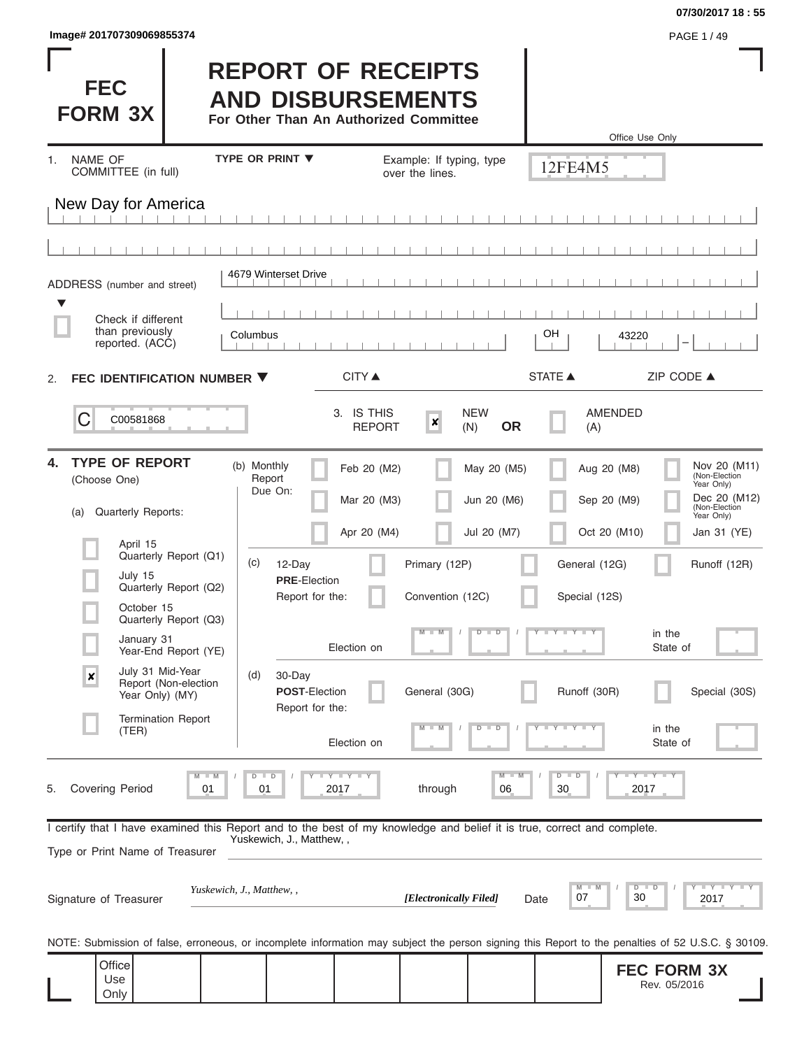Image# 201707309069855374

07/30/2017 18 : 55

# FEC FORM 3X

# REPORT OF RECEIPTS AND DISBURSEMENTS

**For Other Than An Authorized Committee**

Office Use Only

12FE4M5

1. NAME OF COMMITTEE (in full) — TYPE OR PRINT ▼ — Example: If typing, type over the lines.

New Day for America

ADDRESS (number and street): 4679 Winterset Drive

☐ Check if different than previously reported. (ACC)

| CITY ▲ | STATE ▲ | ZIP CODE ▲ |
|---|---|---|
| Columbus | OH | 43220 |

2. **FEC IDENTIFICATION NUMBER ▼**

C C00581868

3. IS THIS REPORT: ☒ NEW (N) **OR** ☐ AMENDED (A)

4. **TYPE OF REPORT** (Choose One)

(a) Quarterly Reports:

- ☐ April 15 Quarterly Report (Q1)
- ☐ July 15 Quarterly Report (Q2)
- ☐ October 15 Quarterly Report (Q3)
- ☐ January 31 Year-End Report (YE)
- ☒ July 31 Mid-Year Report (Non-election Year Only) (MY)
- ☐ Termination Report (TER)

(b) Monthly Report Due On:

- ☐ Feb 20 (M2)
- ☐ Mar 20 (M3)
- ☐ Apr 20 (M4)
- ☐ May 20 (M5)
- ☐ Jun 20 (M6)
- ☐ Jul 20 (M7)
- ☐ Aug 20 (M8)
- ☐ Sep 20 (M9)
- ☐ Oct 20 (M10)
- ☐ Nov 20 (M11) (Non-Election Year Only)
- ☐ Dec 20 (M12) (Non-Election Year Only)
- ☐ Jan 31 (YE)

(c) 12-Day **PRE**-Election Report for the:

- ☐ Primary (12P)
- ☐ General (12G)
- ☐ Runoff (12R)
- ☐ Convention (12C)
- ☐ Special (12S)

Election on MM / DD / YYYY in the State of ____

(d) 30-Day **POST**-Election Report for the:

- ☐ General (30G)
- ☐ Runoff (30R)
- ☐ Special (30S)

Election on MM / DD / YYYY in the State of ____

5. Covering Period 01 / 01 / 2017 through 06 / 30 / 2017

I certify that I have examined this Report and to the best of my knowledge and belief it is true, correct and complete.

Type or Print Name of Treasurer: Yuskewich, J., Matthew, ,

Signature of Treasurer: *Yuskewich, J., Matthew, ,* ***[Electronically Filed]*** Date 07 / 30 / 2017

NOTE: Submission of false, erroneous, or incomplete information may subject the person signing this Report to the penalties of 52 U.S.C. § 30109.

Office Use Only

**FEC FORM 3X**
Rev. 05/2016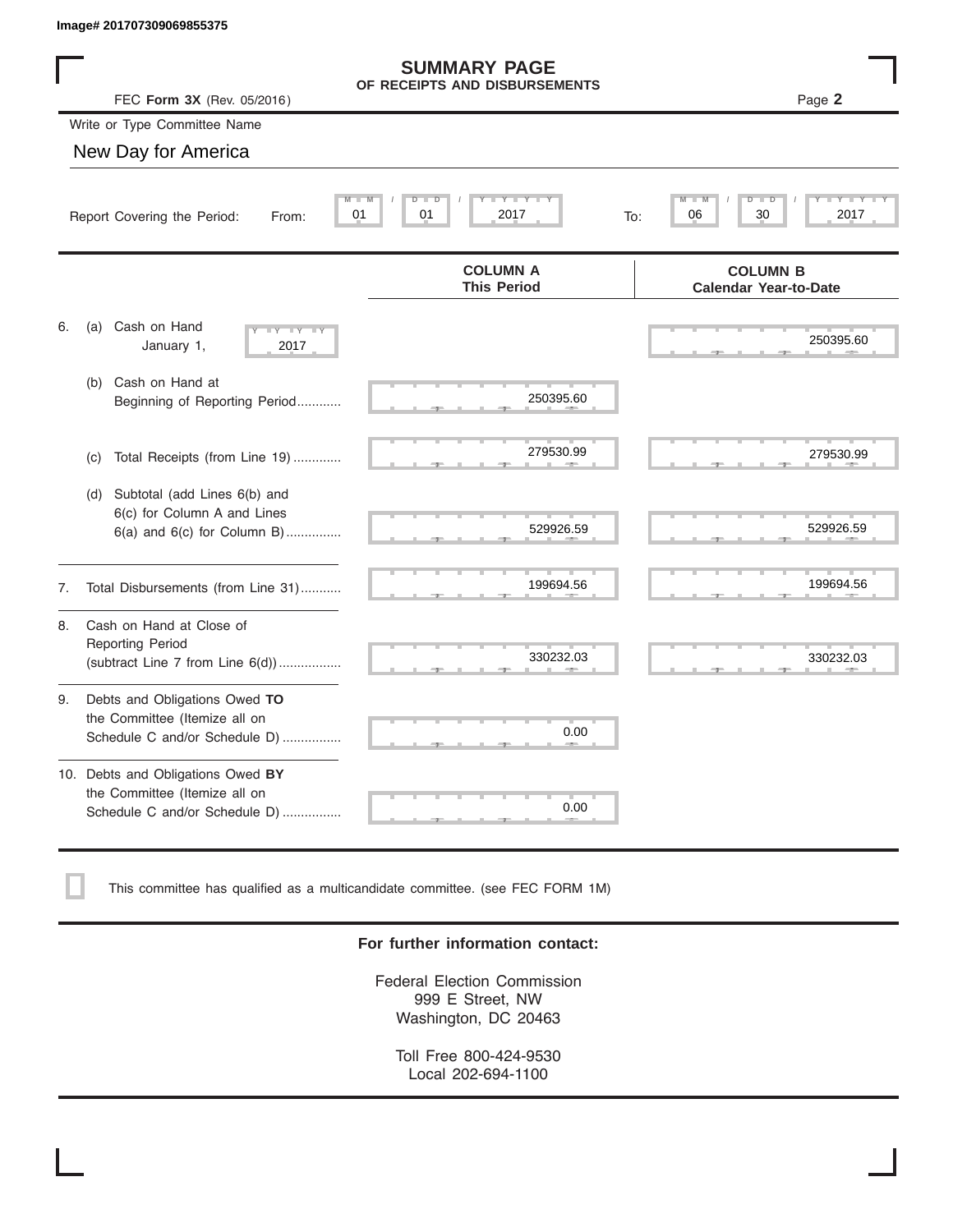Image# 201707309069855375

# SUMMARY PAGE
## OF RECEIPTS AND DISBURSEMENTS

FEC **Form 3X** (Rev. 05/2016)

Page **2**

Write or Type Committee Name

New Day for America

Report Covering the Period: From: 01 / 01 / 2017 To: 06 / 30 / 2017

| | COLUMN A This Period | COLUMN B Calendar Year-to-Date |
|---|---|---|
| 6. (a) Cash on Hand January 1, 2017 | | 250395.60 |
| (b) Cash on Hand at Beginning of Reporting Period........... | 250395.60 | |
| (c) Total Receipts (from Line 19)............. | 279530.99 | 279530.99 |
| (d) Subtotal (add Lines 6(b) and 6(c) for Column A and Lines 6(a) and 6(c) for Column B)............... | 529926.59 | 529926.59 |
| 7. Total Disbursements (from Line 31)........... | 199694.56 | 199694.56 |
| 8. Cash on Hand at Close of Reporting Period (subtract Line 7 from Line 6(d)).................. | 330232.03 | 330232.03 |
| 9. Debts and Obligations Owed **TO** the Committee (Itemize all on Schedule C and/or Schedule D)................ | 0.00 | |
| 10. Debts and Obligations Owed **BY** the Committee (Itemize all on Schedule C and/or Schedule D)................ | 0.00 | |

☐ This committee has qualified as a multicandidate committee. (see FEC FORM 1M)

**For further information contact:**

Federal Election Commission
999 E Street, NW
Washington, DC 20463

Toll Free 800-424-9530
Local 202-694-1100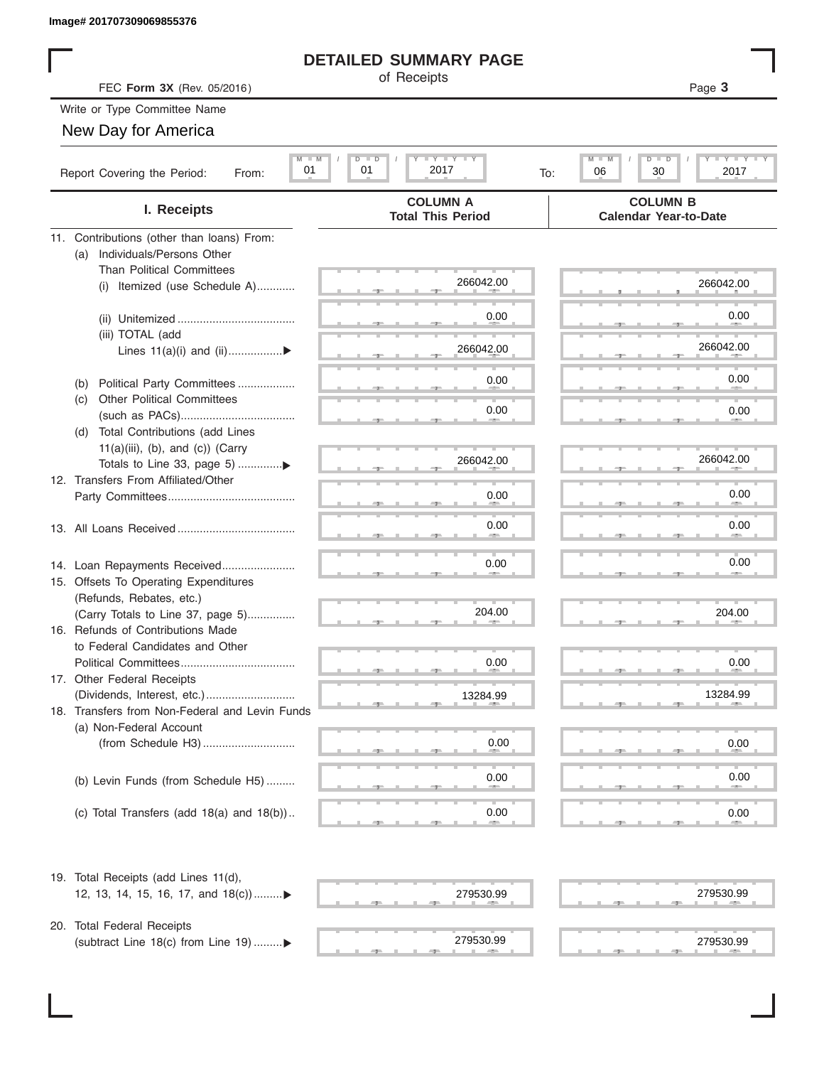Image# 201707309069855376

# DETAILED SUMMARY PAGE

of Receipts

FEC **Form 3X** (Rev. 05/2016)

Write or Type Committee Name

New Day for America

Report Covering the Period: From: 01 / 01 / 2017 To: 06 / 30 / 2017

| I. Receipts | COLUMN A Total This Period | COLUMN B Calendar Year-to-Date |
|---|---|---|
| 11. Contributions (other than loans) From: | | |
| (a) Individuals/Persons Other Than Political Committees | | |
| (i) Itemized (use Schedule A) | 266042.00 | 266042.00 |
| (ii) Unitemized | 0.00 | 0.00 |
| (iii) TOTAL (add Lines 11(a)(i) and (ii) | 266042.00 | 266042.00 |
| (b) Political Party Committees | 0.00 | 0.00 |
| (c) Other Political Committees (such as PACs) | 0.00 | 0.00 |
| (d) Total Contributions (add Lines 11(a)(iii), (b), and (c)) (Carry Totals to Line 33, page 5) | 266042.00 | 266042.00 |
| 12. Transfers From Affiliated/Other Party Committees | 0.00 | 0.00 |
| 13. All Loans Received | 0.00 | 0.00 |
| 14. Loan Repayments Received | 0.00 | 0.00 |
| 15. Offsets To Operating Expenditures (Refunds, Rebates, etc.) (Carry Totals to Line 37, page 5) | 204.00 | 204.00 |
| 16. Refunds of Contributions Made to Federal Candidates and Other Political Committees | 0.00 | 0.00 |
| 17. Other Federal Receipts (Dividends, Interest, etc.) | 13284.99 | 13284.99 |
| 18. Transfers from Non-Federal and Levin Funds | | |
| (a) Non-Federal Account (from Schedule H3) | 0.00 | 0.00 |
| (b) Levin Funds (from Schedule H5) | 0.00 | 0.00 |
| (c) Total Transfers (add 18(a) and 18(b)) | 0.00 | 0.00 |
| 19. Total Receipts (add Lines 11(d), 12, 13, 14, 15, 16, 17, and 18(c)) | 279530.99 | 279530.99 |
| 20. Total Federal Receipts (subtract Line 18(c) from Line 19) | 279530.99 | 279530.99 |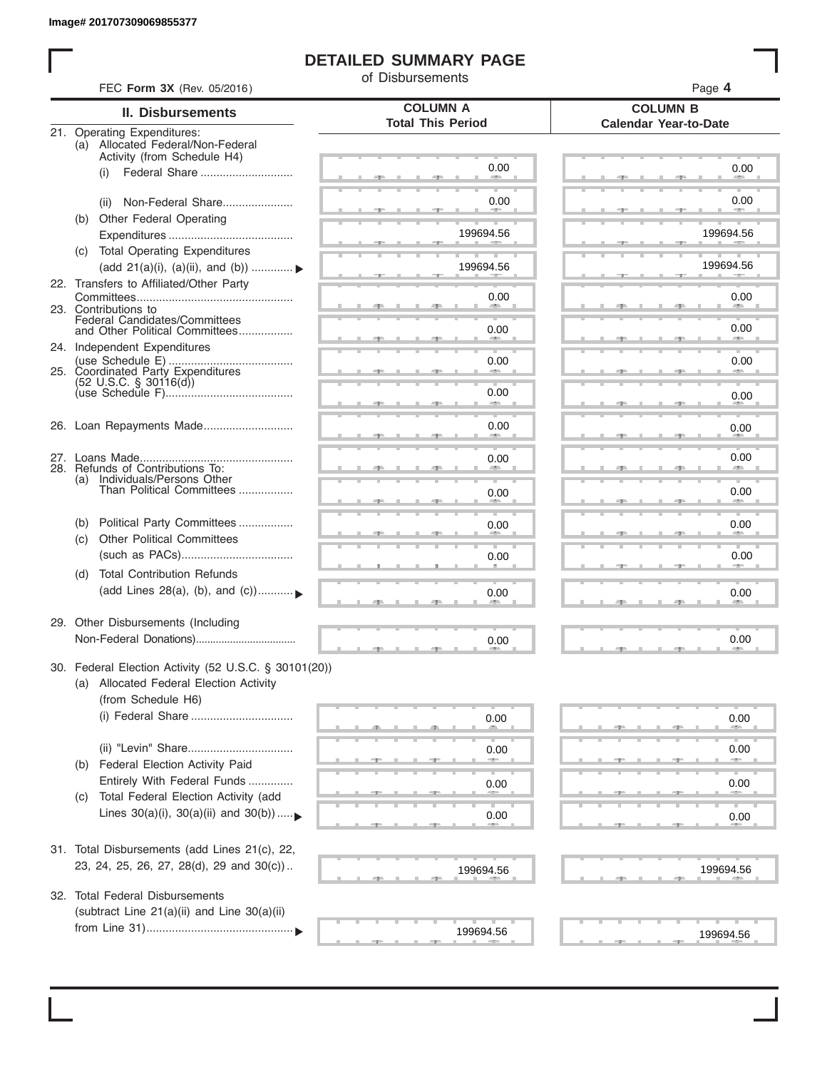Image# 201707309069855377

# DETAILED SUMMARY PAGE

of Disbursements

FEC **Form 3X** (Rev. 05/2016)

Page **4**

| II. Disbursements | COLUMN A Total This Period | COLUMN B Calendar Year-to-Date |
|---|---|---|
| 21. Operating Expenditures: | | |
| (a) Allocated Federal/Non-Federal Activity (from Schedule H4) | | |
| (i) Federal Share | 0.00 | 0.00 |
| (ii) Non-Federal Share | 0.00 | 0.00 |
| (b) Other Federal Operating Expenditures | 199694.56 | 199694.56 |
| (c) Total Operating Expenditures (add 21(a)(i), (a)(ii), and (b)) ▶ | 199694.56 | 199694.56 |
| 22. Transfers to Affiliated/Other Party Committees | 0.00 | 0.00 |
| 23. Contributions to Federal Candidates/Committees and Other Political Committees | 0.00 | 0.00 |
| 24. Independent Expenditures (use Schedule E) | 0.00 | 0.00 |
| 25. Coordinated Party Expenditures (52 U.S.C. § 30116(d)) (use Schedule F) | 0.00 | 0.00 |
| 26. Loan Repayments Made | 0.00 | 0.00 |
| 27. Loans Made | 0.00 | 0.00 |
| 28. Refunds of Contributions To: | | |
| (a) Individuals/Persons Other Than Political Committees | 0.00 | 0.00 |
| (b) Political Party Committees | 0.00 | 0.00 |
| (c) Other Political Committees (such as PACs) | 0.00 | 0.00 |
| (d) Total Contribution Refunds (add Lines 28(a), (b), and (c)) ▶ | 0.00 | 0.00 |
| 29. Other Disbursements (Including Non-Federal Donations) | 0.00 | 0.00 |
| 30. Federal Election Activity (52 U.S.C. § 30101(20)) | | |
| (a) Allocated Federal Election Activity (from Schedule H6) | | |
| (i) Federal Share | 0.00 | 0.00 |
| (ii) "Levin" Share | 0.00 | 0.00 |
| (b) Federal Election Activity Paid Entirely With Federal Funds | 0.00 | 0.00 |
| (c) Total Federal Election Activity (add Lines 30(a)(i), 30(a)(ii) and 30(b)) ▶ | 0.00 | 0.00 |
| 31. Total Disbursements (add Lines 21(c), 22, 23, 24, 25, 26, 27, 28(d), 29 and 30(c)) | 199694.56 | 199694.56 |
| 32. Total Federal Disbursements (subtract Line 21(a)(ii) and Line 30(a)(ii) from Line 31) ▶ | 199694.56 | 199694.56 |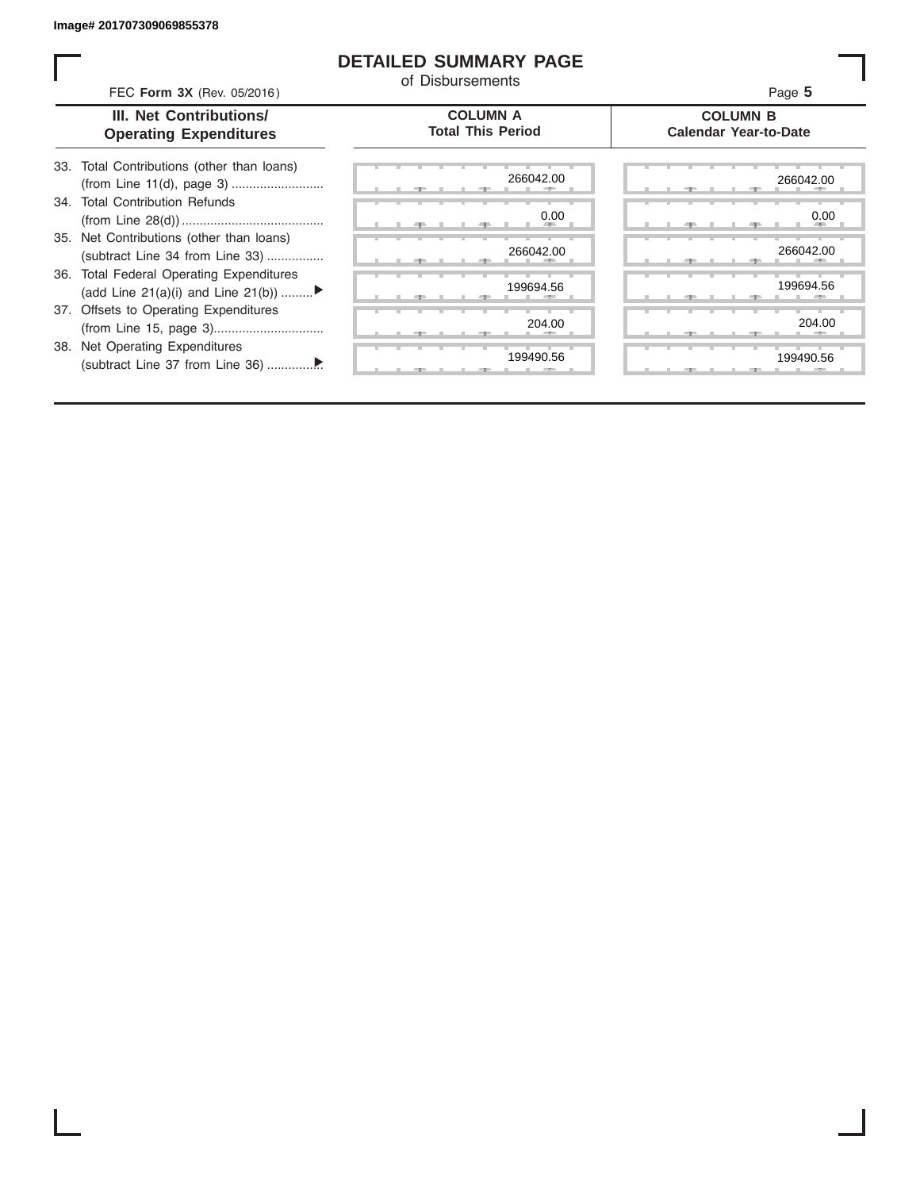Image# 201707309069855378

# DETAILED SUMMARY PAGE

of Disbursements

FEC **Form 3X** (Rev. 05/2016)

| III. Net Contributions/ Operating Expenditures | COLUMN A Total This Period | COLUMN B Calendar Year-to-Date |
|---|---|---|
| 33. Total Contributions (other than loans) (from Line 11(d), page 3) | 266042.00 | 266042.00 |
| 34. Total Contribution Refunds (from Line 28(d)) | 0.00 | 0.00 |
| 35. Net Contributions (other than loans) (subtract Line 34 from Line 33) | 266042.00 | 266042.00 |
| 36. Total Federal Operating Expenditures (add Line 21(a)(i) and Line 21(b)) ▶ | 199694.56 | 199694.56 |
| 37. Offsets to Operating Expenditures (from Line 15, page 3) | 204.00 | 204.00 |
| 38. Net Operating Expenditures (subtract Line 37 from Line 36) ▶ | 199490.56 | 199490.56 |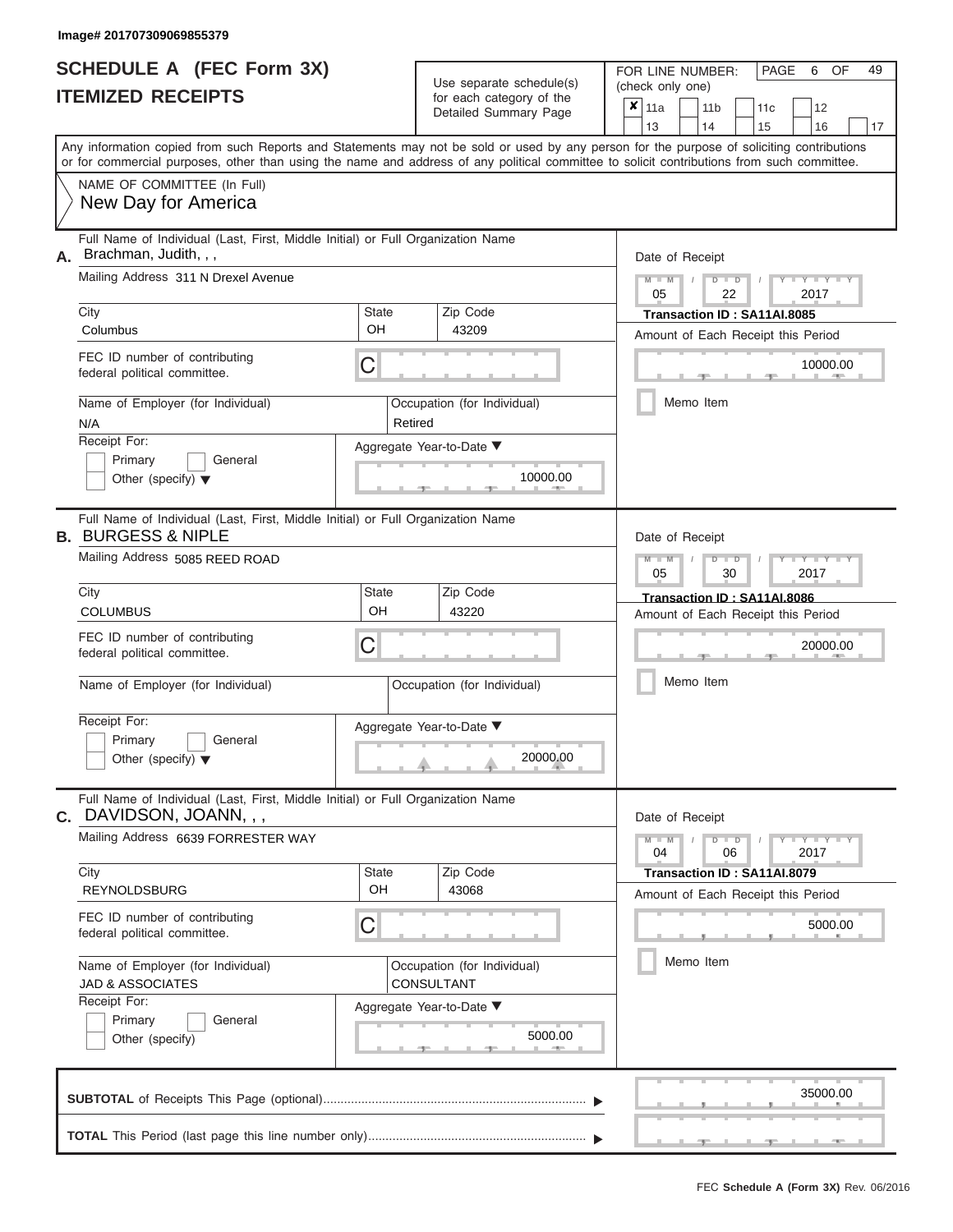Image# 201707309069855379

# SCHEDULE A (FEC Form 3X)
## ITEMIZED RECEIPTS

Use separate schedule(s) for each category of the Detailed Summary Page

FOR LINE NUMBER: (check only one)

- [x] 11a
- [ ] 11b
- [ ] 11c
- [ ] 12
- [ ] 13
- [ ] 14
- [ ] 15
- [ ] 16
- [ ] 17

PAGE 6 OF 49

Any information copied from such Reports and Statements may not be sold or used by any person for the purpose of soliciting contributions or for commercial purposes, other than using the name and address of any political committee to solicit contributions from such committee.

NAME OF COMMITTEE (In Full)
New Day for America

---

**A.** Full Name of Individual (Last, First, Middle Initial) or Full Organization Name: Brachman, Judith, , ,

Mailing Address: 311 N Drexel Avenue

City: Columbus | State: OH | Zip Code: 43209

FEC ID number of contributing federal political committee: C

Name of Employer (for Individual): N/A

Occupation (for Individual): Retired

Receipt For: Primary / General / Other (specify)

Aggregate Year-to-Date: 10000.00

Date of Receipt: 05 / 22 / 2017

Transaction ID : SA11AI.8085

Amount of Each Receipt this Period: 10000.00

Memo Item

---

**B.** Full Name of Individual (Last, First, Middle Initial) or Full Organization Name: BURGESS & NIPLE

Mailing Address: 5085 REED ROAD

City: COLUMBUS | State: OH | Zip Code: 43220

FEC ID number of contributing federal political committee: C

Name of Employer (for Individual):

Occupation (for Individual):

Receipt For: Primary / General / Other (specify)

Aggregate Year-to-Date: 20000.00

Date of Receipt: 05 / 30 / 2017

Transaction ID : SA11AI.8086

Amount of Each Receipt this Period: 20000.00

Memo Item

---

**C.** Full Name of Individual (Last, First, Middle Initial) or Full Organization Name: DAVIDSON, JOANN, , ,

Mailing Address: 6639 FORRESTER WAY

City: REYNOLDSBURG | State: OH | Zip Code: 43068

FEC ID number of contributing federal political committee: C

Name of Employer (for Individual): JAD & ASSOCIATES

Occupation (for Individual): CONSULTANT

Receipt For: Primary / General / Other (specify)

Aggregate Year-to-Date: 5000.00

Date of Receipt: 04 / 06 / 2017

Transaction ID : SA11AI.8079

Amount of Each Receipt this Period: 5000.00

Memo Item

---

**SUBTOTAL** of Receipts This Page (optional): 35000.00

**TOTAL** This Period (last page this line number only):

FEC Schedule A (Form 3X) Rev. 06/2016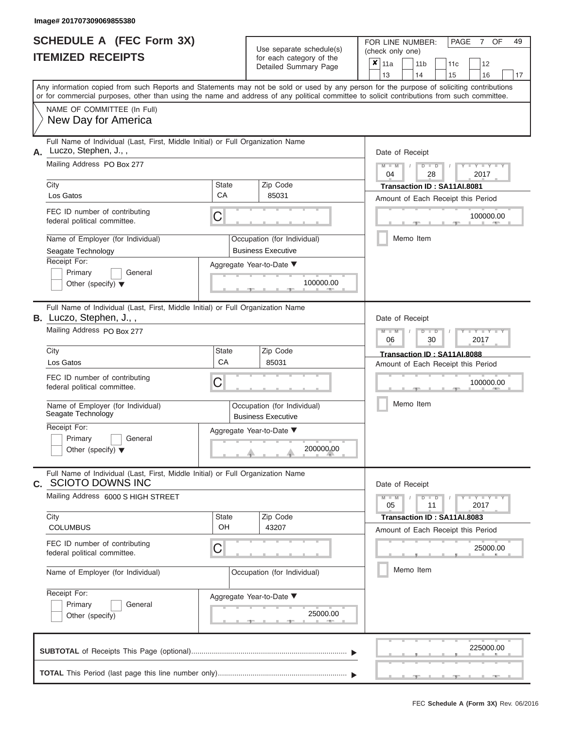Image# 201707309069855380

# SCHEDULE A (FEC Form 3X)
# ITEMIZED RECEIPTS

Use separate schedule(s) for each category of the Detailed Summary Page

FOR LINE NUMBER: (check only one)

- [x] 11a
- [ ] 11b
- [ ] 11c
- [ ] 12
- [ ] 13
- [ ] 14
- [ ] 15
- [ ] 16
- [ ] 17

Any information copied from such Reports and Statements may not be sold or used by any person for the purpose of soliciting contributions or for commercial purposes, other than using the name and address of any political committee to solicit contributions from such committee.

NAME OF COMMITTEE (In Full)
New Day for America

---

**A.** Full Name of Individual (Last, First, Middle Initial) or Full Organization Name: Luczo, Stephen, J., ,

Mailing Address: PO Box 277

City: Los Gatos | State: CA | Zip Code: 85031

FEC ID number of contributing federal political committee: C

Name of Employer (for Individual): Seagate Technology

Occupation (for Individual): Business Executive

Receipt For: [ ] Primary [ ] General [ ] Other (specify)

Aggregate Year-to-Date: 100000.00

Date of Receipt: 04 / 28 / 2017

Transaction ID : SA11AI.8081

Amount of Each Receipt this Period: 100000.00

[ ] Memo Item

---

**B.** Full Name of Individual (Last, First, Middle Initial) or Full Organization Name: Luczo, Stephen, J., ,

Mailing Address: PO Box 277

City: Los Gatos | State: CA | Zip Code: 85031

FEC ID number of contributing federal political committee: C

Name of Employer (for Individual): Seagate Technology

Occupation (for Individual): Business Executive

Receipt For: [ ] Primary [ ] General [ ] Other (specify)

Aggregate Year-to-Date: 200000.00

Date of Receipt: 06 / 30 / 2017

Transaction ID : SA11AI.8088

Amount of Each Receipt this Period: 100000.00

[ ] Memo Item

---

**C.** Full Name of Individual (Last, First, Middle Initial) or Full Organization Name: SCIOTO DOWNS INC

Mailing Address: 6000 S HIGH STREET

City: COLUMBUS | State: OH | Zip Code: 43207

FEC ID number of contributing federal political committee: C

Name of Employer (for Individual):

Occupation (for Individual):

Receipt For: [ ] Primary [ ] General [ ] Other (specify)

Aggregate Year-to-Date: 25000.00

Date of Receipt: 05 / 11 / 2017

Transaction ID : SA11AI.8083

Amount of Each Receipt this Period: 25000.00

[ ] Memo Item

---

**SUBTOTAL** of Receipts This Page (optional): 225000.00

**TOTAL** This Period (last page this line number only):

FEC Schedule A (Form 3X) Rev. 06/2016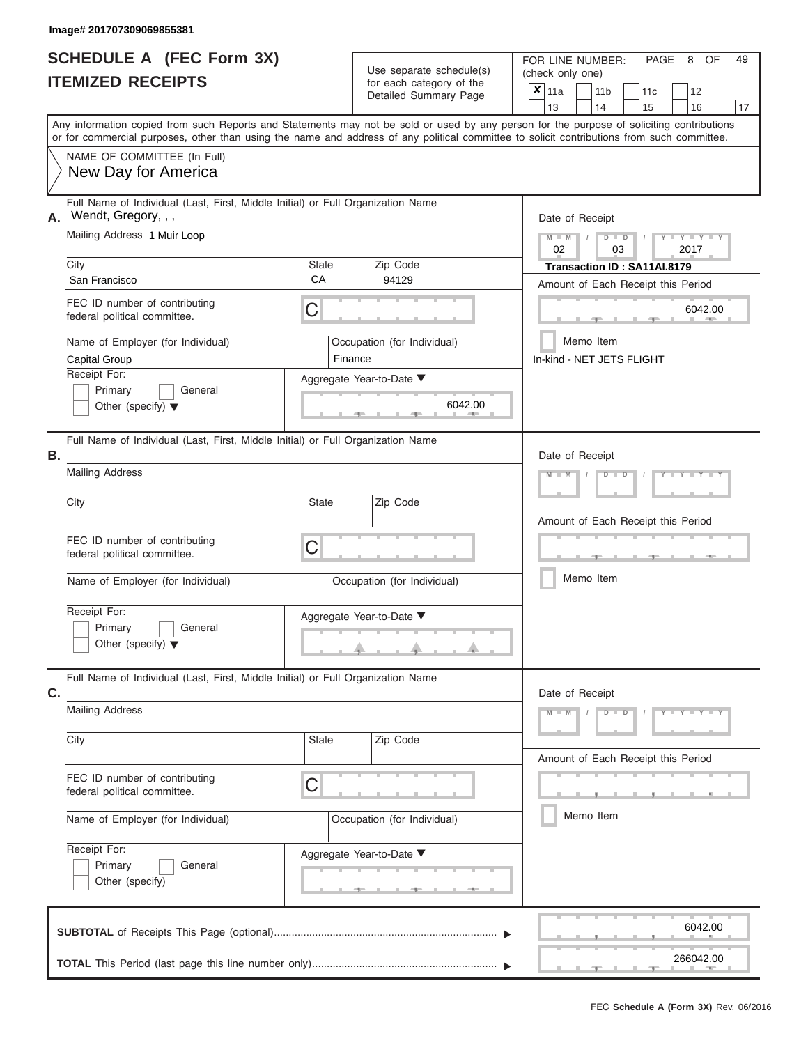Image# 201707309069855381

# SCHEDULE A (FEC Form 3X)
# ITEMIZED RECEIPTS

Use separate schedule(s) for each category of the Detailed Summary Page

FOR LINE NUMBER: (check only one)

- [x] 11a
- [ ] 11b
- [ ] 11c
- [ ] 12
- [ ] 13
- [ ] 14
- [ ] 15
- [ ] 16
- [ ] 17

PAGE 8 OF 49

Any information copied from such Reports and Statements may not be sold or used by any person for the purpose of soliciting contributions or for commercial purposes, other than using the name and address of any political committee to solicit contributions from such committee.

NAME OF COMMITTEE (In Full)
New Day for America

## A.

Full Name of Individual (Last, First, Middle Initial) or Full Organization Name: Wendt, Gregory, , ,

Mailing Address: 1 Muir Loop

| City | State | Zip Code |
|---|---|---|
| San Francisco | CA | 94129 |

FEC ID number of contributing federal political committee: C

| Name of Employer (for Individual) | Occupation (for Individual) |
|---|---|
| Capital Group | Finance |

Receipt For:
- [ ] Primary
- [ ] General
- [ ] Other (specify)

Aggregate Year-to-Date: 6042.00

Date of Receipt: 02 / 03 / 2017

**Transaction ID : SA11AI.8179**

Amount of Each Receipt this Period: 6042.00

- [ ] Memo Item

In-kind - NET JETS FLIGHT

## B.

Full Name of Individual (Last, First, Middle Initial) or Full Organization Name:

Mailing Address:

| City | State | Zip Code |
|---|---|---|
| | | |

FEC ID number of contributing federal political committee: C

| Name of Employer (for Individual) | Occupation (for Individual) |
|---|---|
| | |

Receipt For:
- [ ] Primary
- [ ] General
- [ ] Other (specify)

Aggregate Year-to-Date:

Date of Receipt:

Amount of Each Receipt this Period:

- [ ] Memo Item

## C.

Full Name of Individual (Last, First, Middle Initial) or Full Organization Name:

Mailing Address:

| City | State | Zip Code |
|---|---|---|
| | | |

FEC ID number of contributing federal political committee: C

| Name of Employer (for Individual) | Occupation (for Individual) |
|---|---|
| | |

Receipt For:
- [ ] Primary
- [ ] General
- [ ] Other (specify)

Aggregate Year-to-Date:

Date of Receipt:

Amount of Each Receipt this Period:

- [ ] Memo Item

**SUBTOTAL** of Receipts This Page (optional): 6042.00

**TOTAL** This Period (last page this line number only): 266042.00

FEC **Schedule A (Form 3X)** Rev. 06/2016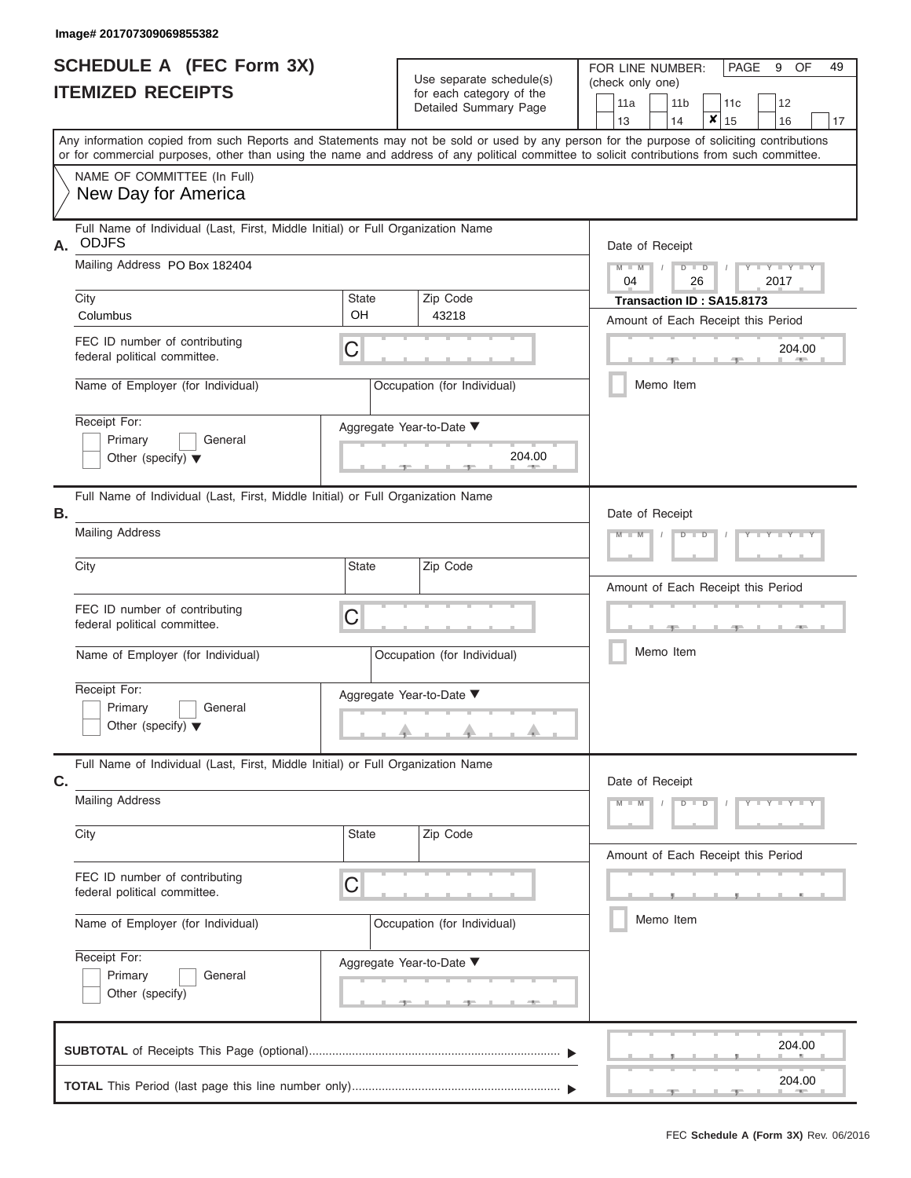Image# 201707309069855382

# SCHEDULE A (FEC Form 3X)
## ITEMIZED RECEIPTS

Use separate schedule(s) for each category of the Detailed Summary Page

FOR LINE NUMBER: (check only one)

- [ ] 11a
- [ ] 11b
- [ ] 11c
- [ ] 12
- [ ] 13
- [ ] 14
- [x] 15
- [ ] 16
- [ ] 17

PAGE 9 OF 49

Any information copied from such Reports and Statements may not be sold or used by any person for the purpose of soliciting contributions or for commercial purposes, other than using the name and address of any political committee to solicit contributions from such committee.

NAME OF COMMITTEE (In Full)
New Day for America

---

**A.** Full Name of Individual (Last, First, Middle Initial) or Full Organization Name: ODJFS

Mailing Address: PO Box 182404

City: Columbus | State: OH | Zip Code: 43218

FEC ID number of contributing federal political committee: C

Name of Employer (for Individual):

Occupation (for Individual):

Receipt For:
- [ ] Primary
- [ ] General
- [ ] Other (specify)

Aggregate Year-to-Date: 204.00

Date of Receipt: 04 / 26 / 2017

**Transaction ID : SA15.8173**

Amount of Each Receipt this Period: 204.00

- [ ] Memo Item

---

**B.** Full Name of Individual (Last, First, Middle Initial) or Full Organization Name:

Mailing Address:

City: | State: | Zip Code:

FEC ID number of contributing federal political committee: C

Name of Employer (for Individual):

Occupation (for Individual):

Receipt For:
- [ ] Primary
- [ ] General
- [ ] Other (specify)

Aggregate Year-to-Date:

Date of Receipt:

Amount of Each Receipt this Period:

- [ ] Memo Item

---

**C.** Full Name of Individual (Last, First, Middle Initial) or Full Organization Name:

Mailing Address:

City: | State: | Zip Code:

FEC ID number of contributing federal political committee: C

Name of Employer (for Individual):

Occupation (for Individual):

Receipt For:
- [ ] Primary
- [ ] General
- [ ] Other (specify)

Aggregate Year-to-Date:

Date of Receipt:

Amount of Each Receipt this Period:

- [ ] Memo Item

---

**SUBTOTAL** of Receipts This Page (optional): 204.00

**TOTAL** This Period (last page this line number only): 204.00

FEC **Schedule A (Form 3X)** Rev. 06/2016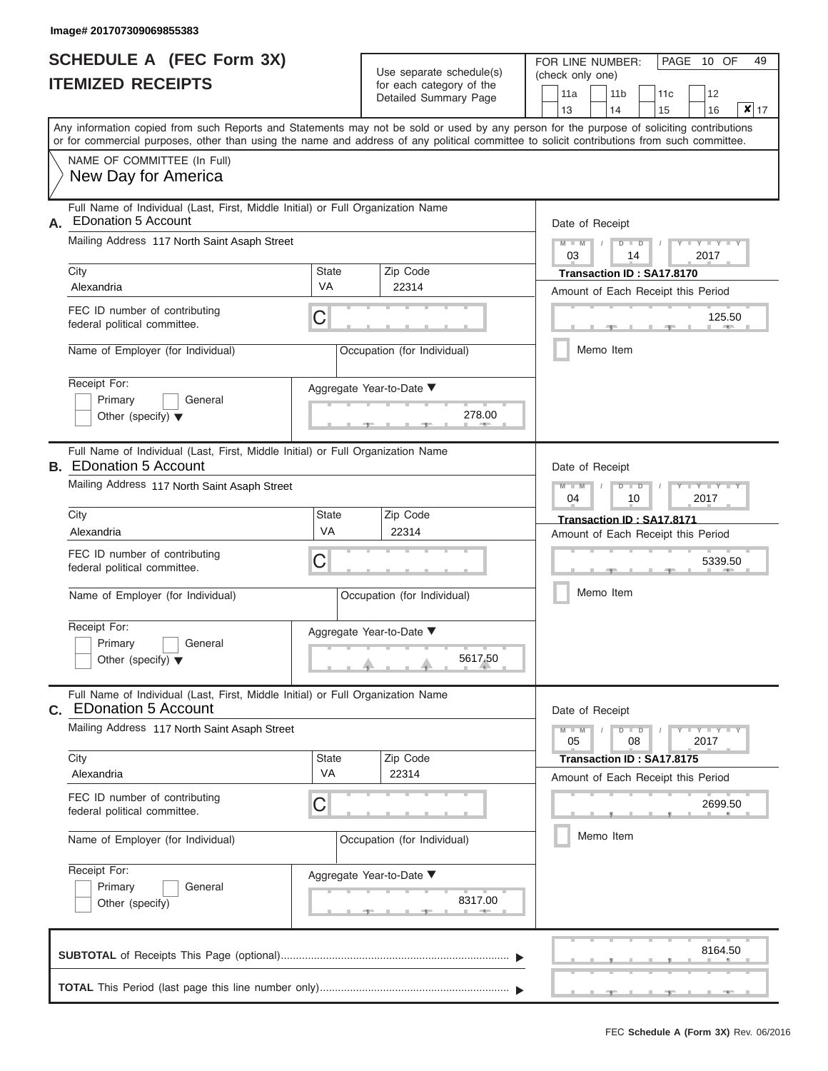Image# 201707309069855383

# SCHEDULE A (FEC Form 3X)
# ITEMIZED RECEIPTS

Use separate schedule(s) for each category of the Detailed Summary Page

FOR LINE NUMBER: (check only one)

11a | 11b | 11c | 12
13 | 14 | 15 | 16 | ✘ 17

PAGE 10 OF 49

Any information copied from such Reports and Statements may not be sold or used by any person for the purpose of soliciting contributions or for commercial purposes, other than using the name and address of any political committee to solicit contributions from such committee.

NAME OF COMMITTEE (In Full)
New Day for America

---

**A.** Full Name of Individual (Last, First, Middle Initial) or Full Organization Name
EDonation 5 Account

Mailing Address 117 North Saint Asaph Street

City: Alexandria | State: VA | Zip Code: 22314

FEC ID number of contributing federal political committee. C

Name of Employer (for Individual) | Occupation (for Individual)

Receipt For: Primary / General / Other (specify)

Date of Receipt: 03 / 14 / 2017

Transaction ID : SA17.8170

Amount of Each Receipt this Period: 125.50

Memo Item

Aggregate Year-to-Date: 278.00

---

**B.** Full Name of Individual (Last, First, Middle Initial) or Full Organization Name
EDonation 5 Account

Mailing Address 117 North Saint Asaph Street

City: Alexandria | State: VA | Zip Code: 22314

FEC ID number of contributing federal political committee. C

Name of Employer (for Individual) | Occupation (for Individual)

Receipt For: Primary / General / Other (specify)

Date of Receipt: 04 / 10 / 2017

Transaction ID : SA17.8171

Amount of Each Receipt this Period: 5339.50

Memo Item

Aggregate Year-to-Date: 5617.50

---

**C.** Full Name of Individual (Last, First, Middle Initial) or Full Organization Name
EDonation 5 Account

Mailing Address 117 North Saint Asaph Street

City: Alexandria | State: VA | Zip Code: 22314

FEC ID number of contributing federal political committee. C

Name of Employer (for Individual) | Occupation (for Individual)

Receipt For: Primary / General / Other (specify)

Date of Receipt: 05 / 08 / 2017

Transaction ID : SA17.8175

Amount of Each Receipt this Period: 2699.50

Memo Item

Aggregate Year-to-Date: 8317.00

---

**SUBTOTAL** of Receipts This Page (optional): 8164.50

**TOTAL** This Period (last page this line number only):

FEC Schedule A (Form 3X) Rev. 06/2016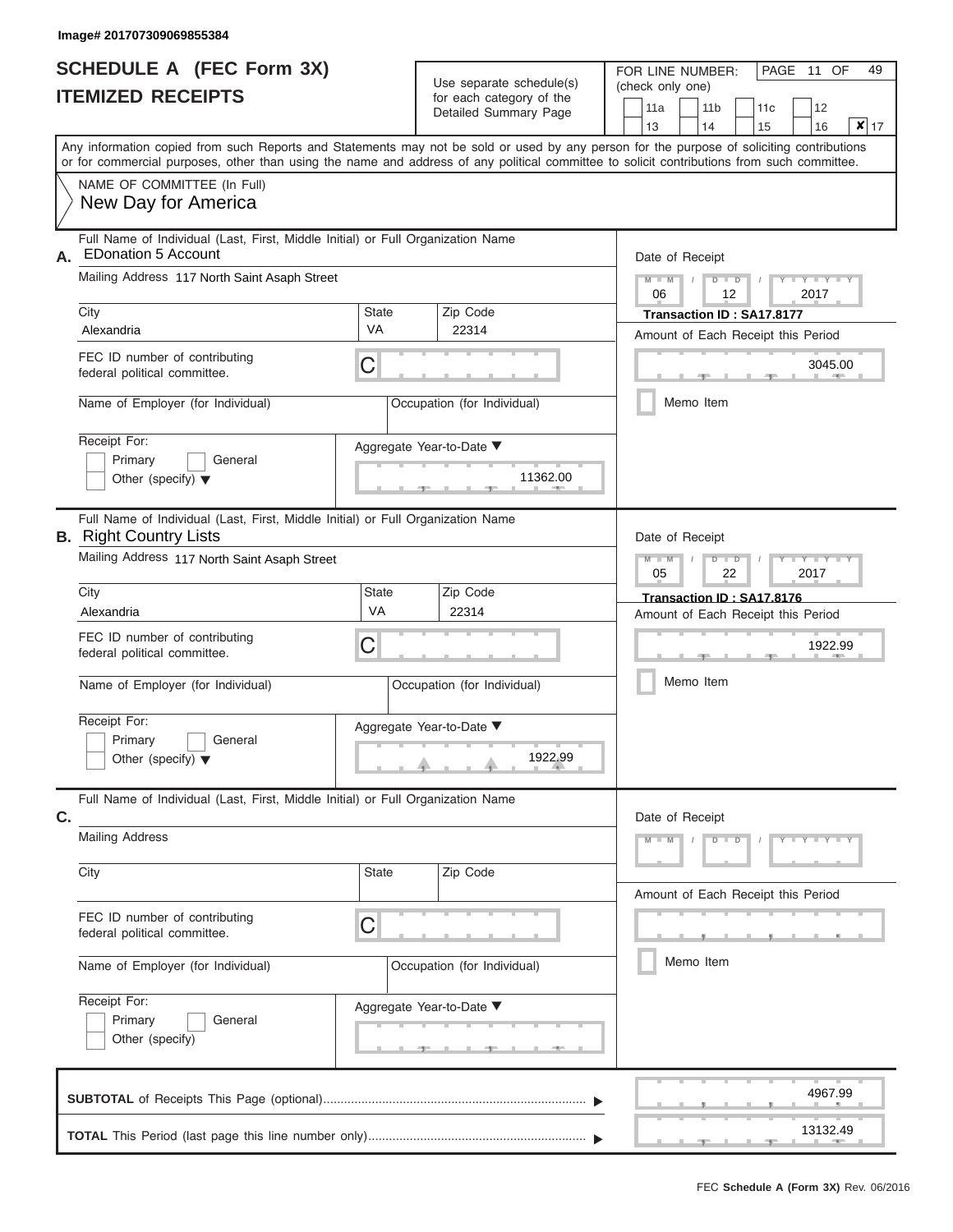Image# 201707309069855384

# SCHEDULE A (FEC Form 3X)
## ITEMIZED RECEIPTS

Use separate schedule(s) for each category of the Detailed Summary Page

FOR LINE NUMBER: (check only one)

11a | 11b | 11c | 12 | 13 | 14 | 15 | 16 | **X** 17

Any information copied from such Reports and Statements may not be sold or used by any person for the purpose of soliciting contributions or for commercial purposes, other than using the name and address of any political committee to solicit contributions from such committee.

NAME OF COMMITTEE (In Full)
New Day for America

---

**A.** Full Name of Individual (Last, First, Middle Initial) or Full Organization Name
EDonation 5 Account

Mailing Address: 117 North Saint Asaph Street

City: Alexandria | State: VA | Zip Code: 22314

FEC ID number of contributing federal political committee: C

Name of Employer (for Individual):
Occupation (for Individual):

Receipt For: Primary / General / Other (specify)

Aggregate Year-to-Date: 11362.00

Date of Receipt: 06 / 12 / 2017
Transaction ID : SA17.8177

Amount of Each Receipt this Period: 3045.00

Memo Item

---

**B.** Full Name of Individual (Last, First, Middle Initial) or Full Organization Name
Right Country Lists

Mailing Address: 117 North Saint Asaph Street

City: Alexandria | State: VA | Zip Code: 22314

FEC ID number of contributing federal political committee: C

Name of Employer (for Individual):
Occupation (for Individual):

Receipt For: Primary / General / Other (specify)

Aggregate Year-to-Date: 1922.99

Date of Receipt: 05 / 22 / 2017
Transaction ID : SA17.8176

Amount of Each Receipt this Period: 1922.99

Memo Item

---

**C.** Full Name of Individual (Last, First, Middle Initial) or Full Organization Name

Mailing Address

City | State | Zip Code

FEC ID number of contributing federal political committee: C

Name of Employer (for Individual):
Occupation (for Individual):

Receipt For: Primary / General / Other (specify)

Aggregate Year-to-Date:

Date of Receipt:

Amount of Each Receipt this Period:

Memo Item

---

**SUBTOTAL** of Receipts This Page (optional): 4967.99

**TOTAL** This Period (last page this line number only): 13132.49

FEC **Schedule A (Form 3X)** Rev. 06/2016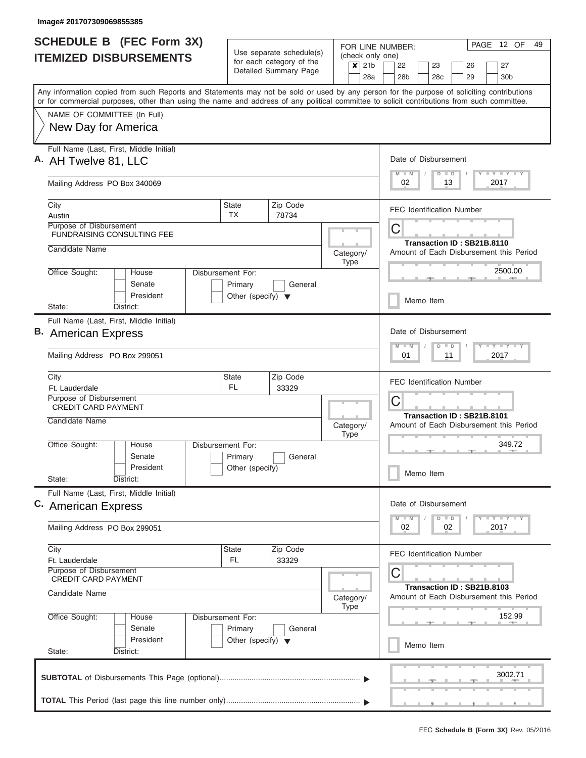Image# 201707309069855385

# SCHEDULE B (FEC Form 3X)
## ITEMIZED DISBURSEMENTS

Use separate schedule(s) for each category of the Detailed Summary Page

FOR LINE NUMBER: (check only one)

- [x] 21b
- [ ] 22
- [ ] 23
- [ ] 26
- [ ] 27
- [ ] 28a
- [ ] 28b
- [ ] 28c
- [ ] 29
- [ ] 30b

Any information copied from such Reports and Statements may not be sold or used by any person for the purpose of soliciting contributions or for commercial purposes, other than using the name and address of any political committee to solicit contributions from such committee.

NAME OF COMMITTEE (In Full)
New Day for America

---

**A.** Full Name (Last, First, Middle Initial): AH Twelve 81, LLC

Mailing Address: PO Box 340069

City: Austin | State: TX | Zip Code: 78734

Purpose of Disbursement: FUNDRAISING CONSULTING FEE

Candidate Name:

Category/Type:

Office Sought: House / Senate / President

State: District:

Disbursement For: Primary / General / Other (specify)

Date of Disbursement: 02 / 13 / 2017

FEC Identification Number: C

Transaction ID : SB21B.8110

Amount of Each Disbursement this Period: 2500.00

Memo Item

---

**B.** Full Name (Last, First, Middle Initial): American Express

Mailing Address: PO Box 299051

City: Ft. Lauderdale | State: FL | Zip Code: 33329

Purpose of Disbursement: CREDIT CARD PAYMENT

Candidate Name:

Category/Type:

Office Sought: House / Senate / President

State: District:

Disbursement For: Primary / General / Other (specify)

Date of Disbursement: 01 / 11 / 2017

FEC Identification Number: C

Transaction ID : SB21B.8101

Amount of Each Disbursement this Period: 349.72

Memo Item

---

**C.** Full Name (Last, First, Middle Initial): American Express

Mailing Address: PO Box 299051

City: Ft. Lauderdale | State: FL | Zip Code: 33329

Purpose of Disbursement: CREDIT CARD PAYMENT

Candidate Name:

Category/Type:

Office Sought: House / Senate / President

State: District:

Disbursement For: Primary / General / Other (specify)

Date of Disbursement: 02 / 02 / 2017

FEC Identification Number: C

Transaction ID : SB21B.8103

Amount of Each Disbursement this Period: 152.99

Memo Item

---

**SUBTOTAL** of Disbursements This Page (optional): 3002.71

**TOTAL** This Period (last page this line number only):

FEC **Schedule B (Form 3X)** Rev. 05/2016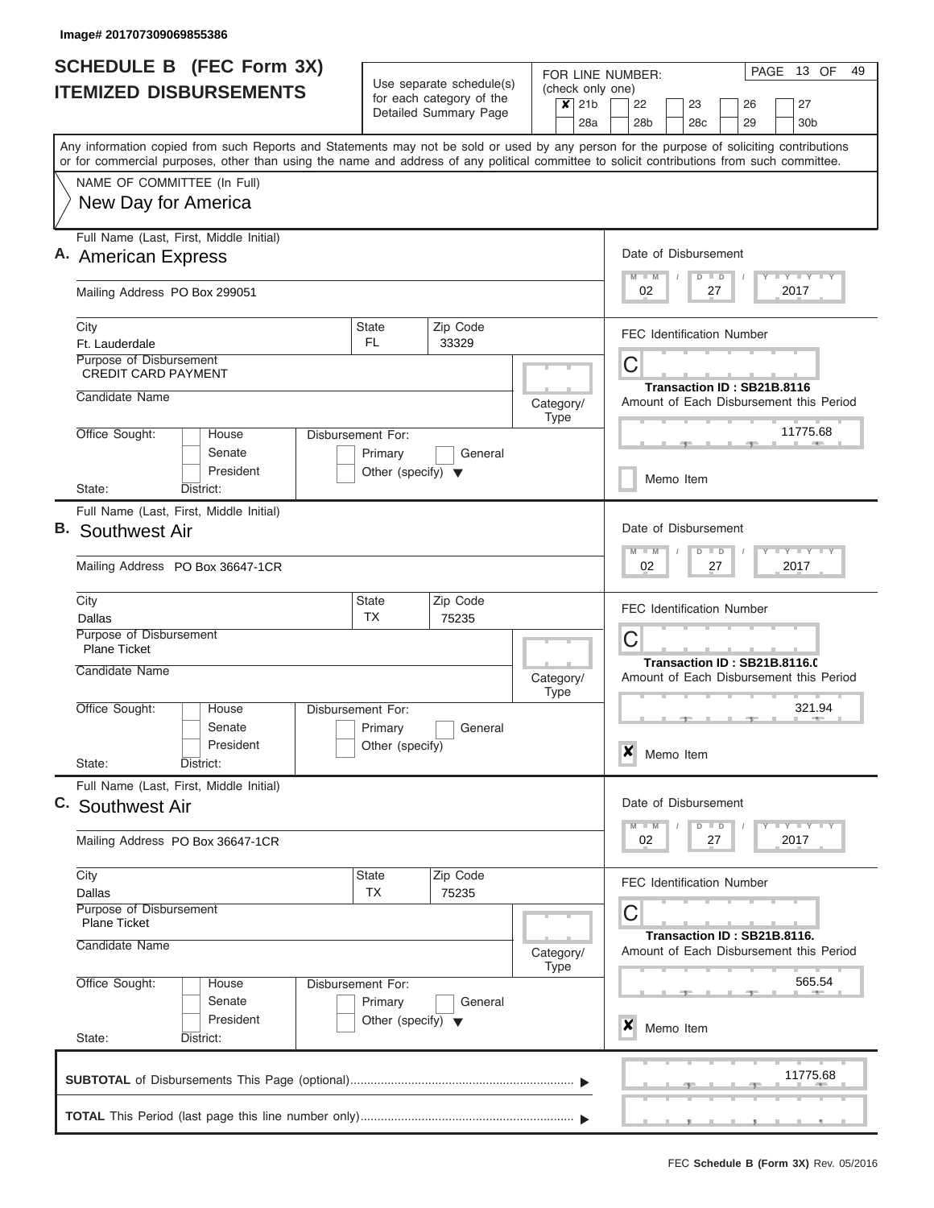Image# 201707309069855386

# SCHEDULE B (FEC Form 3X)
## ITEMIZED DISBURSEMENTS

Use separate schedule(s) for each category of the Detailed Summary Page

FOR LINE NUMBER: (check only one)

- [x] 21b
- [ ] 22
- [ ] 23
- [ ] 26
- [ ] 27
- [ ] 28a
- [ ] 28b
- [ ] 28c
- [ ] 29
- [ ] 30b

PAGE 13 OF 49

Any information copied from such Reports and Statements may not be sold or used by any person for the purpose of soliciting contributions or for commercial purposes, other than using the name and address of any political committee to solicit contributions from such committee.

NAME OF COMMITTEE (In Full)
New Day for America

---

**A.** Full Name (Last, First, Middle Initial): American Express

Mailing Address: PO Box 299051

City: Ft. Lauderdale | State: FL | Zip Code: 33329

Purpose of Disbursement: CREDIT CARD PAYMENT

Candidate Name:

Category/Type:

Office Sought: [ ] House [ ] Senate [ ] President

State: District:

Disbursement For: [ ] Primary [ ] General [ ] Other (specify)

Date of Disbursement: 02 / 27 / 2017

FEC Identification Number: C

Transaction ID : SB21B.8116

Amount of Each Disbursement this Period: 11775.68

[ ] Memo Item

---

**B.** Full Name (Last, First, Middle Initial): Southwest Air

Mailing Address: PO Box 36647-1CR

City: Dallas | State: TX | Zip Code: 75235

Purpose of Disbursement: Plane Ticket

Candidate Name:

Category/Type:

Office Sought: [ ] House [ ] Senate [ ] President

State: District:

Disbursement For: [ ] Primary [ ] General [ ] Other (specify)

Date of Disbursement: 02 / 27 / 2017

FEC Identification Number: C

Transaction ID : SB21B.8116.0

Amount of Each Disbursement this Period: 321.94

[x] Memo Item

---

**C.** Full Name (Last, First, Middle Initial): Southwest Air

Mailing Address: PO Box 36647-1CR

City: Dallas | State: TX | Zip Code: 75235

Purpose of Disbursement: Plane Ticket

Candidate Name:

Category/Type:

Office Sought: [ ] House [ ] Senate [ ] President

State: District:

Disbursement For: [ ] Primary [ ] General [ ] Other (specify)

Date of Disbursement: 02 / 27 / 2017

FEC Identification Number: C

Transaction ID : SB21B.8116.

Amount of Each Disbursement this Period: 565.54

[x] Memo Item

---

**SUBTOTAL** of Disbursements This Page (optional): 11775.68

**TOTAL** This Period (last page this line number only):

FEC **Schedule B (Form 3X)** Rev. 05/2016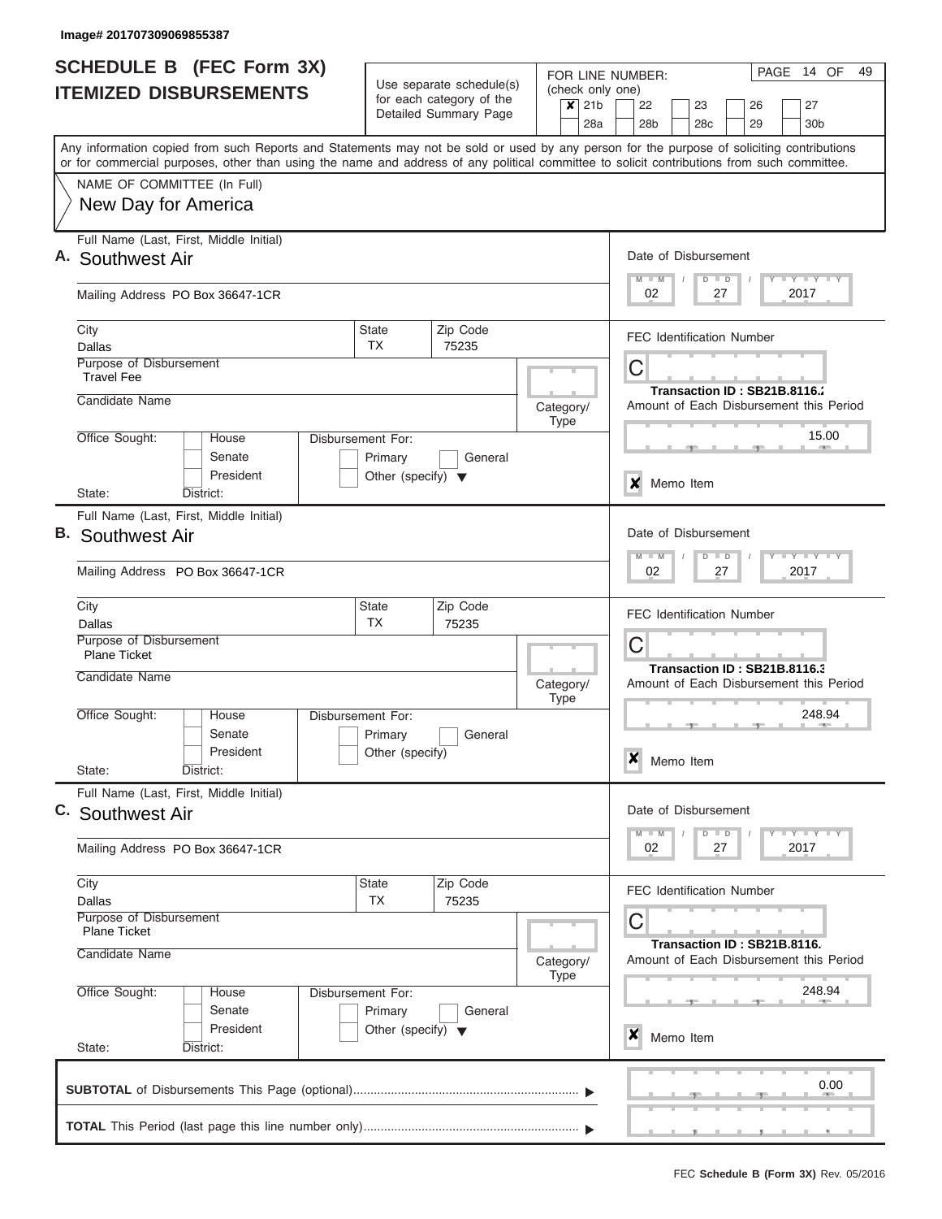Image# 201707309069855387

# SCHEDULE B (FEC Form 3X) ITEMIZED DISBURSEMENTS

Use separate schedule(s) for each category of the Detailed Summary Page

FOR LINE NUMBER: (check only one)

- [x] 21b
- [ ] 22
- [ ] 23
- [ ] 26
- [ ] 27
- [ ] 28a
- [ ] 28b
- [ ] 28c
- [ ] 29
- [ ] 30b

PAGE 14 OF 49

Any information copied from such Reports and Statements may not be sold or used by any person for the purpose of soliciting contributions or for commercial purposes, other than using the name and address of any political committee to solicit contributions from such committee.

NAME OF COMMITTEE (In Full)

New Day for America

---

**A.** Full Name (Last, First, Middle Initial): Southwest Air

Mailing Address: PO Box 36647-1CR

City: Dallas | State: TX | Zip Code: 75235

Purpose of Disbursement: Travel Fee

Candidate Name:

Category/Type:

Office Sought: House / Senate / President

State: District:

Disbursement For: Primary / General / Other (specify)

Date of Disbursement: 02 / 27 / 2017

FEC Identification Number: C

Transaction ID : SB21B.8116.2

Amount of Each Disbursement this Period: 15.00

[x] Memo Item

---

**B.** Full Name (Last, First, Middle Initial): Southwest Air

Mailing Address: PO Box 36647-1CR

City: Dallas | State: TX | Zip Code: 75235

Purpose of Disbursement: Plane Ticket

Candidate Name:

Category/Type:

Office Sought: House / Senate / President

State: District:

Disbursement For: Primary / General / Other (specify)

Date of Disbursement: 02 / 27 / 2017

FEC Identification Number: C

Transaction ID : SB21B.8116.3

Amount of Each Disbursement this Period: 248.94

[x] Memo Item

---

**C.** Full Name (Last, First, Middle Initial): Southwest Air

Mailing Address: PO Box 36647-1CR

City: Dallas | State: TX | Zip Code: 75235

Purpose of Disbursement: Plane Ticket

Candidate Name:

Category/Type:

Office Sought: House / Senate / President

State: District:

Disbursement For: Primary / General / Other (specify)

Date of Disbursement: 02 / 27 / 2017

FEC Identification Number: C

Transaction ID : SB21B.8116.

Amount of Each Disbursement this Period: 248.94

[x] Memo Item

---

**SUBTOTAL** of Disbursements This Page (optional): 0.00

**TOTAL** This Period (last page this line number only):

FEC **Schedule B (Form 3X)** Rev. 05/2016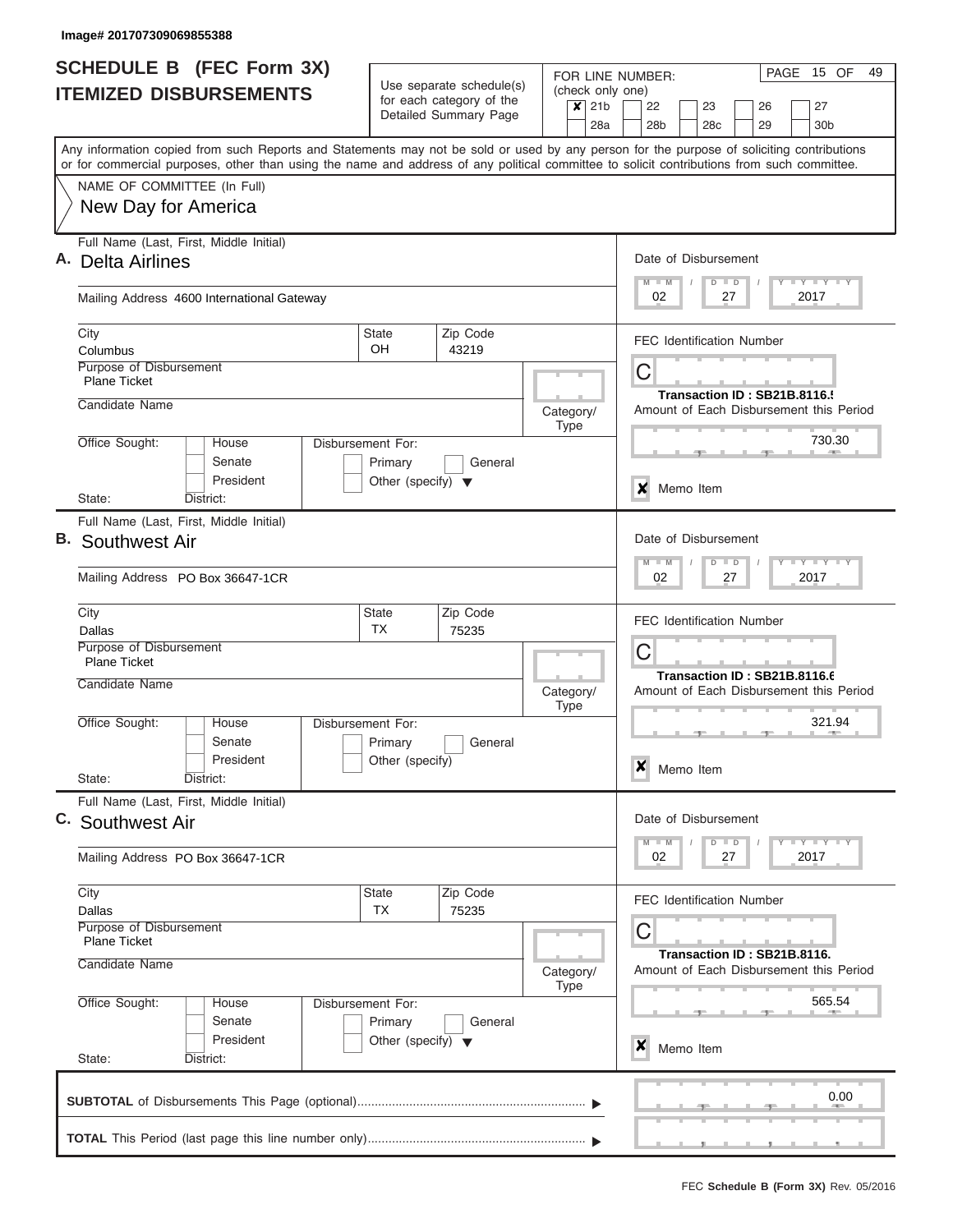Image# 201707309069855388

# SCHEDULE B (FEC Form 3X) ITEMIZED DISBURSEMENTS

Use separate schedule(s) for each category of the Detailed Summary Page

FOR LINE NUMBER: (check only one)

- [x] 21b
- [ ] 22
- [ ] 23
- [ ] 26
- [ ] 27
- [ ] 28a
- [ ] 28b
- [ ] 28c
- [ ] 29
- [ ] 30b

PAGE 15 OF 49

Any information copied from such Reports and Statements may not be sold or used by any person for the purpose of soliciting contributions or for commercial purposes, other than using the name and address of any political committee to solicit contributions from such committee.

NAME OF COMMITTEE (In Full)
New Day for America

---

**A.** Full Name (Last, First, Middle Initial): Delta Airlines

Mailing Address: 4600 International Gateway

City: Columbus | State: OH | Zip Code: 43219

Purpose of Disbursement: Plane Ticket

Candidate Name:

Category/Type:

Office Sought: House / Senate / President

Disbursement For: Primary / General / Other (specify)

State: District:

Date of Disbursement: 02 / 27 / 2017

FEC Identification Number: C

Transaction ID : SB21B.8116.5

Amount of Each Disbursement this Period: 730.30

[x] Memo Item

---

**B.** Full Name (Last, First, Middle Initial): Southwest Air

Mailing Address: PO Box 36647-1CR

City: Dallas | State: TX | Zip Code: 75235

Purpose of Disbursement: Plane Ticket

Candidate Name:

Category/Type:

Office Sought: House / Senate / President

Disbursement For: Primary / General / Other (specify)

State: District:

Date of Disbursement: 02 / 27 / 2017

FEC Identification Number: C

Transaction ID : SB21B.8116.6

Amount of Each Disbursement this Period: 321.94

[x] Memo Item

---

**C.** Full Name (Last, First, Middle Initial): Southwest Air

Mailing Address: PO Box 36647-1CR

City: Dallas | State: TX | Zip Code: 75235

Purpose of Disbursement: Plane Ticket

Candidate Name:

Category/Type:

Office Sought: House / Senate / President

Disbursement For: Primary / General / Other (specify)

State: District:

Date of Disbursement: 02 / 27 / 2017

FEC Identification Number: C

Transaction ID : SB21B.8116.

Amount of Each Disbursement this Period: 565.54

[x] Memo Item

---

**SUBTOTAL** of Disbursements This Page (optional): 0.00

**TOTAL** This Period (last page this line number only):

FEC **Schedule B (Form 3X)** Rev. 05/2016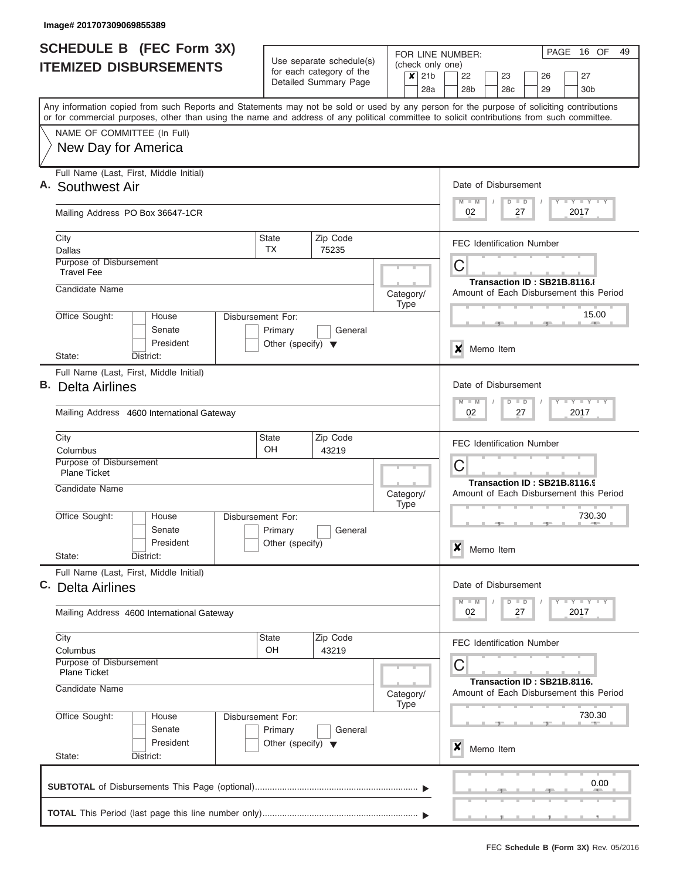Image# 201707309069855389

# SCHEDULE B (FEC Form 3X) ITEMIZED DISBURSEMENTS

Use separate schedule(s) for each category of the Detailed Summary Page

FOR LINE NUMBER: (check only one)

☒ 21b ☐ 22 ☐ 23 ☐ 26 ☐ 27
☐ 28a ☐ 28b ☐ 28c ☐ 29 ☐ 30b

PAGE 16 OF 49

Any information copied from such Reports and Statements may not be sold or used by any person for the purpose of soliciting contributions or for commercial purposes, other than using the name and address of any political committee to solicit contributions from such committee.

NAME OF COMMITTEE (In Full)
New Day for America

---

## A.

Full Name (Last, First, Middle Initial): Southwest Air

Mailing Address: PO Box 36647-1CR

City: Dallas | State: TX | Zip Code: 75235

Purpose of Disbursement: Travel Fee

Candidate Name:

Category/Type:

Office Sought: ☐ House ☐ Senate ☐ President

State: District:

Disbursement For: ☐ Primary ☐ General ☐ Other (specify)

Date of Disbursement: 02 / 27 / 2017

FEC Identification Number: C

Transaction ID : SB21B.8116.8

Amount of Each Disbursement this Period: 15.00

☒ Memo Item

---

## B.

Full Name (Last, First, Middle Initial): Delta Airlines

Mailing Address: 4600 International Gateway

City: Columbus | State: OH | Zip Code: 43219

Purpose of Disbursement: Plane Ticket

Candidate Name:

Category/Type:

Office Sought: ☐ House ☐ Senate ☐ President

State: District:

Disbursement For: ☐ Primary ☐ General ☐ Other (specify)

Date of Disbursement: 02 / 27 / 2017

FEC Identification Number: C

Transaction ID : SB21B.8116.9

Amount of Each Disbursement this Period: 730.30

☒ Memo Item

---

## C.

Full Name (Last, First, Middle Initial): Delta Airlines

Mailing Address: 4600 International Gateway

City: Columbus | State: OH | Zip Code: 43219

Purpose of Disbursement: Plane Ticket

Candidate Name:

Category/Type:

Office Sought: ☐ House ☐ Senate ☐ President

State: District:

Disbursement For: ☐ Primary ☐ General ☐ Other (specify)

Date of Disbursement: 02 / 27 / 2017

FEC Identification Number: C

Transaction ID : SB21B.8116.

Amount of Each Disbursement this Period: 730.30

☒ Memo Item

---

**SUBTOTAL** of Disbursements This Page (optional): 0.00

**TOTAL** This Period (last page this line number only):

FEC **Schedule B (Form 3X)** Rev. 05/2016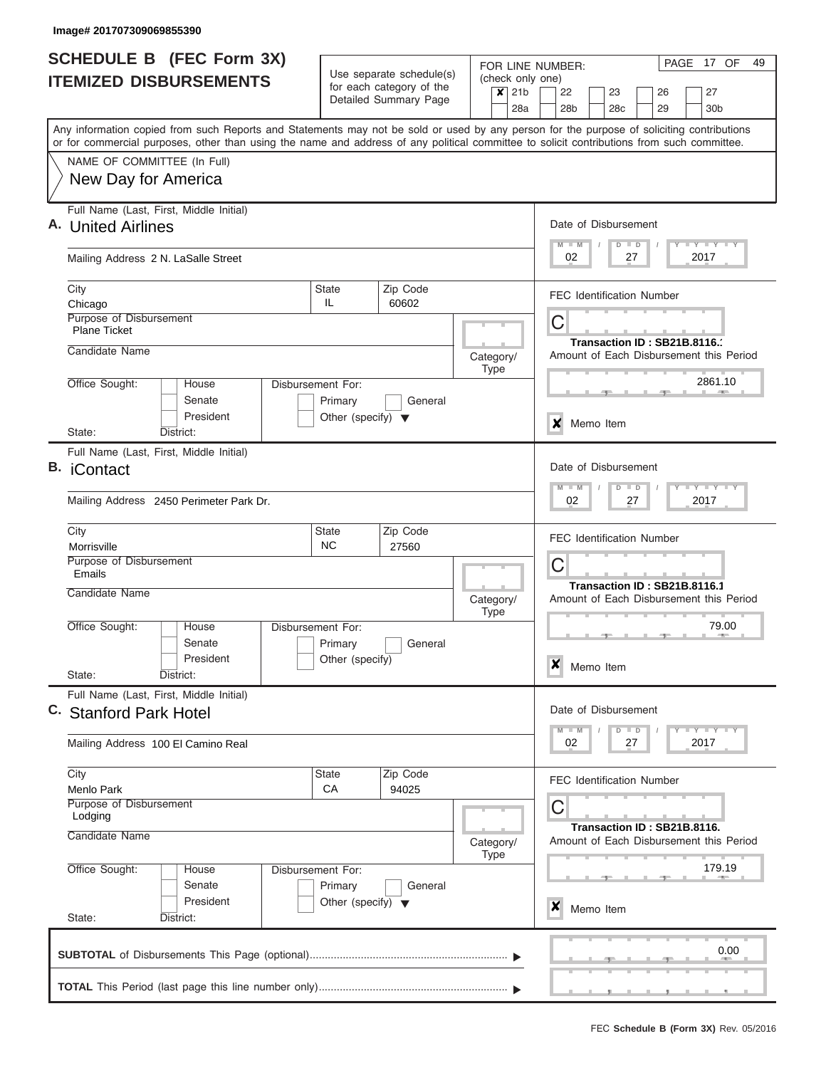Image# 201707309069855390

# SCHEDULE B (FEC Form 3X)
## ITEMIZED DISBURSEMENTS

Use separate schedule(s) for each category of the Detailed Summary Page

FOR LINE NUMBER: (check only one)

- [x] 21b
- [ ] 22
- [ ] 23
- [ ] 26
- [ ] 27
- [ ] 28a
- [ ] 28b
- [ ] 28c
- [ ] 29
- [ ] 30b

PAGE 17 OF 49

Any information copied from such Reports and Statements may not be sold or used by any person for the purpose of soliciting contributions or for commercial purposes, other than using the name and address of any political committee to solicit contributions from such committee.

NAME OF COMMITTEE (In Full)
New Day for America

---

**A.** Full Name (Last, First, Middle Initial): **United Airlines**

Mailing Address: 2 N. LaSalle Street

City: Chicago | State: IL | Zip Code: 60602

Purpose of Disbursement: Plane Ticket

Candidate Name:

Category/Type:

Office Sought: House / Senate / President

Disbursement For: Primary / General / Other (specify)

State: District:

Date of Disbursement: 02 / 27 / 2017

FEC Identification Number: C

Transaction ID : SB21B.8116.1

Amount of Each Disbursement this Period: 2861.10

- [x] Memo Item

---

**B.** Full Name (Last, First, Middle Initial): **iContact**

Mailing Address: 2450 Perimeter Park Dr.

City: Morrisville | State: NC | Zip Code: 27560

Purpose of Disbursement: Emails

Candidate Name:

Category/Type:

Office Sought: House / Senate / President

Disbursement For: Primary / General / Other (specify)

State: District:

Date of Disbursement: 02 / 27 / 2017

FEC Identification Number: C

Transaction ID : SB21B.8116.1

Amount of Each Disbursement this Period: 79.00

- [x] Memo Item

---

**C.** Full Name (Last, First, Middle Initial): **Stanford Park Hotel**

Mailing Address: 100 El Camino Real

City: Menlo Park | State: CA | Zip Code: 94025

Purpose of Disbursement: Lodging

Candidate Name:

Category/Type:

Office Sought: House / Senate / President

Disbursement For: Primary / General / Other (specify)

State: District:

Date of Disbursement: 02 / 27 / 2017

FEC Identification Number: C

Transaction ID : SB21B.8116.

Amount of Each Disbursement this Period: 179.19

- [x] Memo Item

---

**SUBTOTAL** of Disbursements This Page (optional): 0.00

**TOTAL** This Period (last page this line number only):

FEC **Schedule B (Form 3X)** Rev. 05/2016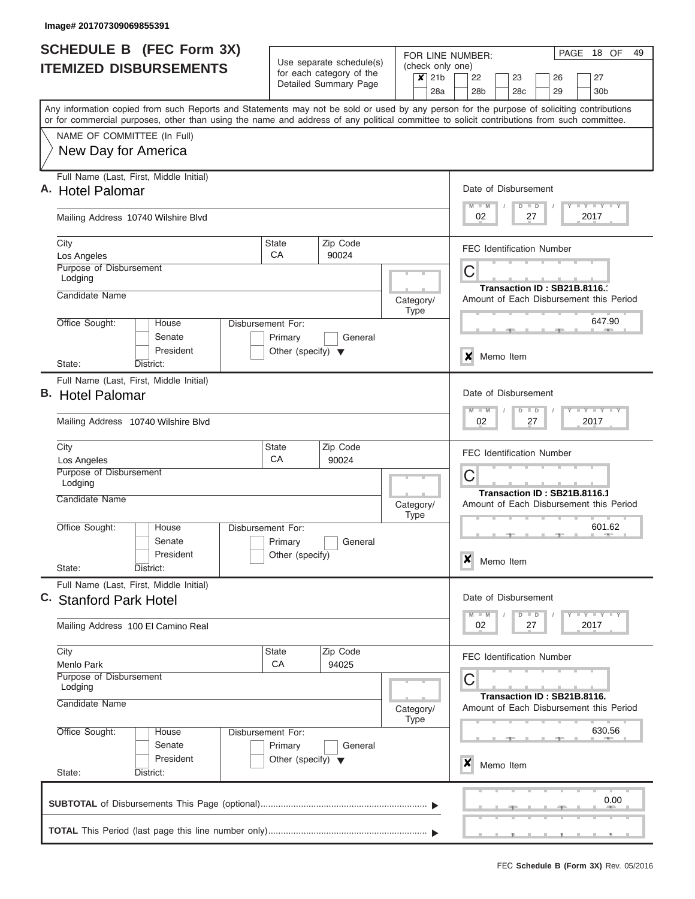Image# 201707309069855391

# SCHEDULE B (FEC Form 3X)
## ITEMIZED DISBURSEMENTS

Use separate schedule(s) for each category of the Detailed Summary Page

FOR LINE NUMBER: (check only one)

- [x] 21b
- [ ] 22
- [ ] 23
- [ ] 26
- [ ] 27
- [ ] 28a
- [ ] 28b
- [ ] 28c
- [ ] 29
- [ ] 30b

PAGE 18 OF 49

Any information copied from such Reports and Statements may not be sold or used by any person for the purpose of soliciting contributions or for commercial purposes, other than using the name and address of any political committee to solicit contributions from such committee.

NAME OF COMMITTEE (In Full)
New Day for America

---

**A.** Full Name (Last, First, Middle Initial): Hotel Palomar

Mailing Address: 10740 Wilshire Blvd

City: Los Angeles | State: CA | Zip Code: 90024

Purpose of Disbursement: Lodging

Candidate Name:

Category/Type:

Office Sought: House / Senate / President

State: District:

Disbursement For: Primary / General / Other (specify)

Date of Disbursement: 02 / 27 / 2017

FEC Identification Number: C

Transaction ID : SB21B.8116.:

Amount of Each Disbursement this Period: 647.90

[x] Memo Item

---

**B.** Full Name (Last, First, Middle Initial): Hotel Palomar

Mailing Address: 10740 Wilshire Blvd

City: Los Angeles | State: CA | Zip Code: 90024

Purpose of Disbursement: Lodging

Candidate Name:

Category/Type:

Office Sought: House / Senate / President

State: District:

Disbursement For: Primary / General / Other (specify)

Date of Disbursement: 02 / 27 / 2017

FEC Identification Number: C

Transaction ID : SB21B.8116.1

Amount of Each Disbursement this Period: 601.62

[x] Memo Item

---

**C.** Full Name (Last, First, Middle Initial): Stanford Park Hotel

Mailing Address: 100 El Camino Real

City: Menlo Park | State: CA | Zip Code: 94025

Purpose of Disbursement: Lodging

Candidate Name:

Category/Type:

Office Sought: House / Senate / President

State: District:

Disbursement For: Primary / General / Other (specify)

Date of Disbursement: 02 / 27 / 2017

FEC Identification Number: C

Transaction ID : SB21B.8116.

Amount of Each Disbursement this Period: 630.56

[x] Memo Item

---

**SUBTOTAL** of Disbursements This Page (optional): 0.00

**TOTAL** This Period (last page this line number only):

FEC **Schedule B (Form 3X)** Rev. 05/2016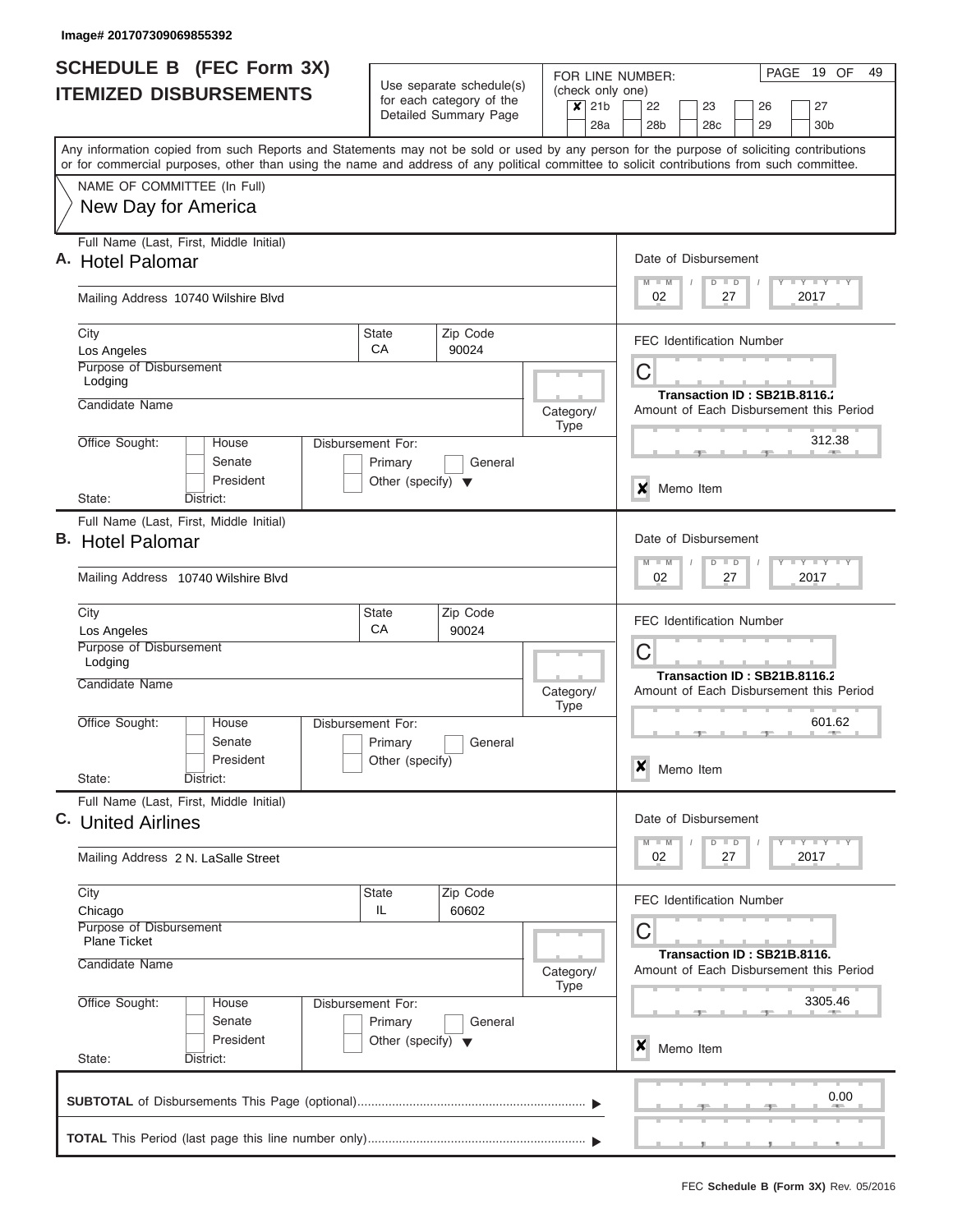Image# 201707309069855392

# SCHEDULE B (FEC Form 3X)
## ITEMIZED DISBURSEMENTS

Use separate schedule(s) for each category of the Detailed Summary Page

FOR LINE NUMBER: (check only one)

- [x] 21b
- [ ] 22
- [ ] 23
- [ ] 26
- [ ] 27
- [ ] 28a
- [ ] 28b
- [ ] 28c
- [ ] 29
- [ ] 30b

PAGE 19 OF 49

Any information copied from such Reports and Statements may not be sold or used by any person for the purpose of soliciting contributions or for commercial purposes, other than using the name and address of any political committee to solicit contributions from such committee.

NAME OF COMMITTEE (In Full)
New Day for America

---

**A.** Full Name (Last, First, Middle Initial): Hotel Palomar

Mailing Address: 10740 Wilshire Blvd

City: Los Angeles | State: CA | Zip Code: 90024

Purpose of Disbursement: Lodging

Candidate Name:

Category/Type:

Office Sought: House / Senate / President

State: District:

Disbursement For: Primary / General / Other (specify)

Date of Disbursement: 02 / 27 / 2017

FEC Identification Number: C

Transaction ID : SB21B.8116.2

Amount of Each Disbursement this Period: 312.38

- [x] Memo Item

---

**B.** Full Name (Last, First, Middle Initial): Hotel Palomar

Mailing Address: 10740 Wilshire Blvd

City: Los Angeles | State: CA | Zip Code: 90024

Purpose of Disbursement: Lodging

Candidate Name:

Category/Type:

Office Sought: House / Senate / President

State: District:

Disbursement For: Primary / General / Other (specify)

Date of Disbursement: 02 / 27 / 2017

FEC Identification Number: C

Transaction ID : SB21B.8116.2

Amount of Each Disbursement this Period: 601.62

- [x] Memo Item

---

**C.** Full Name (Last, First, Middle Initial): United Airlines

Mailing Address: 2 N. LaSalle Street

City: Chicago | State: IL | Zip Code: 60602

Purpose of Disbursement: Plane Ticket

Candidate Name:

Category/Type:

Office Sought: House / Senate / President

State: District:

Disbursement For: Primary / General / Other (specify)

Date of Disbursement: 02 / 27 / 2017

FEC Identification Number: C

Transaction ID : SB21B.8116.

Amount of Each Disbursement this Period: 3305.46

- [x] Memo Item

---

**SUBTOTAL** of Disbursements This Page (optional): 0.00

**TOTAL** This Period (last page this line number only):

FEC **Schedule B (Form 3X)** Rev. 05/2016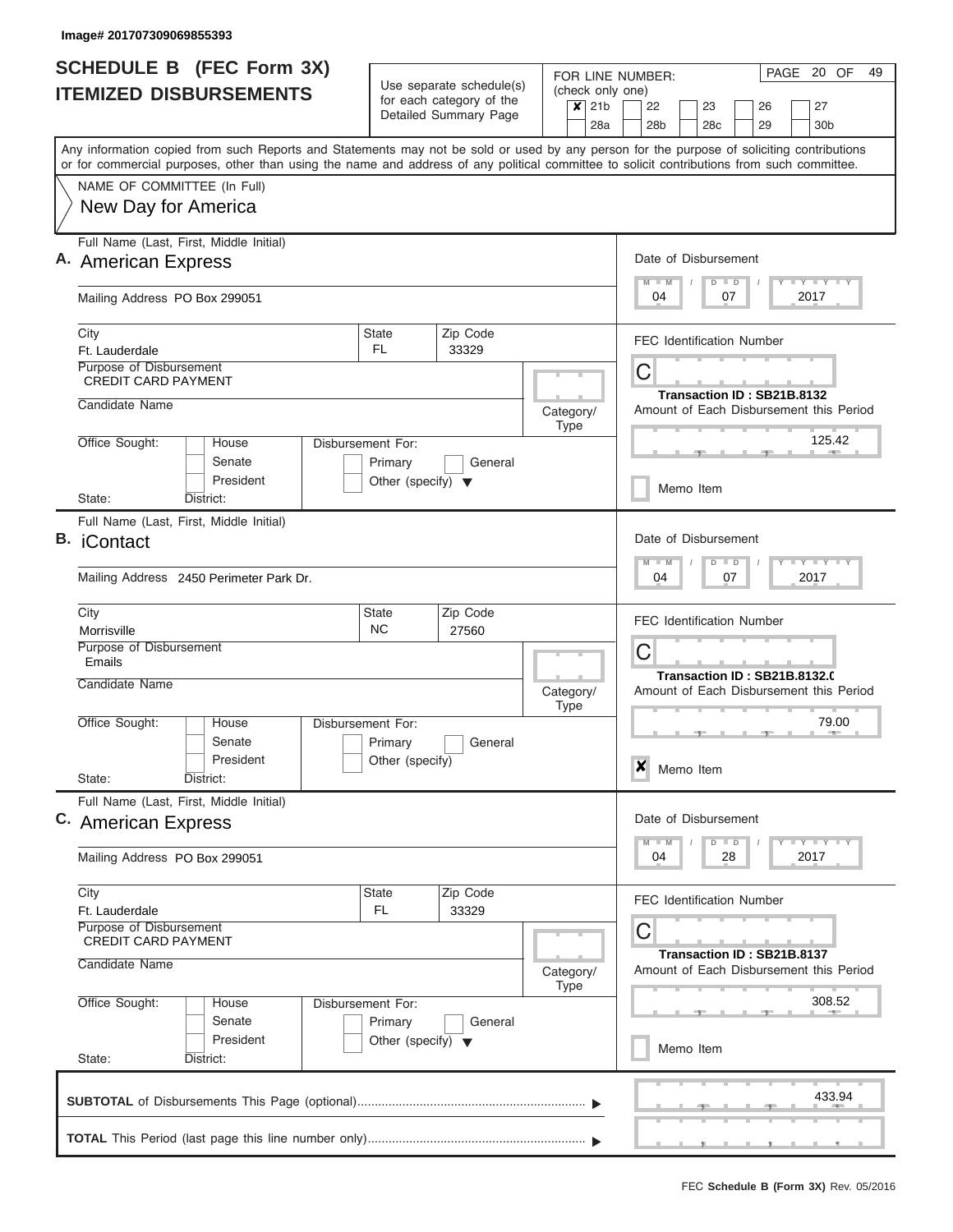Image# 201707309069855393

# SCHEDULE B (FEC Form 3X)
## ITEMIZED DISBURSEMENTS

Use separate schedule(s) for each category of the Detailed Summary Page

FOR LINE NUMBER: (check only one)
☒ 21b ☐ 22 ☐ 23 ☐ 26 ☐ 27
☐ 28a ☐ 28b ☐ 28c ☐ 29 ☐ 30b

Any information copied from such Reports and Statements may not be sold or used by any person for the purpose of soliciting contributions or for commercial purposes, other than using the name and address of any political committee to solicit contributions from such committee.

NAME OF COMMITTEE (In Full)
New Day for America

---

**A.** Full Name (Last, First, Middle Initial): **American Express**

Mailing Address: PO Box 299051

City: Ft. Lauderdale | State: FL | Zip Code: 33329

Purpose of Disbursement: CREDIT CARD PAYMENT

Candidate Name:

Category/Type:

Office Sought: ☐ House ☐ Senate ☐ President

Disbursement For: ☐ Primary ☐ General ☐ Other (specify)

State: District:

Date of Disbursement: 04 / 07 / 2017

FEC Identification Number: C

Transaction ID : SB21B.8132

Amount of Each Disbursement this Period: 125.42

☐ Memo Item

---

**B.** Full Name (Last, First, Middle Initial): **iContact**

Mailing Address: 2450 Perimeter Park Dr.

City: Morrisville | State: NC | Zip Code: 27560

Purpose of Disbursement: Emails

Candidate Name:

Category/Type:

Office Sought: ☐ House ☐ Senate ☐ President

Disbursement For: ☐ Primary ☐ General ☐ Other (specify)

State: District:

Date of Disbursement: 04 / 07 / 2017

FEC Identification Number: C

Transaction ID : SB21B.8132.0

Amount of Each Disbursement this Period: 79.00

☒ Memo Item

---

**C.** Full Name (Last, First, Middle Initial): **American Express**

Mailing Address: PO Box 299051

City: Ft. Lauderdale | State: FL | Zip Code: 33329

Purpose of Disbursement: CREDIT CARD PAYMENT

Candidate Name:

Category/Type:

Office Sought: ☐ House ☐ Senate ☐ President

Disbursement For: ☐ Primary ☐ General ☐ Other (specify)

State: District:

Date of Disbursement: 04 / 28 / 2017

FEC Identification Number: C

Transaction ID : SB21B.8137

Amount of Each Disbursement this Period: 308.52

☐ Memo Item

---

**SUBTOTAL** of Disbursements This Page (optional): 433.94

**TOTAL** This Period (last page this line number only):

FEC **Schedule B (Form 3X)** Rev. 05/2016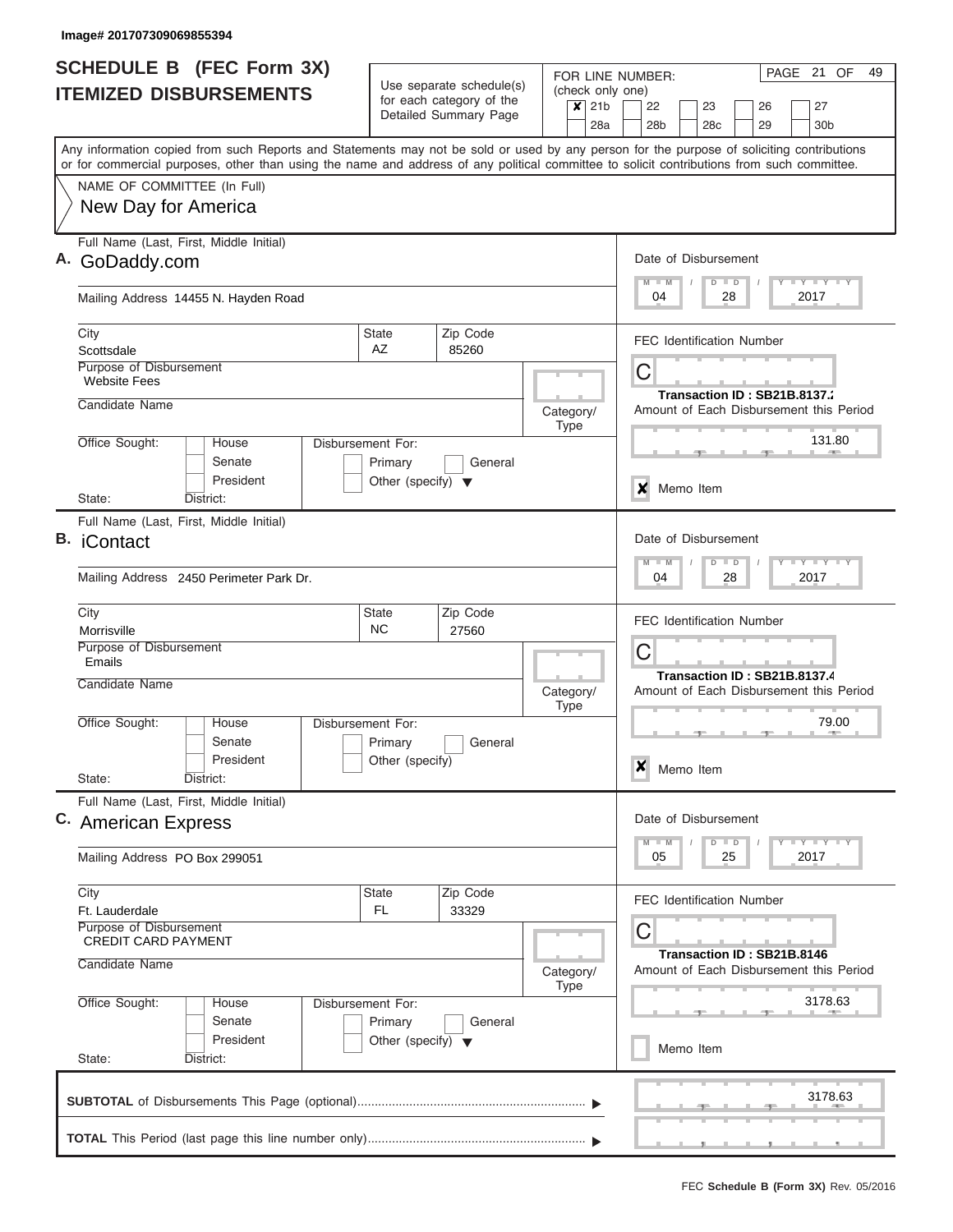Image# 201707309069855394

# SCHEDULE B (FEC Form 3X)
## ITEMIZED DISBURSEMENTS

Use separate schedule(s) for each category of the Detailed Summary Page

FOR LINE NUMBER: (check only one)

- [x] 21b
- [ ] 22
- [ ] 23
- [ ] 26
- [ ] 27
- [ ] 28a
- [ ] 28b
- [ ] 28c
- [ ] 29
- [ ] 30b

PAGE 21 OF 49

Any information copied from such Reports and Statements may not be sold or used by any person for the purpose of soliciting contributions or for commercial purposes, other than using the name and address of any political committee to solicit contributions from such committee.

NAME OF COMMITTEE (In Full)
New Day for America

---

**A.** Full Name (Last, First, Middle Initial): GoDaddy.com

Mailing Address: 14455 N. Hayden Road

City: Scottsdale | State: AZ | Zip Code: 85260

Purpose of Disbursement: Website Fees

Candidate Name:

Category/Type:

Office Sought: House / Senate / President

Disbursement For: Primary / General / Other (specify)

State: District:

Date of Disbursement: 04 / 28 / 2017

FEC Identification Number: C

Transaction ID : SB21B.8137.2

Amount of Each Disbursement this Period: 131.80

[x] Memo Item

---

**B.** Full Name (Last, First, Middle Initial): iContact

Mailing Address: 2450 Perimeter Park Dr.

City: Morrisville | State: NC | Zip Code: 27560

Purpose of Disbursement: Emails

Candidate Name:

Category/Type:

Office Sought: House / Senate / President

Disbursement For: Primary / General / Other (specify)

State: District:

Date of Disbursement: 04 / 28 / 2017

FEC Identification Number: C

Transaction ID : SB21B.8137.4

Amount of Each Disbursement this Period: 79.00

[x] Memo Item

---

**C.** Full Name (Last, First, Middle Initial): American Express

Mailing Address: PO Box 299051

City: Ft. Lauderdale | State: FL | Zip Code: 33329

Purpose of Disbursement: CREDIT CARD PAYMENT

Candidate Name:

Category/Type:

Office Sought: House / Senate / President

Disbursement For: Primary / General / Other (specify)

State: District:

Date of Disbursement: 05 / 25 / 2017

FEC Identification Number: C

Transaction ID : SB21B.8146

Amount of Each Disbursement this Period: 3178.63

[ ] Memo Item

---

**SUBTOTAL** of Disbursements This Page (optional): 3178.63

**TOTAL** This Period (last page this line number only):

FEC **Schedule B (Form 3X)** Rev. 05/2016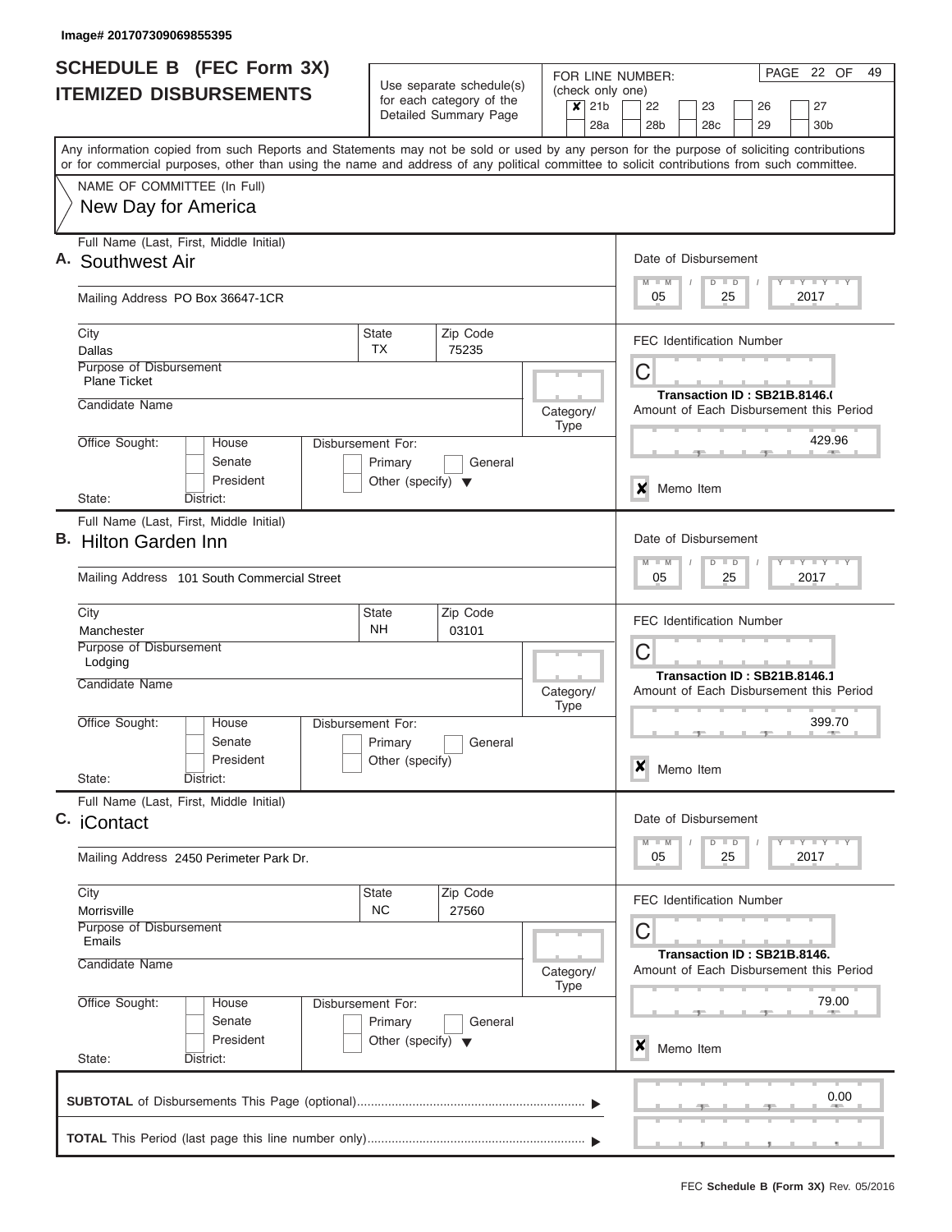Image# 201707309069855395

# SCHEDULE B (FEC Form 3X) ITEMIZED DISBURSEMENTS

Use separate schedule(s) for each category of the Detailed Summary Page

FOR LINE NUMBER: (check only one)

- [x] 21b
- [ ] 22
- [ ] 23
- [ ] 26
- [ ] 27
- [ ] 28a
- [ ] 28b
- [ ] 28c
- [ ] 29
- [ ] 30b

PAGE 22 OF 49

Any information copied from such Reports and Statements may not be sold or used by any person for the purpose of soliciting contributions or for commercial purposes, other than using the name and address of any political committee to solicit contributions from such committee.

NAME OF COMMITTEE (In Full)

New Day for America

---

**A.** Full Name (Last, First, Middle Initial): Southwest Air

Mailing Address: PO Box 36647-1CR

City: Dallas | State: TX | Zip Code: 75235

Purpose of Disbursement: Plane Ticket

Candidate Name:

Category/Type:

Office Sought: House / Senate / President

Disbursement For: Primary / General / Other (specify)

State: District:

Date of Disbursement: 05 / 25 / 2017

FEC Identification Number: C

Transaction ID : SB21B.8146.(

Amount of Each Disbursement this Period: 429.96

☒ Memo Item

---

**B.** Full Name (Last, First, Middle Initial): Hilton Garden Inn

Mailing Address: 101 South Commercial Street

City: Manchester | State: NH | Zip Code: 03101

Purpose of Disbursement: Lodging

Candidate Name:

Category/Type:

Office Sought: House / Senate / President

Disbursement For: Primary / General / Other (specify)

State: District:

Date of Disbursement: 05 / 25 / 2017

FEC Identification Number: C

Transaction ID : SB21B.8146.1

Amount of Each Disbursement this Period: 399.70

☒ Memo Item

---

**C.** Full Name (Last, First, Middle Initial): iContact

Mailing Address: 2450 Perimeter Park Dr.

City: Morrisville | State: NC | Zip Code: 27560

Purpose of Disbursement: Emails

Candidate Name:

Category/Type:

Office Sought: House / Senate / President

Disbursement For: Primary / General / Other (specify)

State: District:

Date of Disbursement: 05 / 25 / 2017

FEC Identification Number: C

Transaction ID : SB21B.8146.

Amount of Each Disbursement this Period: 79.00

☒ Memo Item

---

**SUBTOTAL** of Disbursements This Page (optional): 0.00

**TOTAL** This Period (last page this line number only):

FEC **Schedule B (Form 3X)** Rev. 05/2016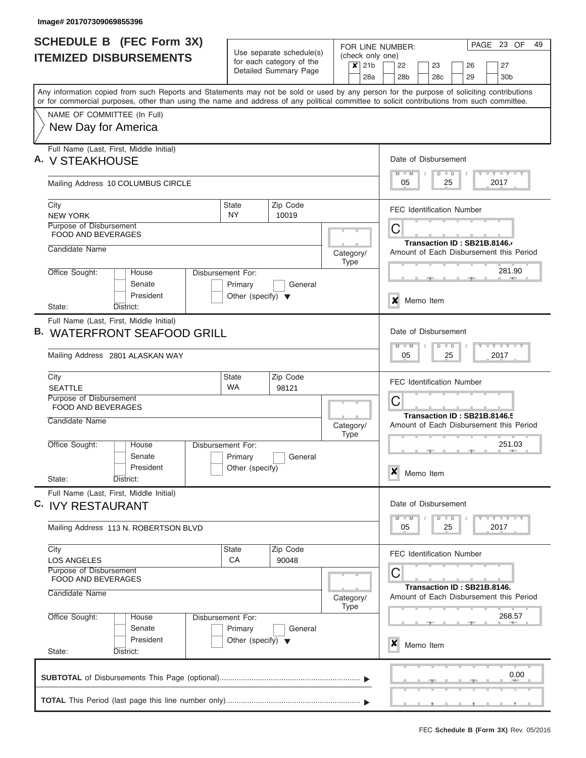Image# 201707309069855396

# SCHEDULE B (FEC Form 3X) ITEMIZED DISBURSEMENTS

Use separate schedule(s) for each category of the Detailed Summary Page

FOR LINE NUMBER: (check only one)

- [x] 21b
- [ ] 22
- [ ] 23
- [ ] 26
- [ ] 27
- [ ] 28a
- [ ] 28b
- [ ] 28c
- [ ] 29
- [ ] 30b

PAGE 23 OF 49

Any information copied from such Reports and Statements may not be sold or used by any person for the purpose of soliciting contributions or for commercial purposes, other than using the name and address of any political committee to solicit contributions from such committee.

NAME OF COMMITTEE (In Full)
New Day for America

---

**A.** Full Name (Last, First, Middle Initial): V STEAKHOUSE

Mailing Address: 10 COLUMBUS CIRCLE

City: NEW YORK | State: NY | Zip Code: 10019

Purpose of Disbursement: FOOD AND BEVERAGES

Candidate Name:

Category/Type:

Office Sought: [ ] House [ ] Senate [ ] President

State: District:

Disbursement For: [ ] Primary [ ] General [ ] Other (specify)

Date of Disbursement: 05/25/2017

FEC Identification Number: C

Transaction ID : SB21B.8146.4

Amount of Each Disbursement this Period: 281.90

[x] Memo Item

---

**B.** Full Name (Last, First, Middle Initial): WATERFRONT SEAFOOD GRILL

Mailing Address: 2801 ALASKAN WAY

City: SEATTLE | State: WA | Zip Code: 98121

Purpose of Disbursement: FOOD AND BEVERAGES

Candidate Name:

Category/Type:

Office Sought: [ ] House [ ] Senate [ ] President

State: District:

Disbursement For: [ ] Primary [ ] General [ ] Other (specify)

Date of Disbursement: 05/25/2017

FEC Identification Number: C

Transaction ID : SB21B.8146.5

Amount of Each Disbursement this Period: 251.03

[x] Memo Item

---

**C.** Full Name (Last, First, Middle Initial): IVY RESTAURANT

Mailing Address: 113 N. ROBERTSON BLVD

City: LOS ANGELES | State: CA | Zip Code: 90048

Purpose of Disbursement: FOOD AND BEVERAGES

Candidate Name:

Category/Type:

Office Sought: [ ] House [ ] Senate [ ] President

State: District:

Disbursement For: [ ] Primary [ ] General [ ] Other (specify)

Date of Disbursement: 05/25/2017

FEC Identification Number: C

Transaction ID : SB21B.8146.

Amount of Each Disbursement this Period: 268.57

[x] Memo Item

---

**SUBTOTAL** of Disbursements This Page (optional): 0.00

**TOTAL** This Period (last page this line number only):

FEC **Schedule B (Form 3X)** Rev. 05/2016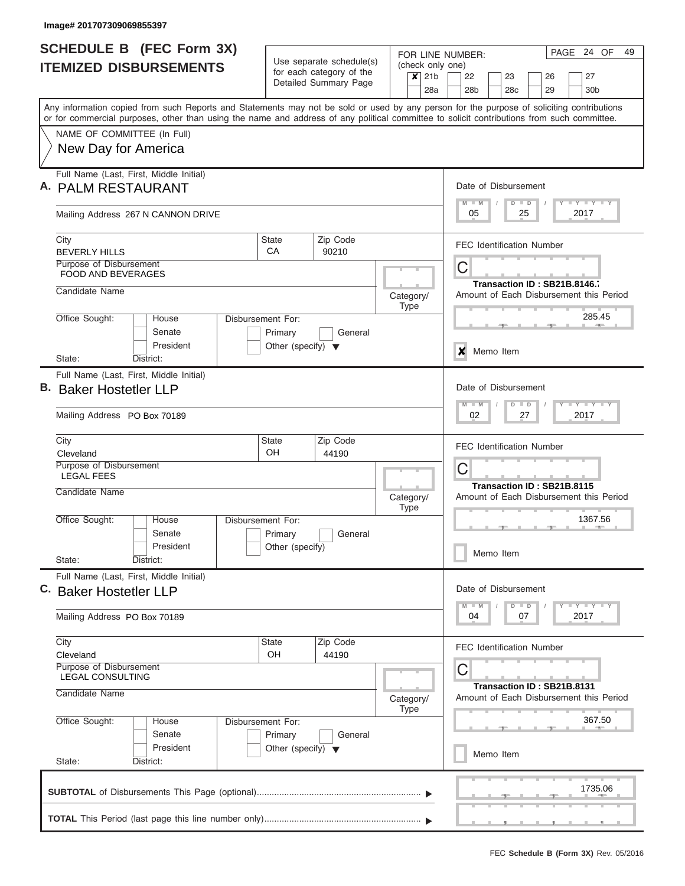Image# 201707309069855397

# SCHEDULE B (FEC Form 3X)
## ITEMIZED DISBURSEMENTS

Use separate schedule(s) for each category of the Detailed Summary Page

FOR LINE NUMBER: (check only one)
[X] 21b [ ] 22 [ ] 23 [ ] 26 [ ] 27
[ ] 28a [ ] 28b [ ] 28c [ ] 29 [ ] 30b

PAGE 24 OF 49

Any information copied from such Reports and Statements may not be sold or used by any person for the purpose of soliciting contributions or for commercial purposes, other than using the name and address of any political committee to solicit contributions from such committee.

NAME OF COMMITTEE (In Full)
New Day for America

---

**A.** Full Name (Last, First, Middle Initial): PALM RESTAURANT

Mailing Address: 267 N CANNON DRIVE

City: BEVERLY HILLS | State: CA | Zip Code: 90210

Purpose of Disbursement: FOOD AND BEVERAGES

Candidate Name:

Category/Type:

Office Sought: [ ] House [ ] Senate [ ] President

State: District:

Disbursement For: [ ] Primary [ ] General [ ] Other (specify)

Date of Disbursement: 05 / 25 / 2017

FEC Identification Number: C

Transaction ID : SB21B.8146.7

Amount of Each Disbursement this Period: 285.45

[X] Memo Item

---

**B.** Full Name (Last, First, Middle Initial): Baker Hostetler LLP

Mailing Address: PO Box 70189

City: Cleveland | State: OH | Zip Code: 44190

Purpose of Disbursement: LEGAL FEES

Candidate Name:

Category/Type:

Office Sought: [ ] House [ ] Senate [ ] President

State: District:

Disbursement For: [ ] Primary [ ] General [ ] Other (specify)

Date of Disbursement: 02 / 27 / 2017

FEC Identification Number: C

Transaction ID : SB21B.8115

Amount of Each Disbursement this Period: 1367.56

[ ] Memo Item

---

**C.** Full Name (Last, First, Middle Initial): Baker Hostetler LLP

Mailing Address: PO Box 70189

City: Cleveland | State: OH | Zip Code: 44190

Purpose of Disbursement: LEGAL CONSULTING

Candidate Name:

Category/Type:

Office Sought: [ ] House [ ] Senate [ ] President

State: District:

Disbursement For: [ ] Primary [ ] General [ ] Other (specify)

Date of Disbursement: 04 / 07 / 2017

FEC Identification Number: C

Transaction ID : SB21B.8131

Amount of Each Disbursement this Period: 367.50

[ ] Memo Item

---

**SUBTOTAL** of Disbursements This Page (optional): 1735.06

**TOTAL** This Period (last page this line number only):

FEC **Schedule B (Form 3X)** Rev. 05/2016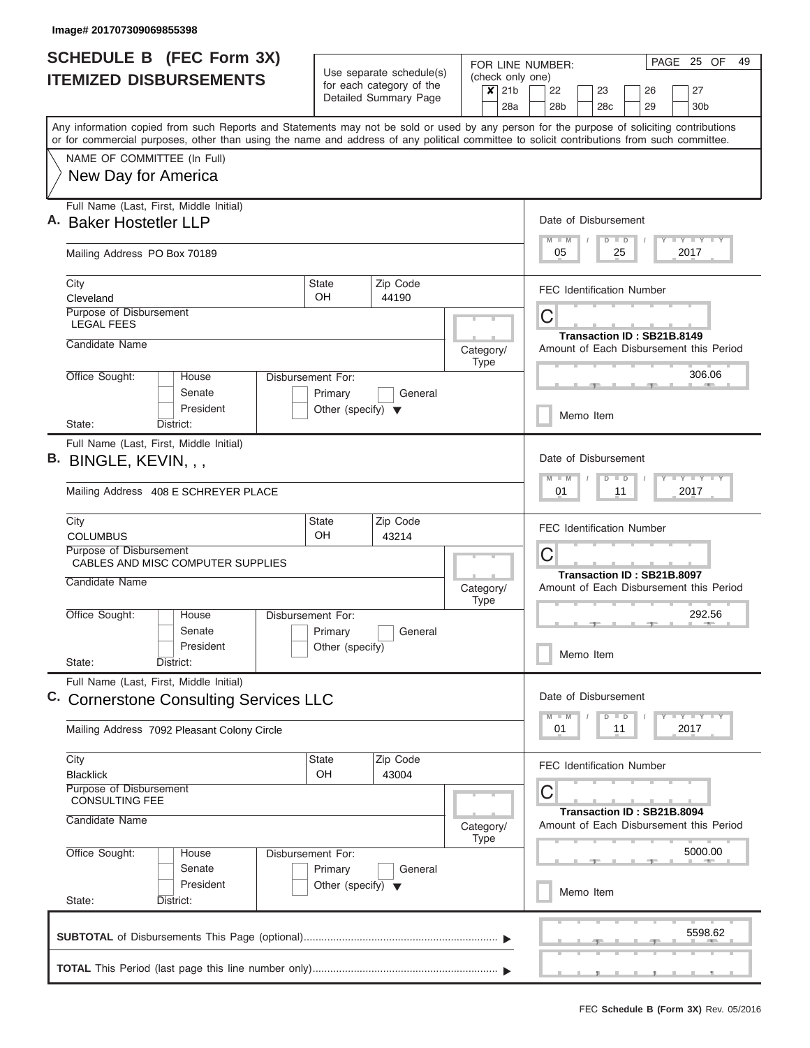Image# 201707309069855398

# SCHEDULE B (FEC Form 3X)
## ITEMIZED DISBURSEMENTS

Use separate schedule(s) for each category of the Detailed Summary Page

FOR LINE NUMBER: (check only one)

- [x] 21b
- [ ] 22
- [ ] 23
- [ ] 26
- [ ] 27
- [ ] 28a
- [ ] 28b
- [ ] 28c
- [ ] 29
- [ ] 30b

Any information copied from such Reports and Statements may not be sold or used by any person for the purpose of soliciting contributions or for commercial purposes, other than using the name and address of any political committee to solicit contributions from such committee.

NAME OF COMMITTEE (In Full)
New Day for America

---

**A.** Full Name (Last, First, Middle Initial): Baker Hostetler LLP

Mailing Address: PO Box 70189

City: Cleveland | State: OH | Zip Code: 44190

Purpose of Disbursement: LEGAL FEES

Candidate Name:

Category/Type:

Office Sought: House / Senate / President

Disbursement For: Primary / General / Other (specify)

State: | District:

Date of Disbursement: 05 / 25 / 2017

FEC Identification Number: C

Transaction ID : SB21B.8149

Amount of Each Disbursement this Period: 306.06

Memo Item

---

**B.** Full Name (Last, First, Middle Initial): BINGLE, KEVIN, , ,

Mailing Address: 408 E SCHREYER PLACE

City: COLUMBUS | State: OH | Zip Code: 43214

Purpose of Disbursement: CABLES AND MISC COMPUTER SUPPLIES

Candidate Name:

Category/Type:

Office Sought: House / Senate / President

Disbursement For: Primary / General / Other (specify)

State: | District:

Date of Disbursement: 01 / 11 / 2017

FEC Identification Number: C

Transaction ID : SB21B.8097

Amount of Each Disbursement this Period: 292.56

Memo Item

---

**C.** Full Name (Last, First, Middle Initial): Cornerstone Consulting Services LLC

Mailing Address: 7092 Pleasant Colony Circle

City: Blacklick | State: OH | Zip Code: 43004

Purpose of Disbursement: CONSULTING FEE

Candidate Name:

Category/Type:

Office Sought: House / Senate / President

Disbursement For: Primary / General / Other (specify)

State: | District:

Date of Disbursement: 01 / 11 / 2017

FEC Identification Number: C

Transaction ID : SB21B.8094

Amount of Each Disbursement this Period: 5000.00

Memo Item

---

**SUBTOTAL** of Disbursements This Page (optional): 5598.62

**TOTAL** This Period (last page this line number only):

FEC **Schedule B (Form 3X)** Rev. 05/2016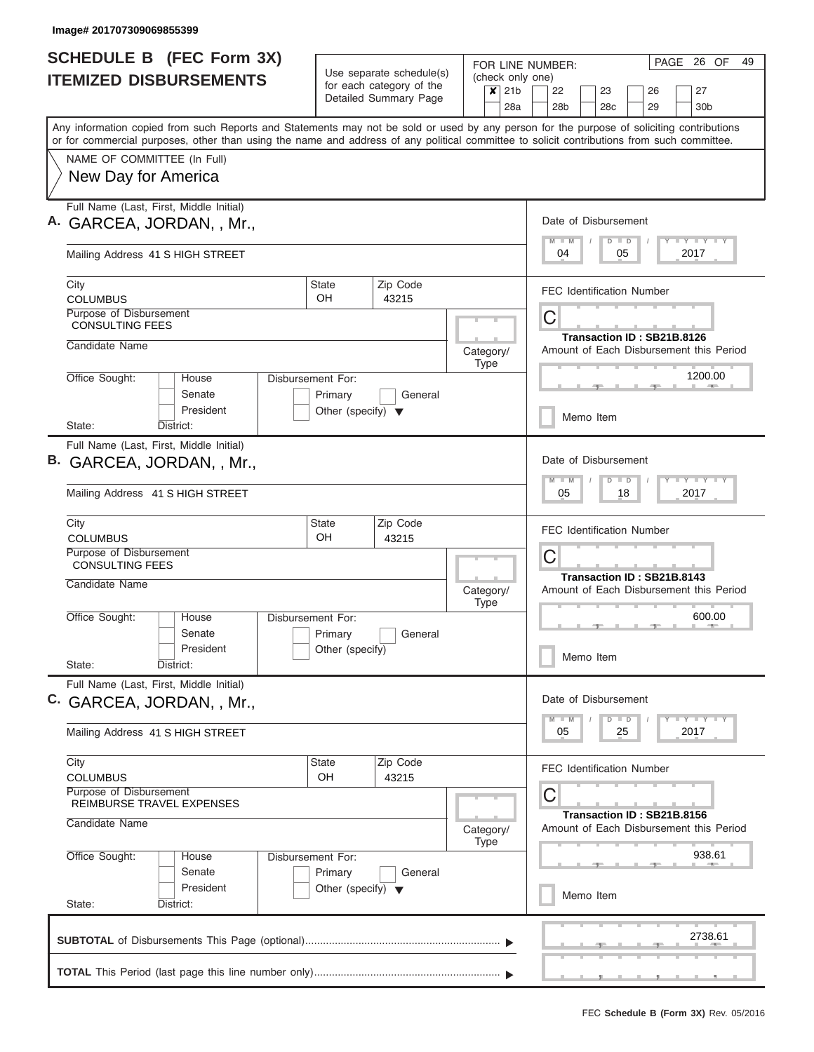Image# 201707309069855399

# SCHEDULE B (FEC Form 3X) ITEMIZED DISBURSEMENTS

Use separate schedule(s) for each category of the Detailed Summary Page

FOR LINE NUMBER: (check only one)

- [x] 21b
- [ ] 22
- [ ] 23
- [ ] 26
- [ ] 27
- [ ] 28a
- [ ] 28b
- [ ] 28c
- [ ] 29
- [ ] 30b

PAGE 26 OF 49

Any information copied from such Reports and Statements may not be sold or used by any person for the purpose of soliciting contributions or for commercial purposes, other than using the name and address of any political committee to solicit contributions from such committee.

NAME OF COMMITTEE (In Full)

New Day for America

---

## A.

Full Name (Last, First, Middle Initial): GARCEA, JORDAN, , Mr.,

Mailing Address: 41 S HIGH STREET

City: COLUMBUS | State: OH | Zip Code: 43215

Purpose of Disbursement: CONSULTING FEES

Candidate Name:

Category/Type:

Office Sought: House / Senate / President

State: District:

Disbursement For: Primary / General / Other (specify)

Date of Disbursement: 04 / 05 / 2017

FEC Identification Number: C

Transaction ID : SB21B.8126

Amount of Each Disbursement this Period: 1200.00

Memo Item

---

## B.

Full Name (Last, First, Middle Initial): GARCEA, JORDAN, , Mr.,

Mailing Address: 41 S HIGH STREET

City: COLUMBUS | State: OH | Zip Code: 43215

Purpose of Disbursement: CONSULTING FEES

Candidate Name:

Category/Type:

Office Sought: House / Senate / President

State: District:

Disbursement For: Primary / General / Other (specify)

Date of Disbursement: 05 / 18 / 2017

FEC Identification Number: C

Transaction ID : SB21B.8143

Amount of Each Disbursement this Period: 600.00

Memo Item

---

## C.

Full Name (Last, First, Middle Initial): GARCEA, JORDAN, , Mr.,

Mailing Address: 41 S HIGH STREET

City: COLUMBUS | State: OH | Zip Code: 43215

Purpose of Disbursement: REIMBURSE TRAVEL EXPENSES

Candidate Name:

Category/Type:

Office Sought: House / Senate / President

State: District:

Disbursement For: Primary / General / Other (specify)

Date of Disbursement: 05 / 25 / 2017

FEC Identification Number: C

Transaction ID : SB21B.8156

Amount of Each Disbursement this Period: 938.61

Memo Item

---

**SUBTOTAL** of Disbursements This Page (optional): 2738.61

**TOTAL** This Period (last page this line number only):

FEC **Schedule B (Form 3X)** Rev. 05/2016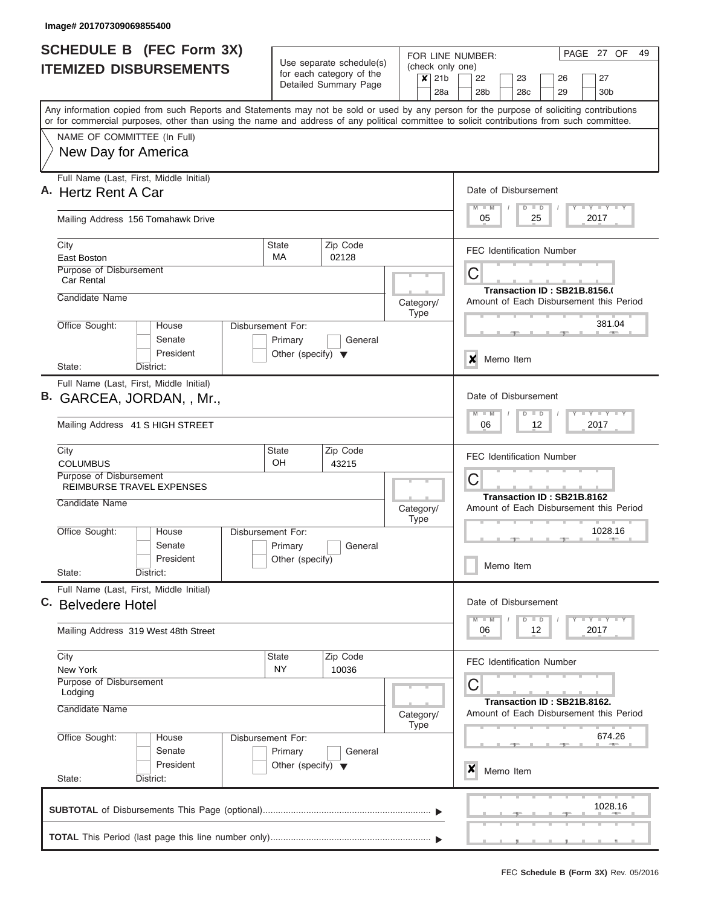Image# 201707309069855400

# SCHEDULE B (FEC Form 3X)
## ITEMIZED DISBURSEMENTS

Use separate schedule(s) for each category of the Detailed Summary Page

FOR LINE NUMBER: (check only one)

- [x] 21b
- [ ] 22
- [ ] 23
- [ ] 26
- [ ] 27
- [ ] 28a
- [ ] 28b
- [ ] 28c
- [ ] 29
- [ ] 30b

PAGE 27 OF 49

Any information copied from such Reports and Statements may not be sold or used by any person for the purpose of soliciting contributions or for commercial purposes, other than using the name and address of any political committee to solicit contributions from such committee.

NAME OF COMMITTEE (In Full)
New Day for America

---

**A.** Full Name (Last, First, Middle Initial): Hertz Rent A Car

Mailing Address: 156 Tomahawk Drive

City: East Boston | State: MA | Zip Code: 02128

Purpose of Disbursement: Car Rental

Candidate Name:

Category/Type:

Office Sought: House / Senate / President

Disbursement For: Primary / General / Other (specify)

State: District:

Date of Disbursement: 05 / 25 / 2017

FEC Identification Number: C

Transaction ID : SB21B.8156.(

Amount of Each Disbursement this Period: 381.04

[x] Memo Item

---

**B.** Full Name (Last, First, Middle Initial): GARCEA, JORDAN, , Mr.,

Mailing Address: 41 S HIGH STREET

City: COLUMBUS | State: OH | Zip Code: 43215

Purpose of Disbursement: REIMBURSE TRAVEL EXPENSES

Candidate Name:

Category/Type:

Office Sought: House / Senate / President

Disbursement For: Primary / General / Other (specify)

State: District:

Date of Disbursement: 06 / 12 / 2017

FEC Identification Number: C

Transaction ID : SB21B.8162

Amount of Each Disbursement this Period: 1028.16

[ ] Memo Item

---

**C.** Full Name (Last, First, Middle Initial): Belvedere Hotel

Mailing Address: 319 West 48th Street

City: New York | State: NY | Zip Code: 10036

Purpose of Disbursement: Lodging

Candidate Name:

Category/Type:

Office Sought: House / Senate / President

Disbursement For: Primary / General / Other (specify)

State: District:

Date of Disbursement: 06 / 12 / 2017

FEC Identification Number: C

Transaction ID : SB21B.8162.

Amount of Each Disbursement this Period: 674.26

[x] Memo Item

---

**SUBTOTAL** of Disbursements This Page (optional): 1028.16

**TOTAL** This Period (last page this line number only):

FEC **Schedule B (Form 3X)** Rev. 05/2016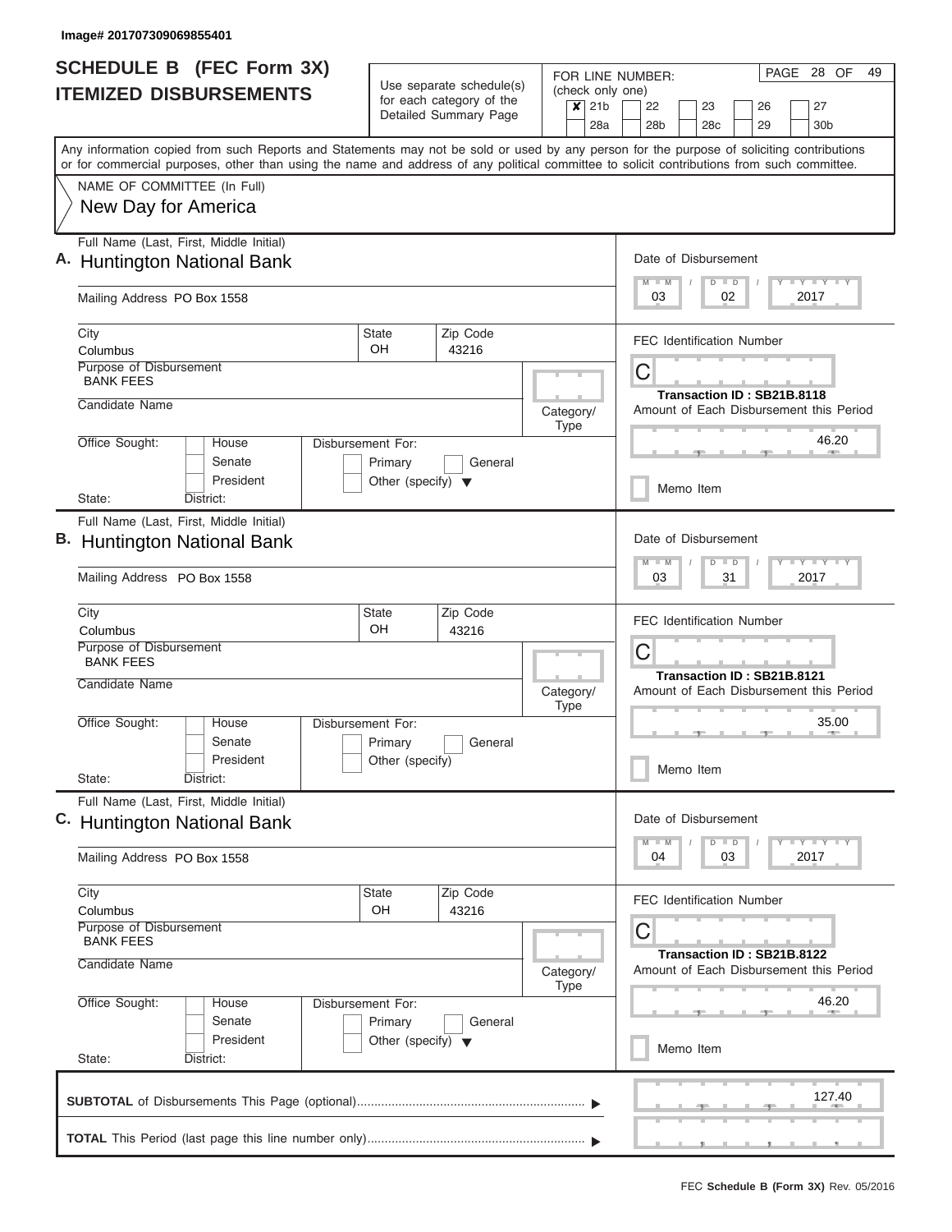Image# 201707309069855401

# SCHEDULE B (FEC Form 3X)
## ITEMIZED DISBURSEMENTS

Use separate schedule(s) for each category of the Detailed Summary Page

FOR LINE NUMBER: (check only one)

☒ 21b ☐ 22 ☐ 23 ☐ 26 ☐ 27
☐ 28a ☐ 28b ☐ 28c ☐ 29 ☐ 30b

PAGE 28 OF 49

Any information copied from such Reports and Statements may not be sold or used by any person for the purpose of soliciting contributions or for commercial purposes, other than using the name and address of any political committee to solicit contributions from such committee.

NAME OF COMMITTEE (In Full)
New Day for America

---

**A.** Full Name (Last, First, Middle Initial): Huntington National Bank

Mailing Address: PO Box 1558

City: Columbus | State: OH | Zip Code: 43216

Purpose of Disbursement: BANK FEES

Candidate Name:

Category/Type:

Office Sought: House / Senate / President

State: District:

Disbursement For: Primary / General / Other (specify)

Date of Disbursement: 03 / 02 / 2017

FEC Identification Number: C

Transaction ID : SB21B.8118

Amount of Each Disbursement this Period: 46.20

Memo Item

---

**B.** Full Name (Last, First, Middle Initial): Huntington National Bank

Mailing Address: PO Box 1558

City: Columbus | State: OH | Zip Code: 43216

Purpose of Disbursement: BANK FEES

Candidate Name:

Category/Type:

Office Sought: House / Senate / President

State: District:

Disbursement For: Primary / General / Other (specify)

Date of Disbursement: 03 / 31 / 2017

FEC Identification Number: C

Transaction ID : SB21B.8121

Amount of Each Disbursement this Period: 35.00

Memo Item

---

**C.** Full Name (Last, First, Middle Initial): Huntington National Bank

Mailing Address: PO Box 1558

City: Columbus | State: OH | Zip Code: 43216

Purpose of Disbursement: BANK FEES

Candidate Name:

Category/Type:

Office Sought: House / Senate / President

State: District:

Disbursement For: Primary / General / Other (specify)

Date of Disbursement: 04 / 03 / 2017

FEC Identification Number: C

Transaction ID : SB21B.8122

Amount of Each Disbursement this Period: 46.20

Memo Item

---

**SUBTOTAL** of Disbursements This Page (optional): 127.40

**TOTAL** This Period (last page this line number only):

FEC **Schedule B (Form 3X)** Rev. 05/2016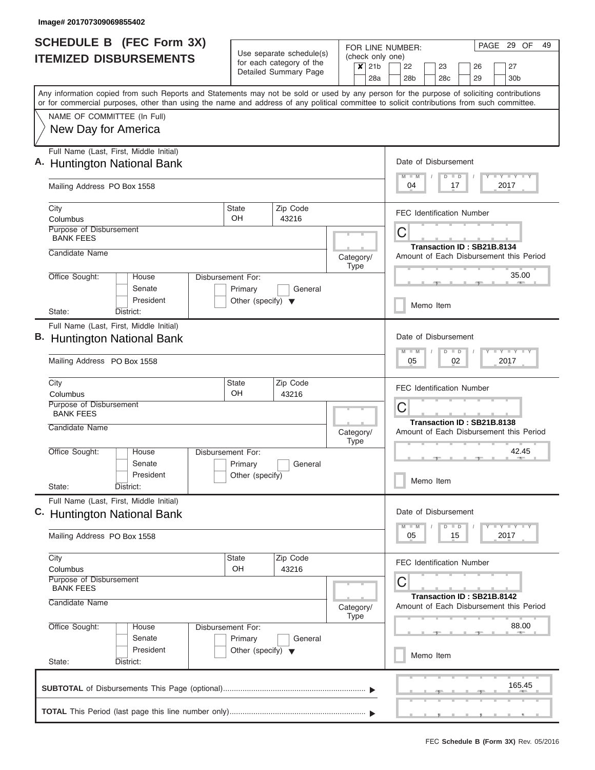Image# 201707309069855402

# SCHEDULE B (FEC Form 3X) ITEMIZED DISBURSEMENTS

Use separate schedule(s) for each category of the Detailed Summary Page

FOR LINE NUMBER: (check only one)

- [x] 21b
- [ ] 22
- [ ] 23
- [ ] 26
- [ ] 27
- [ ] 28a
- [ ] 28b
- [ ] 28c
- [ ] 29
- [ ] 30b

PAGE 29 OF 49

Any information copied from such Reports and Statements may not be sold or used by any person for the purpose of soliciting contributions or for commercial purposes, other than using the name and address of any political committee to solicit contributions from such committee.

NAME OF COMMITTEE (In Full)
New Day for America

## A.

Full Name (Last, First, Middle Initial): Huntington National Bank

Mailing Address: PO Box 1558

City: Columbus | State: OH | Zip Code: 43216

Purpose of Disbursement: BANK FEES

Candidate Name:

Category/Type:

Office Sought: House / Senate / President

Disbursement For: Primary / General / Other (specify)

State: District:

Date of Disbursement: 04 / 17 / 2017

FEC Identification Number: C

Transaction ID : SB21B.8134

Amount of Each Disbursement this Period: 35.00

Memo Item

## B.

Full Name (Last, First, Middle Initial): Huntington National Bank

Mailing Address: PO Box 1558

City: Columbus | State: OH | Zip Code: 43216

Purpose of Disbursement: BANK FEES

Candidate Name:

Category/Type:

Office Sought: House / Senate / President

Disbursement For: Primary / General / Other (specify)

State: District:

Date of Disbursement: 05 / 02 / 2017

FEC Identification Number: C

Transaction ID : SB21B.8138

Amount of Each Disbursement this Period: 42.45

Memo Item

## C.

Full Name (Last, First, Middle Initial): Huntington National Bank

Mailing Address: PO Box 1558

City: Columbus | State: OH | Zip Code: 43216

Purpose of Disbursement: BANK FEES

Candidate Name:

Category/Type:

Office Sought: House / Senate / President

Disbursement For: Primary / General / Other (specify)

State: District:

Date of Disbursement: 05 / 15 / 2017

FEC Identification Number: C

Transaction ID : SB21B.8142

Amount of Each Disbursement this Period: 88.00

Memo Item

**SUBTOTAL** of Disbursements This Page (optional): 165.45

**TOTAL** This Period (last page this line number only):

FEC **Schedule B (Form 3X)** Rev. 05/2016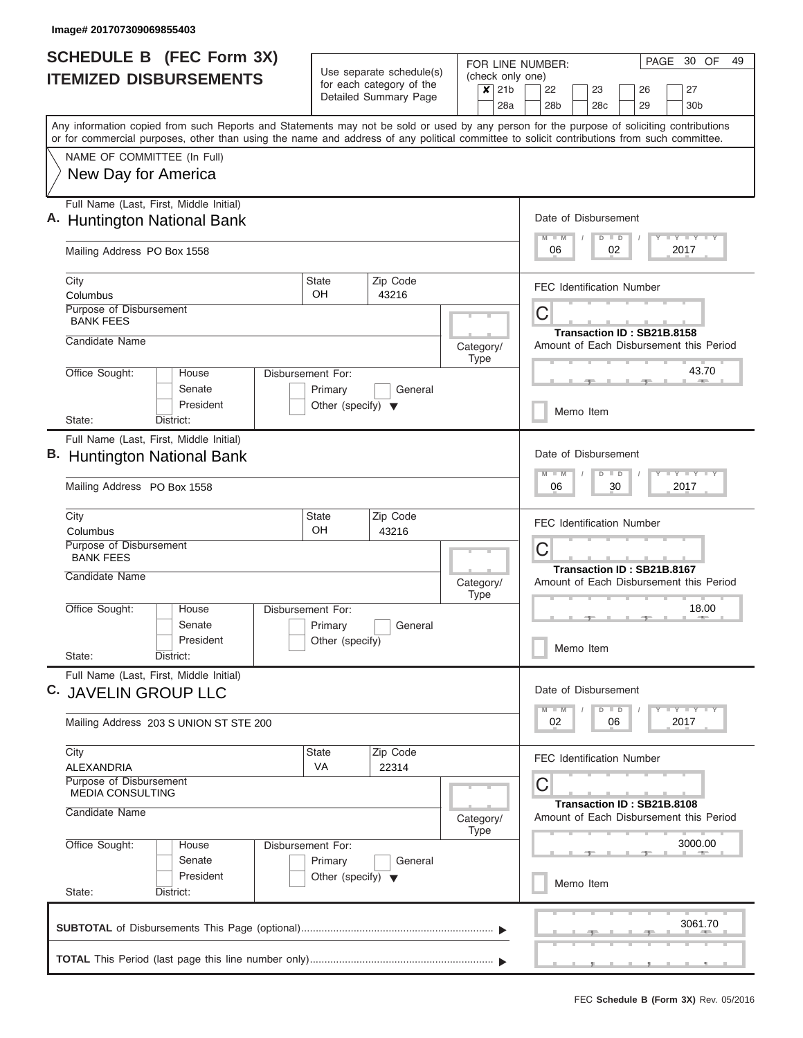Image# 201707309069855403

# SCHEDULE B (FEC Form 3X) ITEMIZED DISBURSEMENTS

Use separate schedule(s) for each category of the Detailed Summary Page

FOR LINE NUMBER: (check only one)

- [x] 21b
- [ ] 22
- [ ] 23
- [ ] 26
- [ ] 27
- [ ] 28a
- [ ] 28b
- [ ] 28c
- [ ] 29
- [ ] 30b

PAGE 30 OF 49

Any information copied from such Reports and Statements may not be sold or used by any person for the purpose of soliciting contributions or for commercial purposes, other than using the name and address of any political committee to solicit contributions from such committee.

NAME OF COMMITTEE (In Full)

New Day for America

---

## A.

Full Name (Last, First, Middle Initial): Huntington National Bank

Mailing Address: PO Box 1558

City: Columbus | State: OH | Zip Code: 43216

Purpose of Disbursement: BANK FEES

Candidate Name:

Category/Type:

Office Sought: House / Senate / President

Disbursement For: Primary / General / Other (specify)

State: District:

Date of Disbursement: 06 / 02 / 2017

FEC Identification Number: C

Transaction ID : SB21B.8158

Amount of Each Disbursement this Period: 43.70

Memo Item

---

## B.

Full Name (Last, First, Middle Initial): Huntington National Bank

Mailing Address: PO Box 1558

City: Columbus | State: OH | Zip Code: 43216

Purpose of Disbursement: BANK FEES

Candidate Name:

Category/Type:

Office Sought: House / Senate / President

Disbursement For: Primary / General / Other (specify)

State: District:

Date of Disbursement: 06 / 30 / 2017

FEC Identification Number: C

Transaction ID : SB21B.8167

Amount of Each Disbursement this Period: 18.00

Memo Item

---

## C.

Full Name (Last, First, Middle Initial): JAVELIN GROUP LLC

Mailing Address: 203 S UNION ST STE 200

City: ALEXANDRIA | State: VA | Zip Code: 22314

Purpose of Disbursement: MEDIA CONSULTING

Candidate Name:

Category/Type:

Office Sought: House / Senate / President

Disbursement For: Primary / General / Other (specify)

State: District:

Date of Disbursement: 02 / 06 / 2017

FEC Identification Number: C

Transaction ID : SB21B.8108

Amount of Each Disbursement this Period: 3000.00

Memo Item

---

**SUBTOTAL** of Disbursements This Page (optional): 3061.70

**TOTAL** This Period (last page this line number only):

FEC **Schedule B (Form 3X)** Rev. 05/2016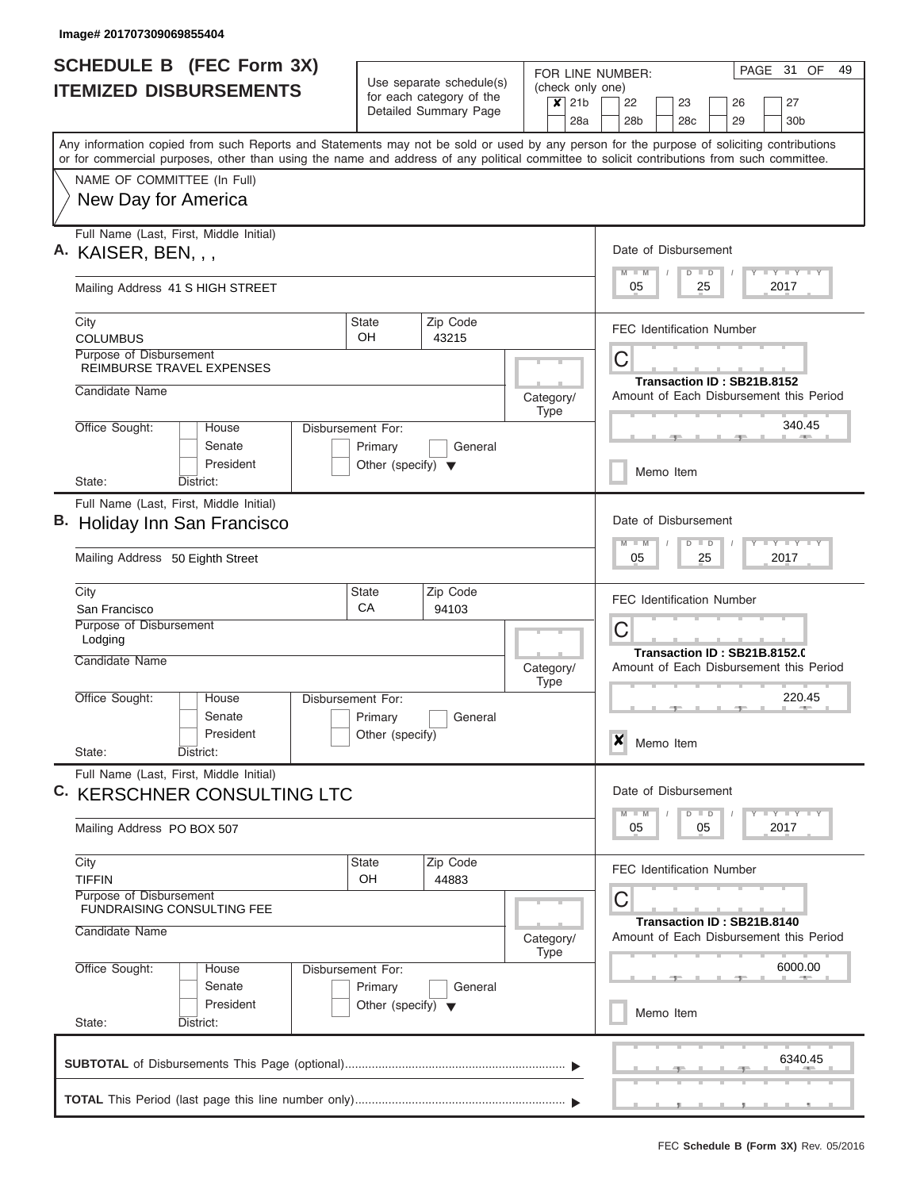Image# 201707309069855404

# SCHEDULE B (FEC Form 3X)
## ITEMIZED DISBURSEMENTS

Use separate schedule(s) for each category of the Detailed Summary Page

FOR LINE NUMBER: (check only one)

- [x] 21b
- [ ] 22
- [ ] 23
- [ ] 26
- [ ] 27
- [ ] 28a
- [ ] 28b
- [ ] 28c
- [ ] 29
- [ ] 30b

Any information copied from such Reports and Statements may not be sold or used by any person for the purpose of soliciting contributions or for commercial purposes, other than using the name and address of any political committee to solicit contributions from such committee.

NAME OF COMMITTEE (In Full)

New Day for America

---

**A.** Full Name (Last, First, Middle Initial): KAISER, BEN, , ,

Mailing Address: 41 S HIGH STREET

City: COLUMBUS | State: OH | Zip Code: 43215

Purpose of Disbursement: REIMBURSE TRAVEL EXPENSES

Candidate Name:

Category/Type:

Office Sought: House / Senate / President

State: District:

Disbursement For: Primary / General / Other (specify)

Date of Disbursement: 05 / 25 / 2017

FEC Identification Number: C

Transaction ID : SB21B.8152

Amount of Each Disbursement this Period: 340.45

- [ ] Memo Item

---

**B.** Full Name (Last, First, Middle Initial): Holiday Inn San Francisco

Mailing Address: 50 Eighth Street

City: San Francisco | State: CA | Zip Code: 94103

Purpose of Disbursement: Lodging

Candidate Name:

Category/Type:

Office Sought: House / Senate / President

State: District:

Disbursement For: Primary / General / Other (specify)

Date of Disbursement: 05 / 25 / 2017

FEC Identification Number: C

Transaction ID : SB21B.8152.0

Amount of Each Disbursement this Period: 220.45

- [x] Memo Item

---

**C.** Full Name (Last, First, Middle Initial): KERSCHNER CONSULTING LTC

Mailing Address: PO BOX 507

City: TIFFIN | State: OH | Zip Code: 44883

Purpose of Disbursement: FUNDRAISING CONSULTING FEE

Candidate Name:

Category/Type:

Office Sought: House / Senate / President

State: District:

Disbursement For: Primary / General / Other (specify)

Date of Disbursement: 05 / 05 / 2017

FEC Identification Number: C

Transaction ID : SB21B.8140

Amount of Each Disbursement this Period: 6000.00

- [ ] Memo Item

---

**SUBTOTAL** of Disbursements This Page (optional): 6340.45

**TOTAL** This Period (last page this line number only):

FEC **Schedule B (Form 3X)** Rev. 05/2016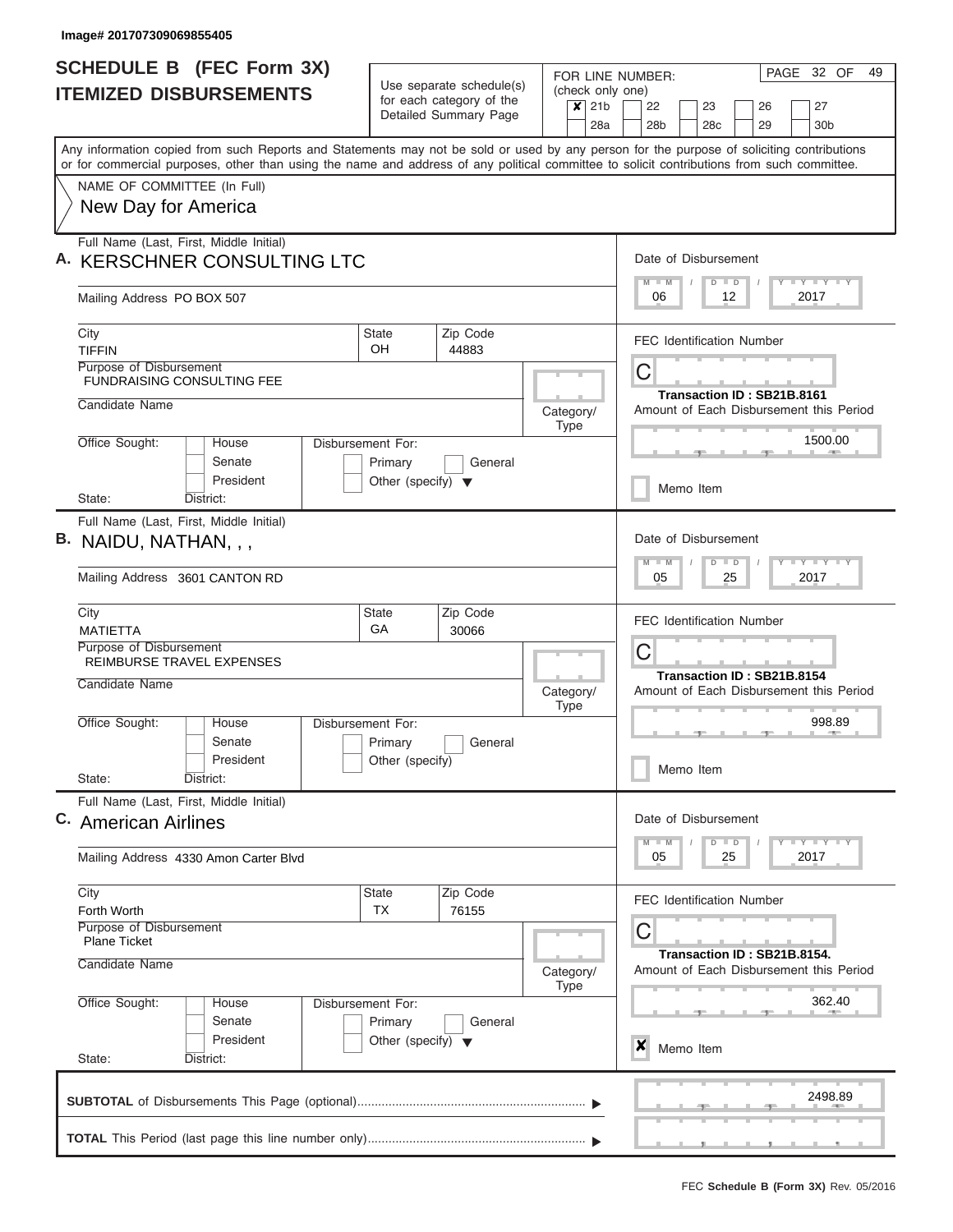Image# 201707309069855405

# SCHEDULE B (FEC Form 3X) ITEMIZED DISBURSEMENTS

Use separate schedule(s) for each category of the Detailed Summary Page

FOR LINE NUMBER: (check only one)

- [x] 21b
- [ ] 22
- [ ] 23
- [ ] 26
- [ ] 27
- [ ] 28a
- [ ] 28b
- [ ] 28c
- [ ] 29
- [ ] 30b

PAGE 32 OF 49

Any information copied from such Reports and Statements may not be sold or used by any person for the purpose of soliciting contributions or for commercial purposes, other than using the name and address of any political committee to solicit contributions from such committee.

NAME OF COMMITTEE (In Full)

New Day for America

---

**A.** Full Name (Last, First, Middle Initial): KERSCHNER CONSULTING LTC

Mailing Address: PO BOX 507

City: TIFFIN | State: OH | Zip Code: 44883

Purpose of Disbursement: FUNDRAISING CONSULTING FEE

Candidate Name:

Category/Type:

Office Sought: House / Senate / President

State: District:

Disbursement For: Primary / General / Other (specify)

Date of Disbursement: 06 / 12 / 2017

FEC Identification Number: C

Transaction ID : SB21B.8161

Amount of Each Disbursement this Period: 1500.00

Memo Item

---

**B.** Full Name (Last, First, Middle Initial): NAIDU, NATHAN, , ,

Mailing Address: 3601 CANTON RD

City: MATIETTA | State: GA | Zip Code: 30066

Purpose of Disbursement: REIMBURSE TRAVEL EXPENSES

Candidate Name:

Category/Type:

Office Sought: House / Senate / President

State: District:

Disbursement For: Primary / General / Other (specify)

Date of Disbursement: 05 / 25 / 2017

FEC Identification Number: C

Transaction ID : SB21B.8154

Amount of Each Disbursement this Period: 998.89

Memo Item

---

**C.** Full Name (Last, First, Middle Initial): American Airlines

Mailing Address: 4330 Amon Carter Blvd

City: Forth Worth | State: TX | Zip Code: 76155

Purpose of Disbursement: Plane Ticket

Candidate Name:

Category/Type:

Office Sought: House / Senate / President

State: District:

Disbursement For: Primary / General / Other (specify)

Date of Disbursement: 05 / 25 / 2017

FEC Identification Number: C

Transaction ID : SB21B.8154.

Amount of Each Disbursement this Period: 362.40

- [x] Memo Item

---

**SUBTOTAL** of Disbursements This Page (optional): 2498.89

**TOTAL** This Period (last page this line number only):

FEC **Schedule B (Form 3X)** Rev. 05/2016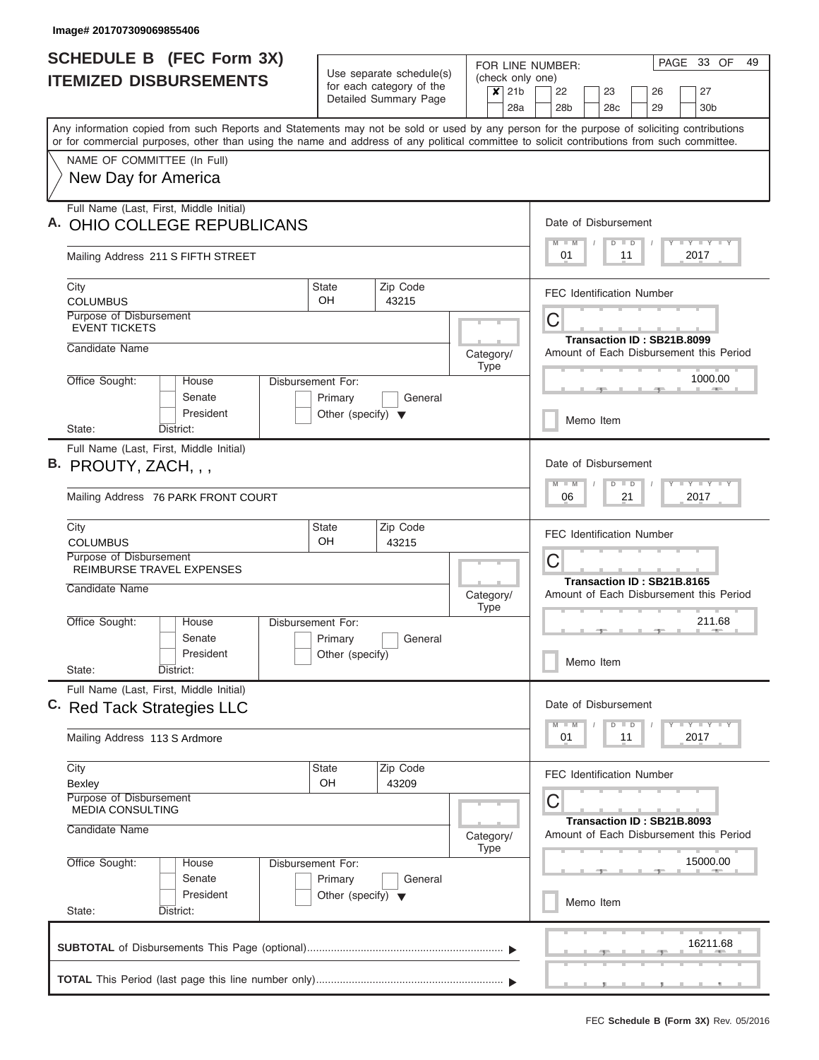Image# 201707309069855406

# SCHEDULE B (FEC Form 3X) ITEMIZED DISBURSEMENTS

Use separate schedule(s) for each category of the Detailed Summary Page

FOR LINE NUMBER: (check only one)

☒ 21b ☐ 22 ☐ 23 ☐ 26 ☐ 27 ☐ 28a ☐ 28b ☐ 28c ☐ 29 ☐ 30b

PAGE 33 OF 49

Any information copied from such Reports and Statements may not be sold or used by any person for the purpose of soliciting contributions or for commercial purposes, other than using the name and address of any political committee to solicit contributions from such committee.

NAME OF COMMITTEE (In Full)
New Day for America

## A.

Full Name (Last, First, Middle Initial): OHIO COLLEGE REPUBLICANS

Mailing Address: 211 S FIFTH STREET

City: COLUMBUS | State: OH | Zip Code: 43215

Purpose of Disbursement: EVENT TICKETS

Candidate Name:

Category/Type:

Office Sought: ☐ House ☐ Senate ☐ President

State: District:

Disbursement For: ☐ Primary ☐ General ☐ Other (specify)

Date of Disbursement: 01 / 11 / 2017

FEC Identification Number: C

Transaction ID : SB21B.8099

Amount of Each Disbursement this Period: 1000.00

☐ Memo Item

## B.

Full Name (Last, First, Middle Initial): PROUTY, ZACH, , ,

Mailing Address: 76 PARK FRONT COURT

City: COLUMBUS | State: OH | Zip Code: 43215

Purpose of Disbursement: REIMBURSE TRAVEL EXPENSES

Candidate Name:

Category/Type:

Office Sought: ☐ House ☐ Senate ☐ President

State: District:

Disbursement For: ☐ Primary ☐ General ☐ Other (specify)

Date of Disbursement: 06 / 21 / 2017

FEC Identification Number: C

Transaction ID : SB21B.8165

Amount of Each Disbursement this Period: 211.68

☐ Memo Item

## C.

Full Name (Last, First, Middle Initial): Red Tack Strategies LLC

Mailing Address: 113 S Ardmore

City: Bexley | State: OH | Zip Code: 43209

Purpose of Disbursement: MEDIA CONSULTING

Candidate Name:

Category/Type:

Office Sought: ☐ House ☐ Senate ☐ President

State: District:

Disbursement For: ☐ Primary ☐ General ☐ Other (specify)

Date of Disbursement: 01 / 11 / 2017

FEC Identification Number: C

Transaction ID : SB21B.8093

Amount of Each Disbursement this Period: 15000.00

☐ Memo Item

**SUBTOTAL** of Disbursements This Page (optional): 16211.68

**TOTAL** This Period (last page this line number only):

FEC **Schedule B (Form 3X)** Rev. 05/2016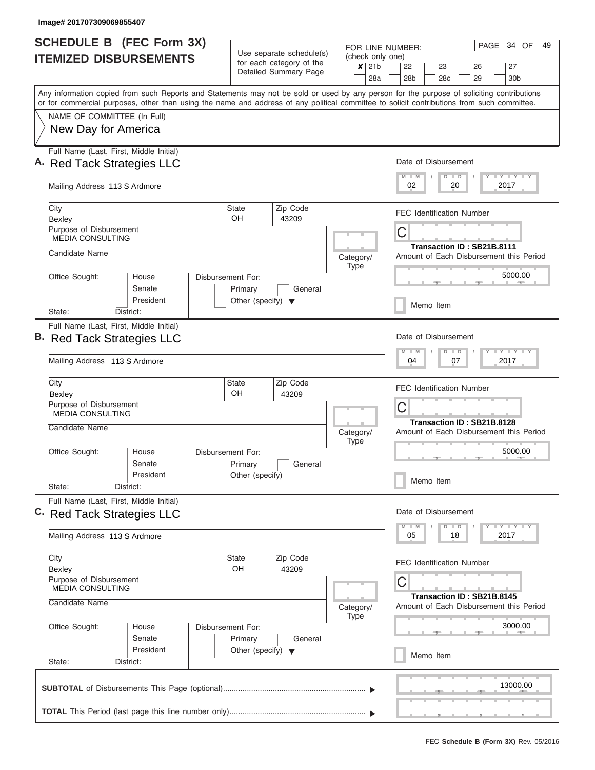Image# 201707309069855407

# SCHEDULE B (FEC Form 3X)
## ITEMIZED DISBURSEMENTS

Use separate schedule(s) for each category of the Detailed Summary Page

FOR LINE NUMBER: (check only one)

- [x] 21b
- [ ] 22
- [ ] 23
- [ ] 26
- [ ] 27
- [ ] 28a
- [ ] 28b
- [ ] 28c
- [ ] 29
- [ ] 30b

PAGE 34 OF 49

Any information copied from such Reports and Statements may not be sold or used by any person for the purpose of soliciting contributions or for commercial purposes, other than using the name and address of any political committee to solicit contributions from such committee.

NAME OF COMMITTEE (In Full)
New Day for America

---

**A.** Full Name (Last, First, Middle Initial): Red Tack Strategies LLC

Mailing Address: 113 S Ardmore

City: Bexley | State: OH | Zip Code: 43209

Purpose of Disbursement: MEDIA CONSULTING

Candidate Name:

Category/Type:

Office Sought: House / Senate / President

State: District:

Disbursement For: Primary / General / Other (specify)

Date of Disbursement: 02 / 20 / 2017

FEC Identification Number: C

Transaction ID : SB21B.8111

Amount of Each Disbursement this Period: 5000.00

Memo Item

---

**B.** Full Name (Last, First, Middle Initial): Red Tack Strategies LLC

Mailing Address: 113 S Ardmore

City: Bexley | State: OH | Zip Code: 43209

Purpose of Disbursement: MEDIA CONSULTING

Candidate Name:

Category/Type:

Office Sought: House / Senate / President

State: District:

Disbursement For: Primary / General / Other (specify)

Date of Disbursement: 04 / 07 / 2017

FEC Identification Number: C

Transaction ID : SB21B.8128

Amount of Each Disbursement this Period: 5000.00

Memo Item

---

**C.** Full Name (Last, First, Middle Initial): Red Tack Strategies LLC

Mailing Address: 113 S Ardmore

City: Bexley | State: OH | Zip Code: 43209

Purpose of Disbursement: MEDIA CONSULTING

Candidate Name:

Category/Type:

Office Sought: House / Senate / President

State: District:

Disbursement For: Primary / General / Other (specify)

Date of Disbursement: 05 / 18 / 2017

FEC Identification Number: C

Transaction ID : SB21B.8145

Amount of Each Disbursement this Period: 3000.00

Memo Item

---

**SUBTOTAL** of Disbursements This Page (optional): 13000.00

**TOTAL** This Period (last page this line number only):

FEC **Schedule B (Form 3X)** Rev. 05/2016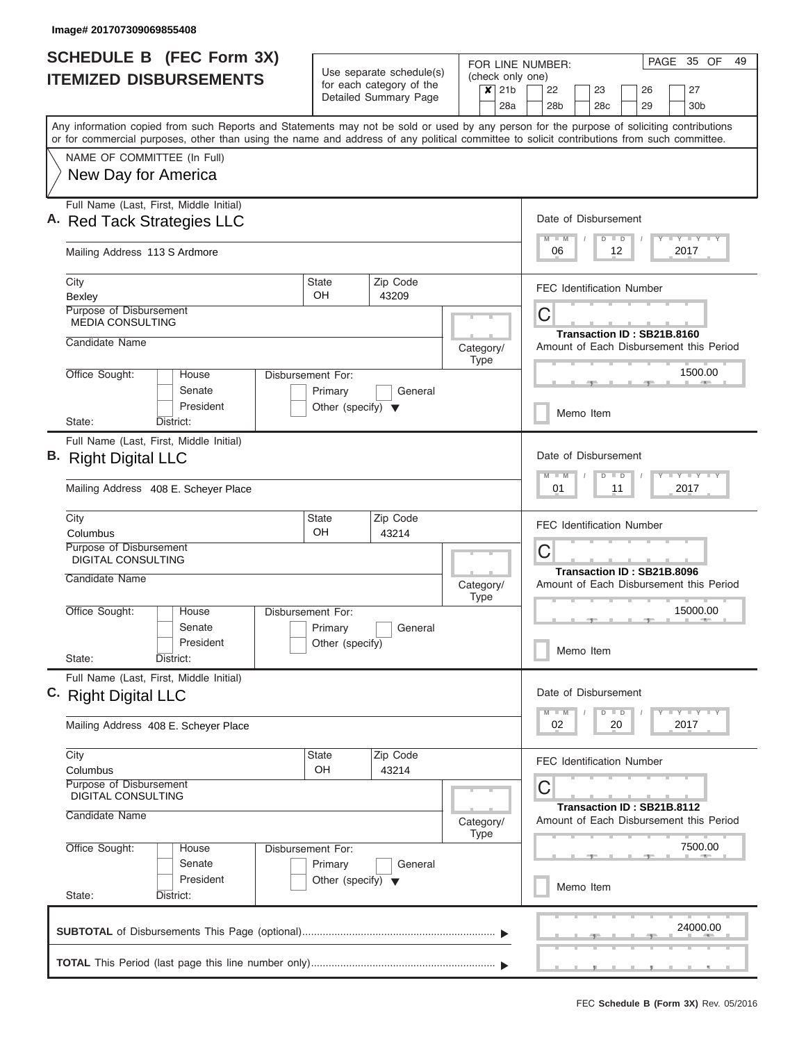Image# 201707309069855408

# SCHEDULE B (FEC Form 3X)
## ITEMIZED DISBURSEMENTS

Use separate schedule(s) for each category of the Detailed Summary Page

FOR LINE NUMBER: (check only one)

☒ 21b ☐ 22 ☐ 23 ☐ 26 ☐ 27
☐ 28a ☐ 28b ☐ 28c ☐ 29 ☐ 30b

PAGE 35 OF 49

Any information copied from such Reports and Statements may not be sold or used by any person for the purpose of soliciting contributions or for commercial purposes, other than using the name and address of any political committee to solicit contributions from such committee.

NAME OF COMMITTEE (In Full)
New Day for America

---

**A.** Full Name (Last, First, Middle Initial): Red Tack Strategies LLC

Mailing Address: 113 S Ardmore

City: Bexley | State: OH | Zip Code: 43209

Purpose of Disbursement: MEDIA CONSULTING

Candidate Name:

Category/Type:

Office Sought: ☐ House ☐ Senate ☐ President

State: District:

Disbursement For: ☐ Primary ☐ General ☐ Other (specify)

Date of Disbursement: 06 / 12 / 2017

FEC Identification Number: C

Transaction ID : SB21B.8160

Amount of Each Disbursement this Period: 1500.00

☐ Memo Item

---

**B.** Full Name (Last, First, Middle Initial): Right Digital LLC

Mailing Address: 408 E. Scheyer Place

City: Columbus | State: OH | Zip Code: 43214

Purpose of Disbursement: DIGITAL CONSULTING

Candidate Name:

Category/Type:

Office Sought: ☐ House ☐ Senate ☐ President

State: District:

Disbursement For: ☐ Primary ☐ General ☐ Other (specify)

Date of Disbursement: 01 / 11 / 2017

FEC Identification Number: C

Transaction ID : SB21B.8096

Amount of Each Disbursement this Period: 15000.00

☐ Memo Item

---

**C.** Full Name (Last, First, Middle Initial): Right Digital LLC

Mailing Address: 408 E. Scheyer Place

City: Columbus | State: OH | Zip Code: 43214

Purpose of Disbursement: DIGITAL CONSULTING

Candidate Name:

Category/Type:

Office Sought: ☐ House ☐ Senate ☐ President

State: District:

Disbursement For: ☐ Primary ☐ General ☐ Other (specify)

Date of Disbursement: 02 / 20 / 2017

FEC Identification Number: C

Transaction ID : SB21B.8112

Amount of Each Disbursement this Period: 7500.00

☐ Memo Item

---

**SUBTOTAL** of Disbursements This Page (optional): 24000.00

**TOTAL** This Period (last page this line number only):

FEC **Schedule B (Form 3X)** Rev. 05/2016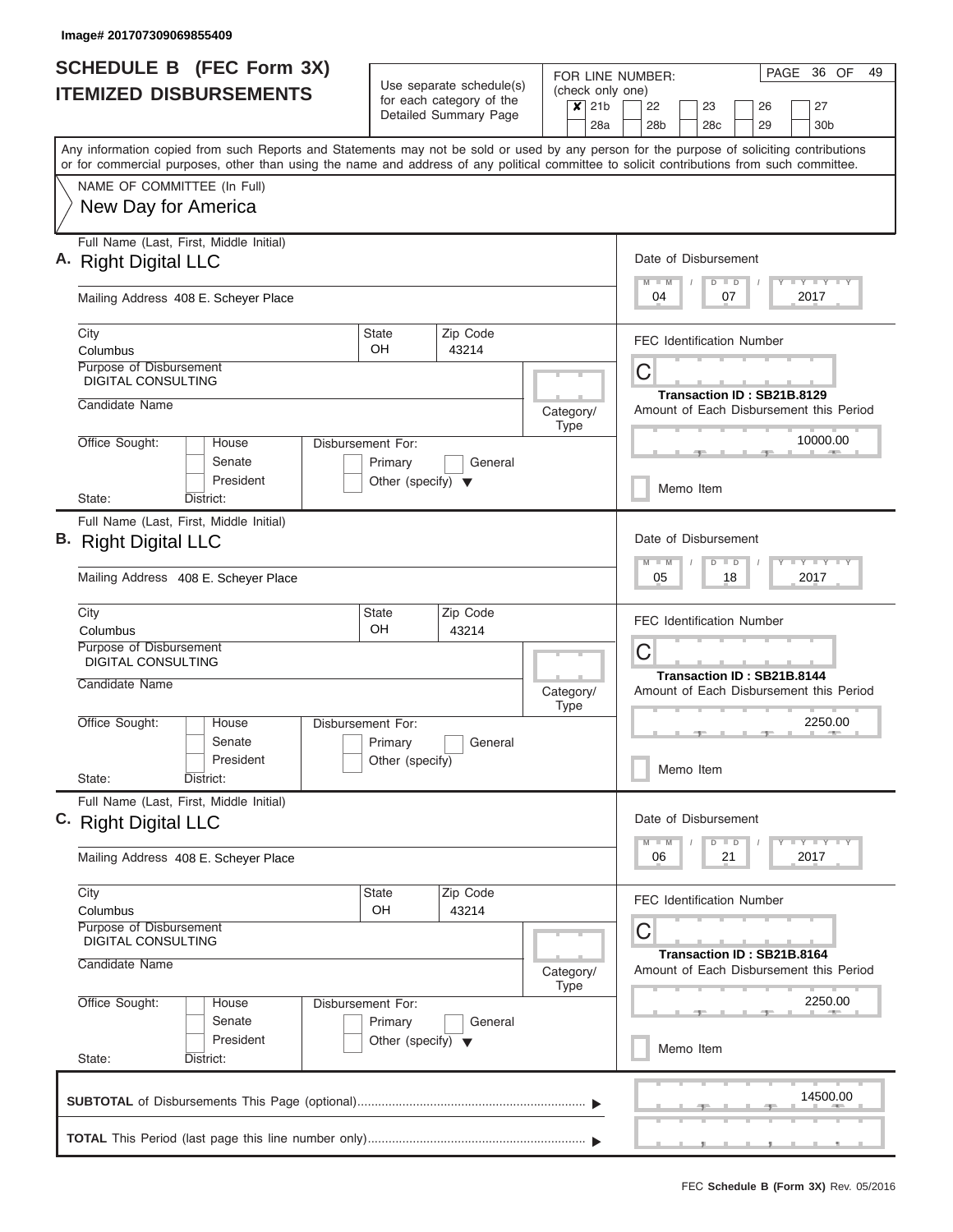Image# 201707309069855409

# SCHEDULE B (FEC Form 3X)
## ITEMIZED DISBURSEMENTS

Use separate schedule(s) for each category of the Detailed Summary Page

FOR LINE NUMBER: (check only one)

- [x] 21b
- [ ] 22
- [ ] 23
- [ ] 26
- [ ] 27
- [ ] 28a
- [ ] 28b
- [ ] 28c
- [ ] 29
- [ ] 30b

PAGE 36 OF 49

Any information copied from such Reports and Statements may not be sold or used by any person for the purpose of soliciting contributions or for commercial purposes, other than using the name and address of any political committee to solicit contributions from such committee.

NAME OF COMMITTEE (In Full)
New Day for America

---

**A.** Full Name (Last, First, Middle Initial): Right Digital LLC

Mailing Address: 408 E. Scheyer Place

City: Columbus | State: OH | Zip Code: 43214

Purpose of Disbursement: DIGITAL CONSULTING

Candidate Name:

Category/Type:

Office Sought: House / Senate / President

State: District:

Disbursement For: Primary / General / Other (specify)

Date of Disbursement: 04 / 07 / 2017

FEC Identification Number: C

Transaction ID : SB21B.8129

Amount of Each Disbursement this Period: 10000.00

Memo Item

---

**B.** Full Name (Last, First, Middle Initial): Right Digital LLC

Mailing Address: 408 E. Scheyer Place

City: Columbus | State: OH | Zip Code: 43214

Purpose of Disbursement: DIGITAL CONSULTING

Candidate Name:

Category/Type:

Office Sought: House / Senate / President

State: District:

Disbursement For: Primary / General / Other (specify)

Date of Disbursement: 05 / 18 / 2017

FEC Identification Number: C

Transaction ID : SB21B.8144

Amount of Each Disbursement this Period: 2250.00

Memo Item

---

**C.** Full Name (Last, First, Middle Initial): Right Digital LLC

Mailing Address: 408 E. Scheyer Place

City: Columbus | State: OH | Zip Code: 43214

Purpose of Disbursement: DIGITAL CONSULTING

Candidate Name:

Category/Type:

Office Sought: House / Senate / President

State: District:

Disbursement For: Primary / General / Other (specify)

Date of Disbursement: 06 / 21 / 2017

FEC Identification Number: C

Transaction ID : SB21B.8164

Amount of Each Disbursement this Period: 2250.00

Memo Item

---

**SUBTOTAL** of Disbursements This Page (optional): 14500.00

**TOTAL** This Period (last page this line number only):

FEC **Schedule B (Form 3X)** Rev. 05/2016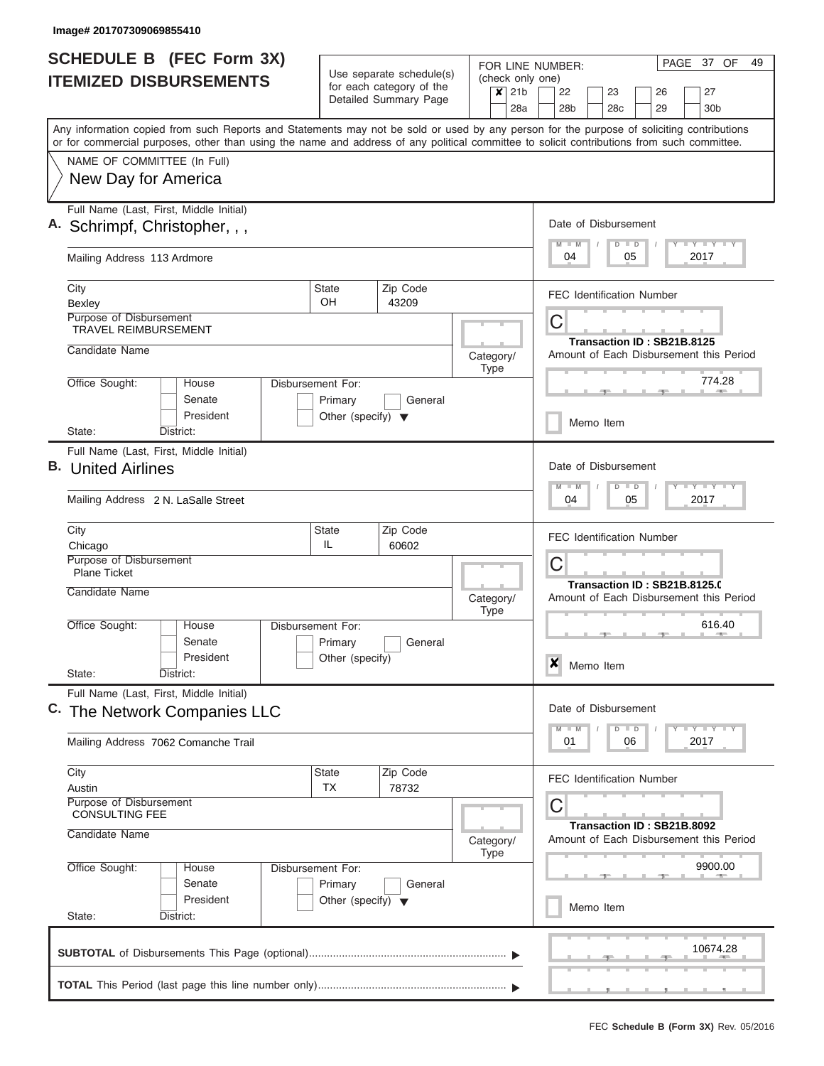Image# 201707309069855410

# SCHEDULE B (FEC Form 3X)
## ITEMIZED DISBURSEMENTS

Use separate schedule(s) for each category of the Detailed Summary Page

FOR LINE NUMBER: (check only one)

- [x] 21b
- [ ] 22
- [ ] 23
- [ ] 26
- [ ] 27
- [ ] 28a
- [ ] 28b
- [ ] 28c
- [ ] 29
- [ ] 30b

PAGE 37 OF 49

Any information copied from such Reports and Statements may not be sold or used by any person for the purpose of soliciting contributions or for commercial purposes, other than using the name and address of any political committee to solicit contributions from such committee.

NAME OF COMMITTEE (In Full)
New Day for America

---

**A.** Full Name (Last, First, Middle Initial): Schrimpf, Christopher, , ,

Mailing Address: 113 Ardmore

City: Bexley | State: OH | Zip Code: 43209

Purpose of Disbursement: TRAVEL REIMBURSEMENT

Candidate Name:

Category/Type:

Office Sought: House / Senate / President

Disbursement For: Primary / General / Other (specify)

State: District:

Date of Disbursement: 04 / 05 / 2017

FEC Identification Number: C

Transaction ID : SB21B.8125

Amount of Each Disbursement this Period: 774.28

Memo Item: [ ]

---

**B.** Full Name (Last, First, Middle Initial): United Airlines

Mailing Address: 2 N. LaSalle Street

City: Chicago | State: IL | Zip Code: 60602

Purpose of Disbursement: Plane Ticket

Candidate Name:

Category/Type:

Office Sought: House / Senate / President

Disbursement For: Primary / General / Other (specify)

State: District:

Date of Disbursement: 04 / 05 / 2017

FEC Identification Number: C

Transaction ID : SB21B.8125.0

Amount of Each Disbursement this Period: 616.40

Memo Item: [x]

---

**C.** Full Name (Last, First, Middle Initial): The Network Companies LLC

Mailing Address: 7062 Comanche Trail

City: Austin | State: TX | Zip Code: 78732

Purpose of Disbursement: CONSULTING FEE

Candidate Name:

Category/Type:

Office Sought: House / Senate / President

Disbursement For: Primary / General / Other (specify)

State: District:

Date of Disbursement: 01 / 06 / 2017

FEC Identification Number: C

Transaction ID : SB21B.8092

Amount of Each Disbursement this Period: 9900.00

Memo Item: [ ]

---

**SUBTOTAL** of Disbursements This Page (optional): 10674.28

**TOTAL** This Period (last page this line number only):

FEC **Schedule B (Form 3X)** Rev. 05/2016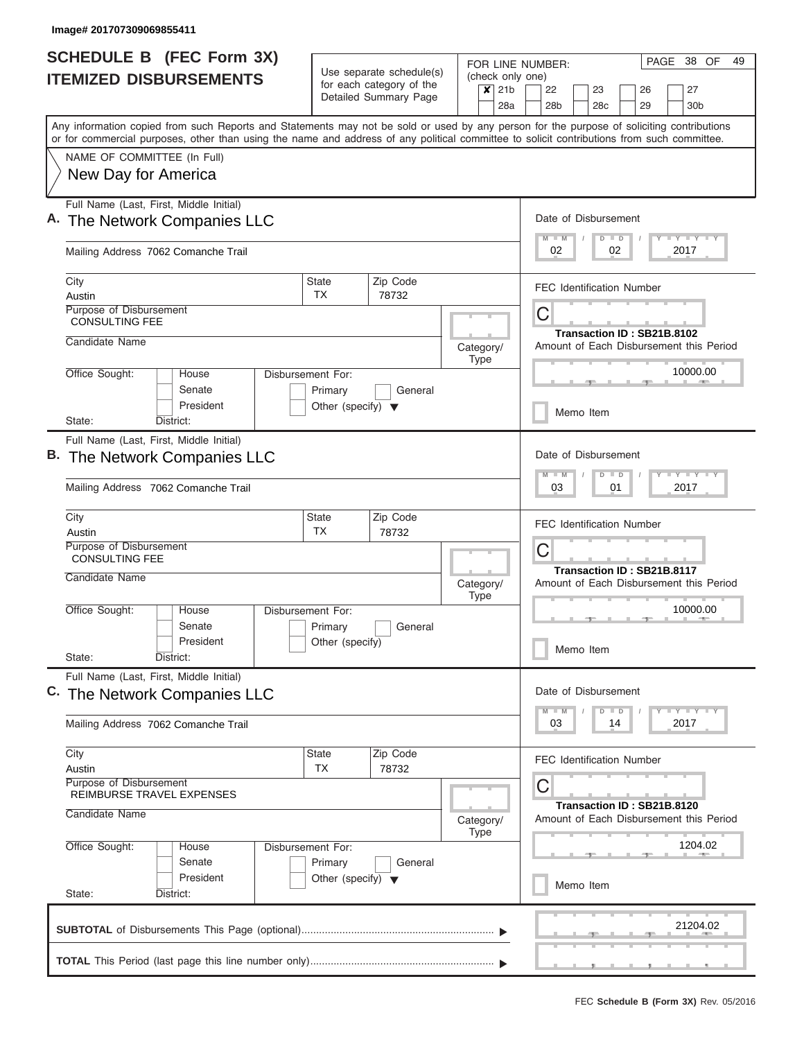Image# 201707309069855411

# SCHEDULE B (FEC Form 3X)
## ITEMIZED DISBURSEMENTS

Use separate schedule(s) for each category of the Detailed Summary Page

FOR LINE NUMBER: (check only one)

- [x] 21b
- [ ] 22
- [ ] 23
- [ ] 26
- [ ] 27
- [ ] 28a
- [ ] 28b
- [ ] 28c
- [ ] 29
- [ ] 30b

PAGE 38 OF 49

Any information copied from such Reports and Statements may not be sold or used by any person for the purpose of soliciting contributions or for commercial purposes, other than using the name and address of any political committee to solicit contributions from such committee.

NAME OF COMMITTEE (In Full)
New Day for America

---

**A.** Full Name (Last, First, Middle Initial): The Network Companies LLC

Mailing Address: 7062 Comanche Trail

City: Austin | State: TX | Zip Code: 78732

Purpose of Disbursement: CONSULTING FEE

Candidate Name:

Category/Type:

Office Sought: House / Senate / President — State: District:

Disbursement For: Primary / General / Other (specify)

Date of Disbursement: 02 / 02 / 2017

FEC Identification Number: C

Transaction ID : SB21B.8102

Amount of Each Disbursement this Period: 10000.00

Memo Item

---

**B.** Full Name (Last, First, Middle Initial): The Network Companies LLC

Mailing Address: 7062 Comanche Trail

City: Austin | State: TX | Zip Code: 78732

Purpose of Disbursement: CONSULTING FEE

Candidate Name:

Category/Type:

Office Sought: House / Senate / President — State: District:

Disbursement For: Primary / General / Other (specify)

Date of Disbursement: 03 / 01 / 2017

FEC Identification Number: C

Transaction ID : SB21B.8117

Amount of Each Disbursement this Period: 10000.00

Memo Item

---

**C.** Full Name (Last, First, Middle Initial): The Network Companies LLC

Mailing Address: 7062 Comanche Trail

City: Austin | State: TX | Zip Code: 78732

Purpose of Disbursement: REIMBURSE TRAVEL EXPENSES

Candidate Name:

Category/Type:

Office Sought: House / Senate / President — State: District:

Disbursement For: Primary / General / Other (specify)

Date of Disbursement: 03 / 14 / 2017

FEC Identification Number: C

Transaction ID : SB21B.8120

Amount of Each Disbursement this Period: 1204.02

Memo Item

---

**SUBTOTAL** of Disbursements This Page (optional): 21204.02

**TOTAL** This Period (last page this line number only):

FEC **Schedule B (Form 3X)** Rev. 05/2016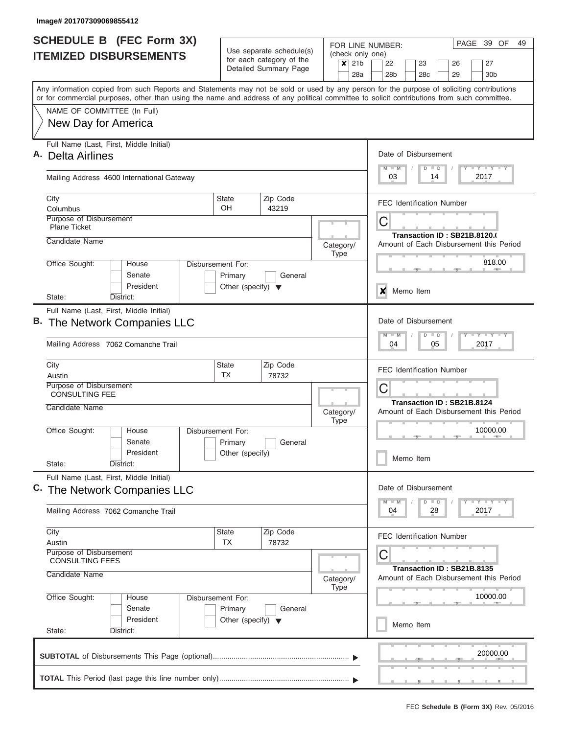Image# 201707309069855412

# SCHEDULE B (FEC Form 3X)
## ITEMIZED DISBURSEMENTS

Use separate schedule(s) for each category of the Detailed Summary Page

FOR LINE NUMBER: (check only one)
- [x] 21b
- [ ] 22
- [ ] 23
- [ ] 26
- [ ] 27
- [ ] 28a
- [ ] 28b
- [ ] 28c
- [ ] 29
- [ ] 30b

Any information copied from such Reports and Statements may not be sold or used by any person for the purpose of soliciting contributions or for commercial purposes, other than using the name and address of any political committee to solicit contributions from such committee.

NAME OF COMMITTEE (In Full)
New Day for America

---

**A.** Full Name (Last, First, Middle Initial): Delta Airlines

Mailing Address: 4600 International Gateway

City: Columbus | State: OH | Zip Code: 43219

Purpose of Disbursement: Plane Ticket

Candidate Name:

Category/Type:

Office Sought: House / Senate / President
Disbursement For: Primary / General / Other (specify)

State: District:

Date of Disbursement: 03 / 14 / 2017

FEC Identification Number: C

Transaction ID : SB21B.8120.(

Amount of Each Disbursement this Period: 818.00

[x] Memo Item

---

**B.** Full Name (Last, First, Middle Initial): The Network Companies LLC

Mailing Address: 7062 Comanche Trail

City: Austin | State: TX | Zip Code: 78732

Purpose of Disbursement: CONSULTING FEE

Candidate Name:

Category/Type:

Office Sought: House / Senate / President
Disbursement For: Primary / General / Other (specify)

State: District:

Date of Disbursement: 04 / 05 / 2017

FEC Identification Number: C

Transaction ID : SB21B.8124

Amount of Each Disbursement this Period: 10000.00

[ ] Memo Item

---

**C.** Full Name (Last, First, Middle Initial): The Network Companies LLC

Mailing Address: 7062 Comanche Trail

City: Austin | State: TX | Zip Code: 78732

Purpose of Disbursement: CONSULTING FEES

Candidate Name:

Category/Type:

Office Sought: House / Senate / President
Disbursement For: Primary / General / Other (specify)

State: District:

Date of Disbursement: 04 / 28 / 2017

FEC Identification Number: C

Transaction ID : SB21B.8135

Amount of Each Disbursement this Period: 10000.00

[ ] Memo Item

---

**SUBTOTAL** of Disbursements This Page (optional): 20000.00

**TOTAL** This Period (last page this line number only):

FEC **Schedule B (Form 3X)** Rev. 05/2016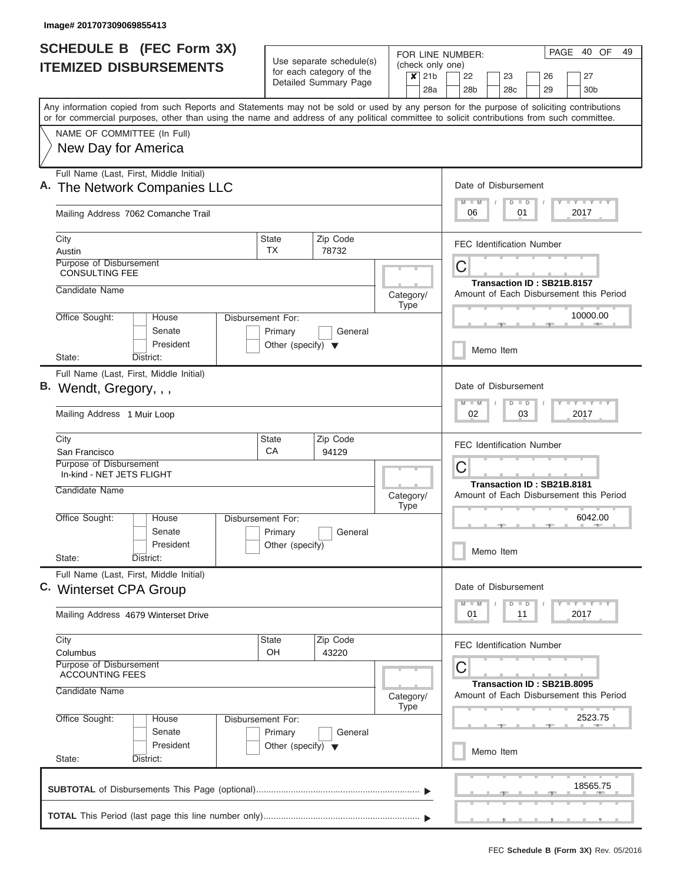Image# 201707309069855413

# SCHEDULE B (FEC Form 3X) ITEMIZED DISBURSEMENTS

Use separate schedule(s) for each category of the Detailed Summary Page

FOR LINE NUMBER: (check only one)

- [x] 21b
- [ ] 22
- [ ] 23
- [ ] 26
- [ ] 27
- [ ] 28a
- [ ] 28b
- [ ] 28c
- [ ] 29
- [ ] 30b

PAGE 40 OF 49

Any information copied from such Reports and Statements may not be sold or used by any person for the purpose of soliciting contributions or for commercial purposes, other than using the name and address of any political committee to solicit contributions from such committee.

NAME OF COMMITTEE (In Full)
New Day for America

---

**A.** Full Name (Last, First, Middle Initial): The Network Companies LLC

Mailing Address: 7062 Comanche Trail

City: Austin | State: TX | Zip Code: 78732

Purpose of Disbursement: CONSULTING FEE

Candidate Name:

Category/Type:

Office Sought: House / Senate / President

Disbursement For: Primary / General / Other (specify)

State: District:

Date of Disbursement: 06 / 01 / 2017

FEC Identification Number: C

Transaction ID : SB21B.8157

Amount of Each Disbursement this Period: 10000.00

Memo Item

---

**B.** Full Name (Last, First, Middle Initial): Wendt, Gregory, , ,

Mailing Address: 1 Muir Loop

City: San Francisco | State: CA | Zip Code: 94129

Purpose of Disbursement: In-kind - NET JETS FLIGHT

Candidate Name:

Category/Type:

Office Sought: House / Senate / President

Disbursement For: Primary / General / Other (specify)

State: District:

Date of Disbursement: 02 / 03 / 2017

FEC Identification Number: C

Transaction ID : SB21B.8181

Amount of Each Disbursement this Period: 6042.00

Memo Item

---

**C.** Full Name (Last, First, Middle Initial): Winterset CPA Group

Mailing Address: 4679 Winterset Drive

City: Columbus | State: OH | Zip Code: 43220

Purpose of Disbursement: ACCOUNTING FEES

Candidate Name:

Category/Type:

Office Sought: House / Senate / President

Disbursement For: Primary / General / Other (specify)

State: District:

Date of Disbursement: 01 / 11 / 2017

FEC Identification Number: C

Transaction ID : SB21B.8095

Amount of Each Disbursement this Period: 2523.75

Memo Item

---

**SUBTOTAL** of Disbursements This Page (optional): 18565.75

**TOTAL** This Period (last page this line number only):

FEC **Schedule B (Form 3X)** Rev. 05/2016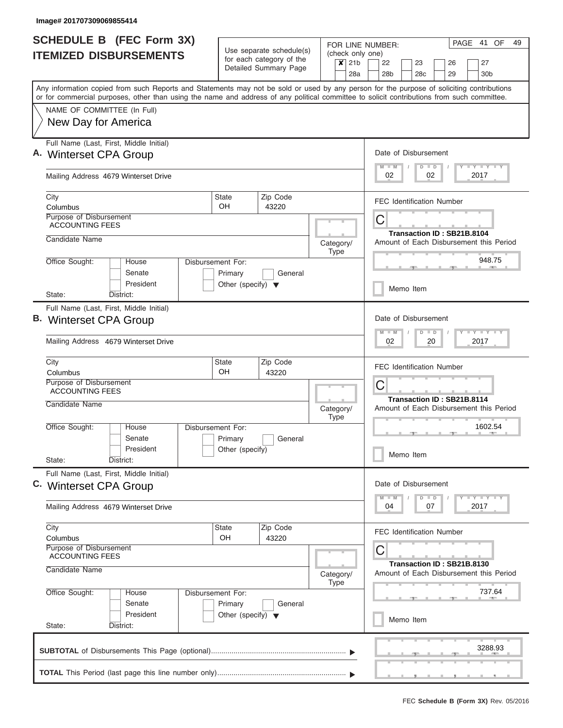Image# 201707309069855414

# SCHEDULE B (FEC Form 3X)
## ITEMIZED DISBURSEMENTS

Use separate schedule(s) for each category of the Detailed Summary Page

FOR LINE NUMBER: (check only one)

- [x] 21b
- [ ] 22
- [ ] 23
- [ ] 26
- [ ] 27
- [ ] 28a
- [ ] 28b
- [ ] 28c
- [ ] 29
- [ ] 30b

PAGE 41 OF 49

Any information copied from such Reports and Statements may not be sold or used by any person for the purpose of soliciting contributions or for commercial purposes, other than using the name and address of any political committee to solicit contributions from such committee.

NAME OF COMMITTEE (In Full)
New Day for America

---

**A.** Full Name (Last, First, Middle Initial): Winterset CPA Group

Mailing Address: 4679 Winterset Drive

City: Columbus | State: OH | Zip Code: 43220

Purpose of Disbursement: ACCOUNTING FEES

Candidate Name:

Category/Type:

Office Sought: House / Senate / President

State: District:

Disbursement For: Primary / General / Other (specify)

Date of Disbursement: 02 / 02 / 2017

FEC Identification Number: C

Transaction ID : SB21B.8104

Amount of Each Disbursement this Period: 948.75

Memo Item

---

**B.** Full Name (Last, First, Middle Initial): Winterset CPA Group

Mailing Address: 4679 Winterset Drive

City: Columbus | State: OH | Zip Code: 43220

Purpose of Disbursement: ACCOUNTING FEES

Candidate Name:

Category/Type:

Office Sought: House / Senate / President

State: District:

Disbursement For: Primary / General / Other (specify)

Date of Disbursement: 02 / 20 / 2017

FEC Identification Number: C

Transaction ID : SB21B.8114

Amount of Each Disbursement this Period: 1602.54

Memo Item

---

**C.** Full Name (Last, First, Middle Initial): Winterset CPA Group

Mailing Address: 4679 Winterset Drive

City: Columbus | State: OH | Zip Code: 43220

Purpose of Disbursement: ACCOUNTING FEES

Candidate Name:

Category/Type:

Office Sought: House / Senate / President

State: District:

Disbursement For: Primary / General / Other (specify)

Date of Disbursement: 04 / 07 / 2017

FEC Identification Number: C

Transaction ID : SB21B.8130

Amount of Each Disbursement this Period: 737.64

Memo Item

---

**SUBTOTAL** of Disbursements This Page (optional): 3288.93

**TOTAL** This Period (last page this line number only):

FEC **Schedule B (Form 3X)** Rev. 05/2016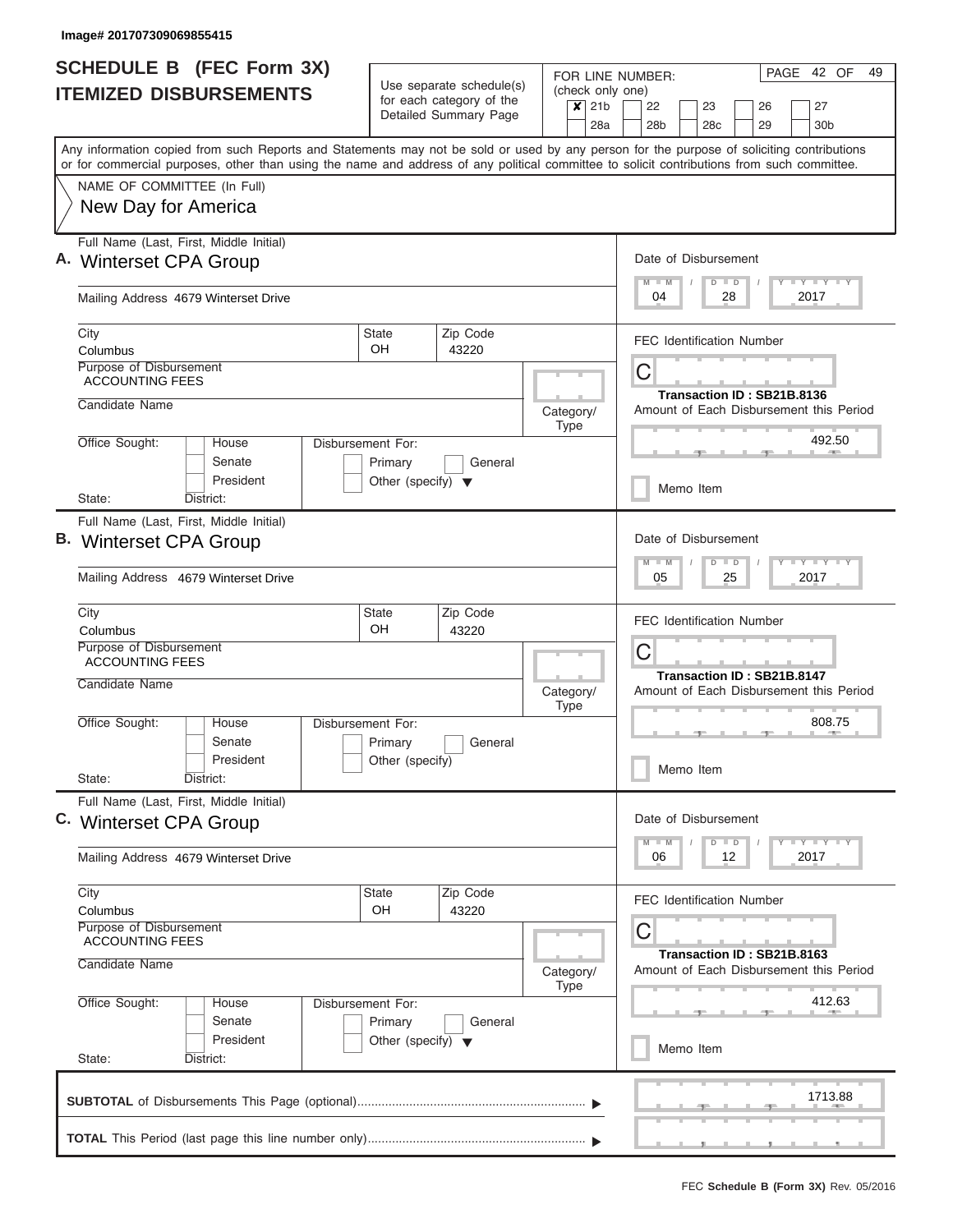Image# 201707309069855415

# SCHEDULE B (FEC Form 3X)
## ITEMIZED DISBURSEMENTS

Use separate schedule(s) for each category of the Detailed Summary Page

FOR LINE NUMBER: (check only one)

- [x] 21b
- [ ] 22
- [ ] 23
- [ ] 26
- [ ] 27
- [ ] 28a
- [ ] 28b
- [ ] 28c
- [ ] 29
- [ ] 30b

Any information copied from such Reports and Statements may not be sold or used by any person for the purpose of soliciting contributions or for commercial purposes, other than using the name and address of any political committee to solicit contributions from such committee.

NAME OF COMMITTEE (In Full)
New Day for America

---

**A.** Full Name (Last, First, Middle Initial): Winterset CPA Group

Mailing Address: 4679 Winterset Drive

City: Columbus | State: OH | Zip Code: 43220

Purpose of Disbursement: ACCOUNTING FEES

Candidate Name:

Category/Type:

Office Sought: House / Senate / President

State: District:

Disbursement For: Primary / General / Other (specify)

Date of Disbursement: 04 / 28 / 2017

FEC Identification Number: C

Transaction ID : SB21B.8136

Amount of Each Disbursement this Period: 492.50

Memo Item

---

**B.** Full Name (Last, First, Middle Initial): Winterset CPA Group

Mailing Address: 4679 Winterset Drive

City: Columbus | State: OH | Zip Code: 43220

Purpose of Disbursement: ACCOUNTING FEES

Candidate Name:

Category/Type:

Office Sought: House / Senate / President

State: District:

Disbursement For: Primary / General / Other (specify)

Date of Disbursement: 05 / 25 / 2017

FEC Identification Number: C

Transaction ID : SB21B.8147

Amount of Each Disbursement this Period: 808.75

Memo Item

---

**C.** Full Name (Last, First, Middle Initial): Winterset CPA Group

Mailing Address: 4679 Winterset Drive

City: Columbus | State: OH | Zip Code: 43220

Purpose of Disbursement: ACCOUNTING FEES

Candidate Name:

Category/Type:

Office Sought: House / Senate / President

State: District:

Disbursement For: Primary / General / Other (specify)

Date of Disbursement: 06 / 12 / 2017

FEC Identification Number: C

Transaction ID : SB21B.8163

Amount of Each Disbursement this Period: 412.63

Memo Item

---

**SUBTOTAL** of Disbursements This Page (optional): 1713.88

**TOTAL** This Period (last page this line number only):

FEC **Schedule B (Form 3X)** Rev. 05/2016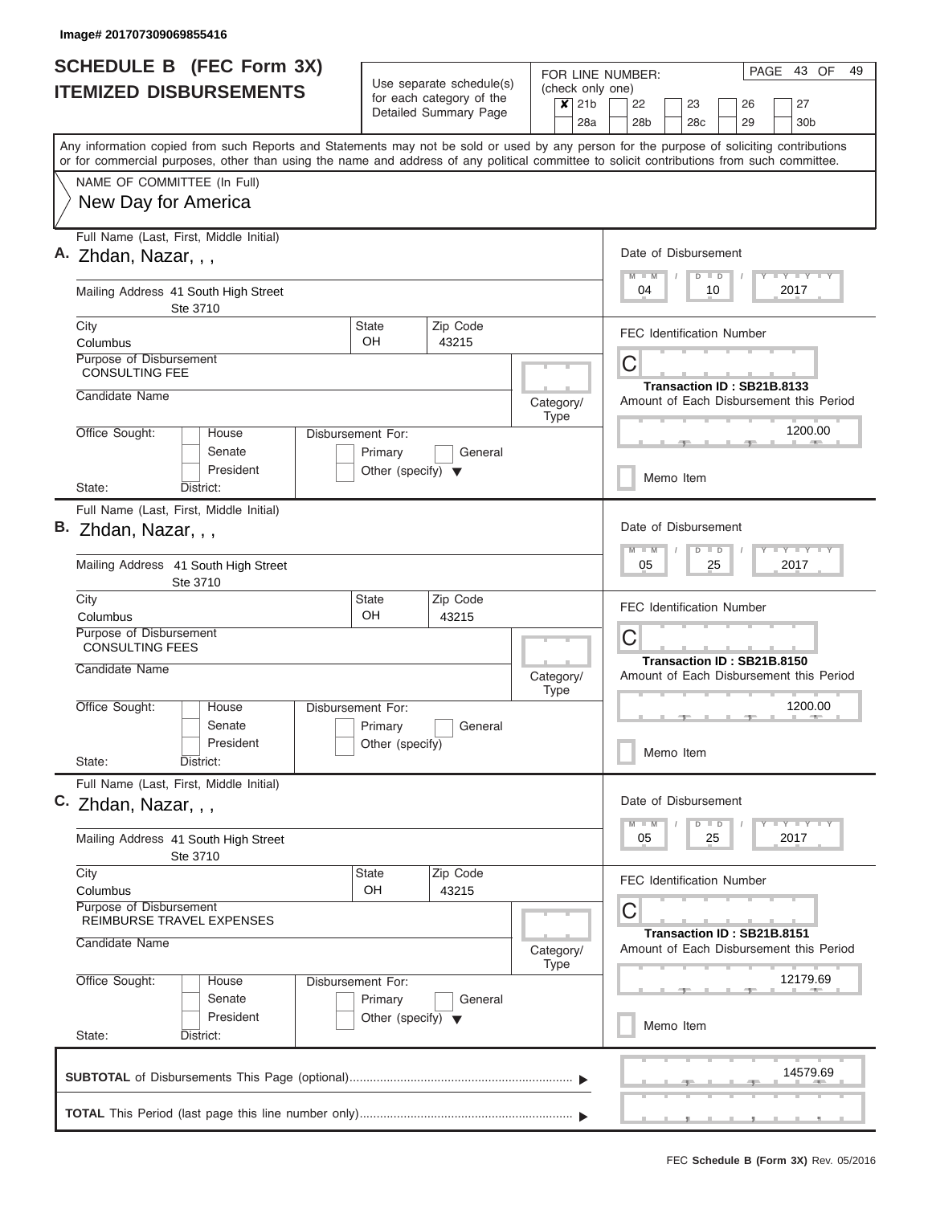Image# 201707309069855416

# SCHEDULE B (FEC Form 3X)
## ITEMIZED DISBURSEMENTS

Use separate schedule(s) for each category of the Detailed Summary Page

FOR LINE NUMBER: (check only one)

- [x] 21b
- [ ] 22
- [ ] 23
- [ ] 26
- [ ] 27
- [ ] 28a
- [ ] 28b
- [ ] 28c
- [ ] 29
- [ ] 30b

PAGE 43 OF 49

Any information copied from such Reports and Statements may not be sold or used by any person for the purpose of soliciting contributions or for commercial purposes, other than using the name and address of any political committee to solicit contributions from such committee.

NAME OF COMMITTEE (In Full)
New Day for America

---

**A.** Full Name (Last, First, Middle Initial): Zhdan, Nazar, , ,

Mailing Address: 41 South High Street, Ste 3710

City: Columbus | State: OH | Zip Code: 43215

Purpose of Disbursement: CONSULTING FEE

Candidate Name:

Category/Type:

Office Sought: House / Senate / President

State: | District:

Disbursement For: Primary / General / Other (specify)

Date of Disbursement: 04 / 10 / 2017

FEC Identification Number: C

Transaction ID : SB21B.8133

Amount of Each Disbursement this Period: 1200.00

Memo Item

---

**B.** Full Name (Last, First, Middle Initial): Zhdan, Nazar, , ,

Mailing Address: 41 South High Street, Ste 3710

City: Columbus | State: OH | Zip Code: 43215

Purpose of Disbursement: CONSULTING FEES

Candidate Name:

Category/Type:

Office Sought: House / Senate / President

State: | District:

Disbursement For: Primary / General / Other (specify)

Date of Disbursement: 05 / 25 / 2017

FEC Identification Number: C

Transaction ID : SB21B.8150

Amount of Each Disbursement this Period: 1200.00

Memo Item

---

**C.** Full Name (Last, First, Middle Initial): Zhdan, Nazar, , ,

Mailing Address: 41 South High Street, Ste 3710

City: Columbus | State: OH | Zip Code: 43215

Purpose of Disbursement: REIMBURSE TRAVEL EXPENSES

Candidate Name:

Category/Type:

Office Sought: House / Senate / President

State: | District:

Disbursement For: Primary / General / Other (specify)

Date of Disbursement: 05 / 25 / 2017

FEC Identification Number: C

Transaction ID : SB21B.8151

Amount of Each Disbursement this Period: 12179.69

Memo Item

---

**SUBTOTAL** of Disbursements This Page (optional): 14579.69

**TOTAL** This Period (last page this line number only):

FEC **Schedule B (Form 3X)** Rev. 05/2016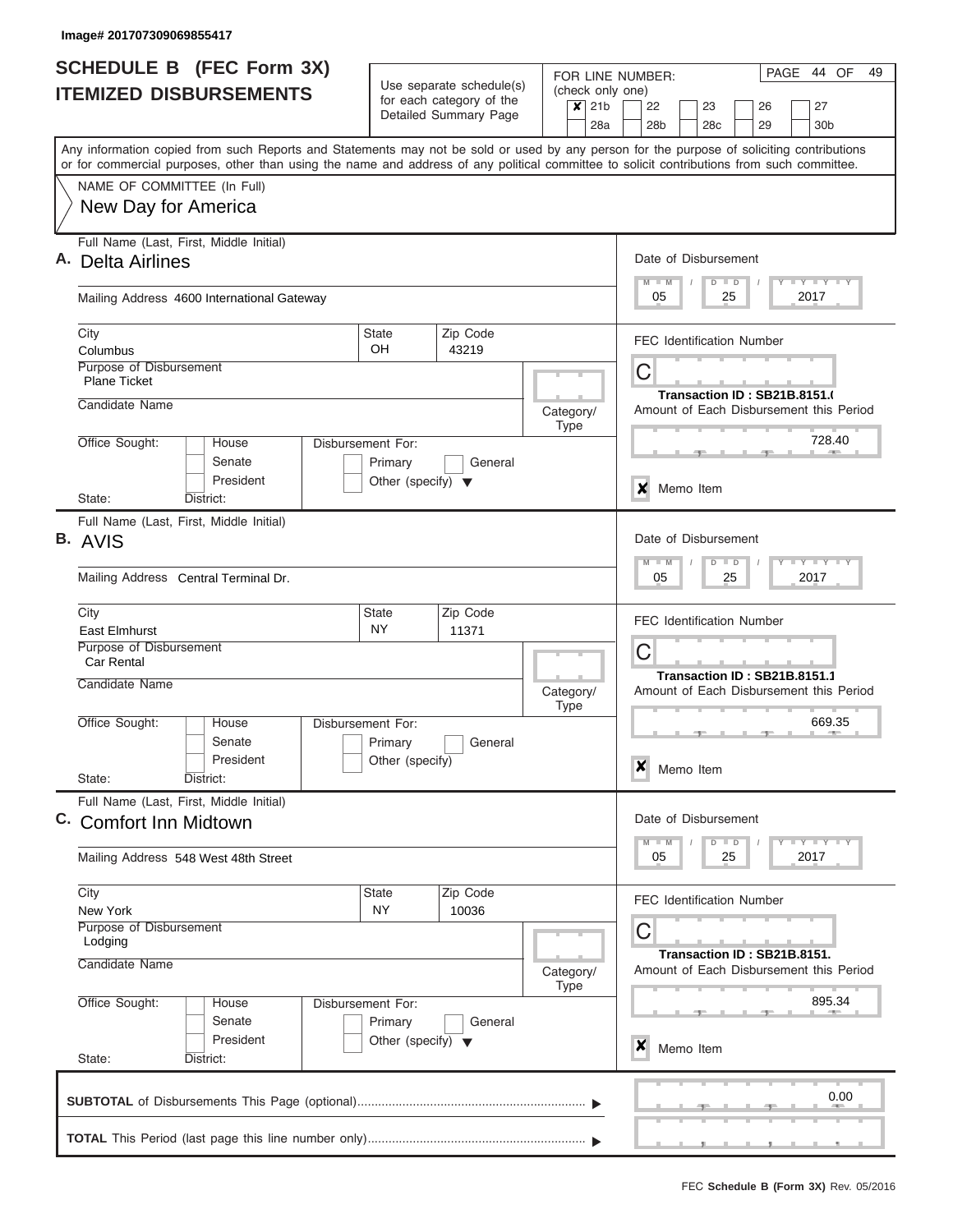Image# 201707309069855417

# SCHEDULE B (FEC Form 3X)
## ITEMIZED DISBURSEMENTS

Use separate schedule(s) for each category of the Detailed Summary Page

FOR LINE NUMBER: (check only one)

- [x] 21b
- [ ] 22
- [ ] 23
- [ ] 26
- [ ] 27
- [ ] 28a
- [ ] 28b
- [ ] 28c
- [ ] 29
- [ ] 30b

Any information copied from such Reports and Statements may not be sold or used by any person for the purpose of soliciting contributions or for commercial purposes, other than using the name and address of any political committee to solicit contributions from such committee.

NAME OF COMMITTEE (In Full)

New Day for America

---

**A.** Full Name (Last, First, Middle Initial): Delta Airlines

Mailing Address: 4600 International Gateway

City: Columbus | State: OH | Zip Code: 43219

Purpose of Disbursement: Plane Ticket

Candidate Name:

Category/Type:

Office Sought: House / Senate / President

State: | District:

Disbursement For: Primary / General / Other (specify)

Date of Disbursement: 05 / 25 / 2017

FEC Identification Number: C

Transaction ID : SB21B.8151.(

Amount of Each Disbursement this Period: 728.40

[x] Memo Item

---

**B.** Full Name (Last, First, Middle Initial): AVIS

Mailing Address: Central Terminal Dr.

City: East Elmhurst | State: NY | Zip Code: 11371

Purpose of Disbursement: Car Rental

Candidate Name:

Category/Type:

Office Sought: House / Senate / President

State: | District:

Disbursement For: Primary / General / Other (specify)

Date of Disbursement: 05 / 25 / 2017

FEC Identification Number: C

Transaction ID : SB21B.8151.1

Amount of Each Disbursement this Period: 669.35

[x] Memo Item

---

**C.** Full Name (Last, First, Middle Initial): Comfort Inn Midtown

Mailing Address: 548 West 48th Street

City: New York | State: NY | Zip Code: 10036

Purpose of Disbursement: Lodging

Candidate Name:

Category/Type:

Office Sought: House / Senate / President

State: | District:

Disbursement For: Primary / General / Other (specify)

Date of Disbursement: 05 / 25 / 2017

FEC Identification Number: C

Transaction ID : SB21B.8151.

Amount of Each Disbursement this Period: 895.34

[x] Memo Item

---

**SUBTOTAL** of Disbursements This Page (optional) ▶ 0.00

**TOTAL** This Period (last page this line number only) ▶

FEC **Schedule B (Form 3X)** Rev. 05/2016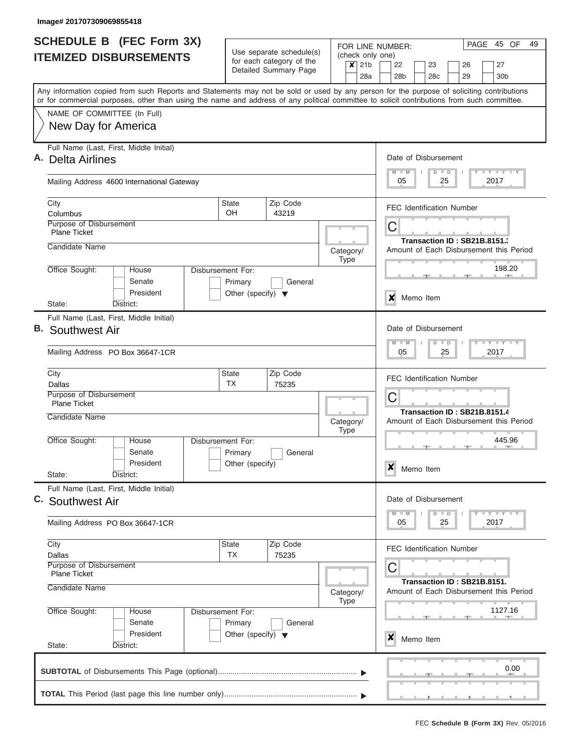Image# 201707309069855418

# SCHEDULE B (FEC Form 3X)
## ITEMIZED DISBURSEMENTS

Use separate schedule(s) for each category of the Detailed Summary Page

FOR LINE NUMBER: (check only one)

- [x] 21b
- [ ] 22
- [ ] 23
- [ ] 26
- [ ] 27
- [ ] 28a
- [ ] 28b
- [ ] 28c
- [ ] 29
- [ ] 30b

PAGE 45 OF 49

Any information copied from such Reports and Statements may not be sold or used by any person for the purpose of soliciting contributions or for commercial purposes, other than using the name and address of any political committee to solicit contributions from such committee.

NAME OF COMMITTEE (In Full)
New Day for America

---

**A.** Full Name (Last, First, Middle Initial): Delta Airlines

Mailing Address: 4600 International Gateway

City: Columbus | State: OH | Zip Code: 43219

Purpose of Disbursement: Plane Ticket

Candidate Name:

Category/Type:

Office Sought: House / Senate / President — State: District:

Disbursement For: Primary / General / Other (specify)

Date of Disbursement: 05 / 25 / 2017

FEC Identification Number: C

Transaction ID : SB21B.8151.3

Amount of Each Disbursement this Period: 198.20

[x] Memo Item

---

**B.** Full Name (Last, First, Middle Initial): Southwest Air

Mailing Address: PO Box 36647-1CR

City: Dallas | State: TX | Zip Code: 75235

Purpose of Disbursement: Plane Ticket

Candidate Name:

Category/Type:

Office Sought: House / Senate / President — State: District:

Disbursement For: Primary / General / Other (specify)

Date of Disbursement: 05 / 25 / 2017

FEC Identification Number: C

Transaction ID : SB21B.8151.4

Amount of Each Disbursement this Period: 445.96

[x] Memo Item

---

**C.** Full Name (Last, First, Middle Initial): Southwest Air

Mailing Address: PO Box 36647-1CR

City: Dallas | State: TX | Zip Code: 75235

Purpose of Disbursement: Plane Ticket

Candidate Name:

Category/Type:

Office Sought: House / Senate / President — State: District:

Disbursement For: Primary / General / Other (specify)

Date of Disbursement: 05 / 25 / 2017

FEC Identification Number: C

Transaction ID : SB21B.8151.

Amount of Each Disbursement this Period: 1127.16

[x] Memo Item

---

**SUBTOTAL** of Disbursements This Page (optional): 0.00

**TOTAL** This Period (last page this line number only):

FEC **Schedule B (Form 3X)** Rev. 05/2016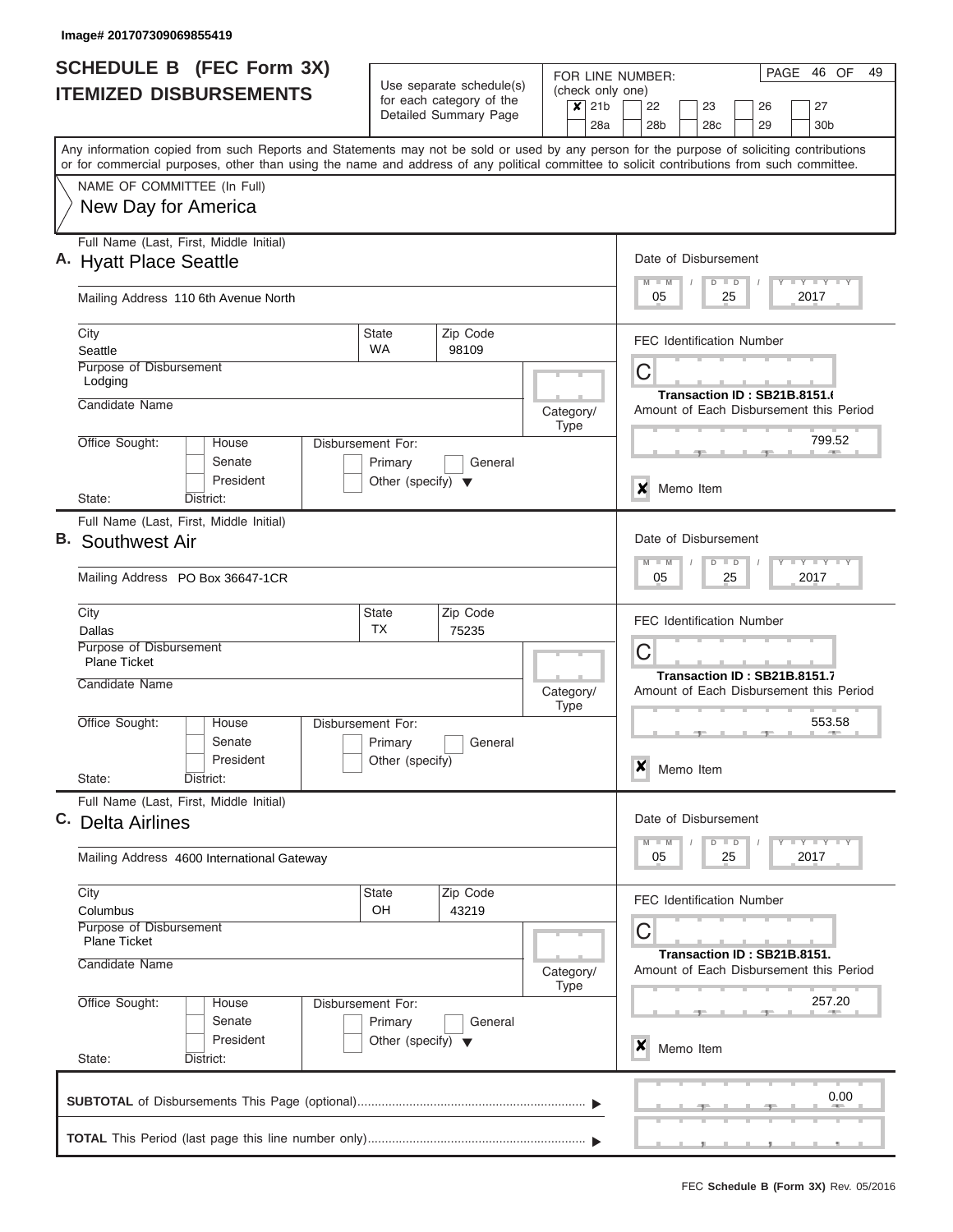Image# 201707309069855419

# SCHEDULE B (FEC Form 3X)
## ITEMIZED DISBURSEMENTS

Use separate schedule(s) for each category of the Detailed Summary Page

FOR LINE NUMBER: (check only one)

- [x] 21b
- [ ] 22
- [ ] 23
- [ ] 26
- [ ] 27
- [ ] 28a
- [ ] 28b
- [ ] 28c
- [ ] 29
- [ ] 30b

Any information copied from such Reports and Statements may not be sold or used by any person for the purpose of soliciting contributions or for commercial purposes, other than using the name and address of any political committee to solicit contributions from such committee.

NAME OF COMMITTEE (In Full)

New Day for America

---

**A.** Full Name (Last, First, Middle Initial): Hyatt Place Seattle

Mailing Address: 110 6th Avenue North

City: Seattle | State: WA | Zip Code: 98109

Purpose of Disbursement: Lodging

Candidate Name:

Category/Type:

Office Sought: House / Senate / President

State: District:

Disbursement For: Primary / General / Other (specify)

Date of Disbursement: 05 / 25 / 2017

FEC Identification Number: C

Transaction ID : SB21B.8151.6

Amount of Each Disbursement this Period: 799.52

[x] Memo Item

---

**B.** Full Name (Last, First, Middle Initial): Southwest Air

Mailing Address: PO Box 36647-1CR

City: Dallas | State: TX | Zip Code: 75235

Purpose of Disbursement: Plane Ticket

Candidate Name:

Category/Type:

Office Sought: House / Senate / President

State: District:

Disbursement For: Primary / General / Other (specify)

Date of Disbursement: 05 / 25 / 2017

FEC Identification Number: C

Transaction ID : SB21B.8151.7

Amount of Each Disbursement this Period: 553.58

[x] Memo Item

---

**C.** Full Name (Last, First, Middle Initial): Delta Airlines

Mailing Address: 4600 International Gateway

City: Columbus | State: OH | Zip Code: 43219

Purpose of Disbursement: Plane Ticket

Candidate Name:

Category/Type:

Office Sought: House / Senate / President

State: District:

Disbursement For: Primary / General / Other (specify)

Date of Disbursement: 05 / 25 / 2017

FEC Identification Number: C

Transaction ID : SB21B.8151.

Amount of Each Disbursement this Period: 257.20

[x] Memo Item

---

**SUBTOTAL** of Disbursements This Page (optional): 0.00

**TOTAL** This Period (last page this line number only):

FEC **Schedule B (Form 3X)** Rev. 05/2016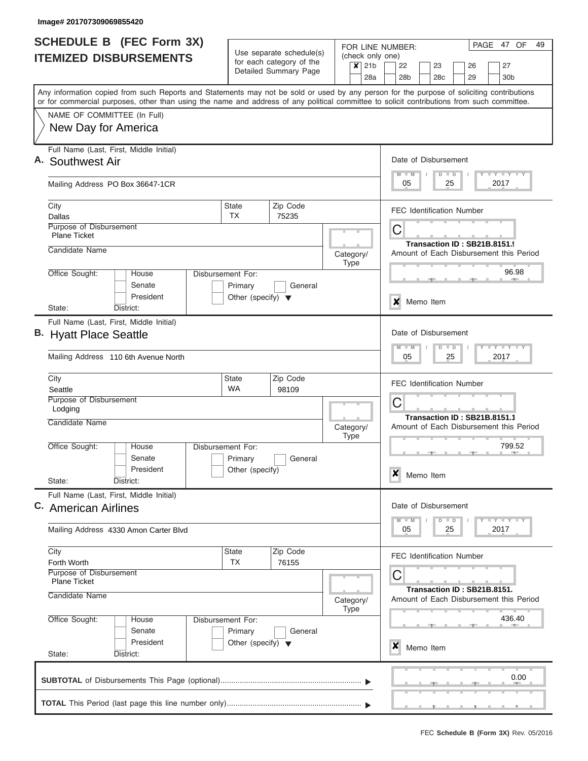Image# 201707309069855420

# SCHEDULE B (FEC Form 3X) ITEMIZED DISBURSEMENTS

Use separate schedule(s) for each category of the Detailed Summary Page

FOR LINE NUMBER: (check only one)

- [x] 21b
- [ ] 22
- [ ] 23
- [ ] 26
- [ ] 27
- [ ] 28a
- [ ] 28b
- [ ] 28c
- [ ] 29
- [ ] 30b

PAGE 47 OF 49

Any information copied from such Reports and Statements may not be sold or used by any person for the purpose of soliciting contributions or for commercial purposes, other than using the name and address of any political committee to solicit contributions from such committee.

NAME OF COMMITTEE (In Full)

New Day for America

## A.

Full Name (Last, First, Middle Initial): Southwest Air

Mailing Address: PO Box 36647-1CR

City: Dallas | State: TX | Zip Code: 75235

Purpose of Disbursement: Plane Ticket

Candidate Name:

Category/Type:

Office Sought: House / Senate / President

Disbursement For: Primary / General / Other (specify)

State: District:

Date of Disbursement: 05 / 25 / 2017

FEC Identification Number: C

Transaction ID : SB21B.8151.9

Amount of Each Disbursement this Period: 96.98

[x] Memo Item

## B.

Full Name (Last, First, Middle Initial): Hyatt Place Seattle

Mailing Address: 110 6th Avenue North

City: Seattle | State: WA | Zip Code: 98109

Purpose of Disbursement: Lodging

Candidate Name:

Category/Type:

Office Sought: House / Senate / President

Disbursement For: Primary / General / Other (specify)

State: District:

Date of Disbursement: 05 / 25 / 2017

FEC Identification Number: C

Transaction ID : SB21B.8151.1

Amount of Each Disbursement this Period: 799.52

[x] Memo Item

## C.

Full Name (Last, First, Middle Initial): American Airlines

Mailing Address: 4330 Amon Carter Blvd

City: Forth Worth | State: TX | Zip Code: 76155

Purpose of Disbursement: Plane Ticket

Candidate Name:

Category/Type:

Office Sought: House / Senate / President

Disbursement For: Primary / General / Other (specify)

State: District:

Date of Disbursement: 05 / 25 / 2017

FEC Identification Number: C

Transaction ID : SB21B.8151.

Amount of Each Disbursement this Period: 436.40

[x] Memo Item

**SUBTOTAL** of Disbursements This Page (optional): 0.00

**TOTAL** This Period (last page this line number only):

FEC **Schedule B (Form 3X)** Rev. 05/2016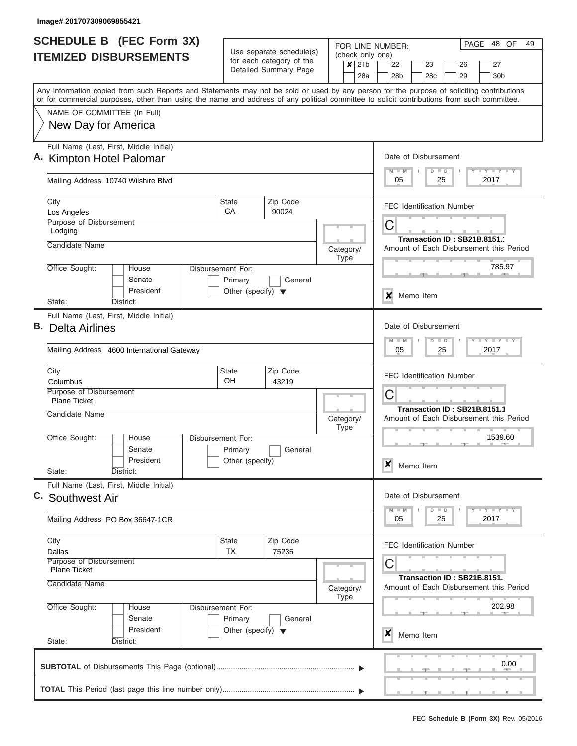Image# 201707309069855421

# SCHEDULE B (FEC Form 3X)
## ITEMIZED DISBURSEMENTS

Use separate schedule(s) for each category of the Detailed Summary Page

FOR LINE NUMBER: (check only one)

☒ 21b ☐ 22 ☐ 23 ☐ 26 ☐ 27
☐ 28a ☐ 28b ☐ 28c ☐ 29 ☐ 30b

PAGE 48 OF 49

Any information copied from such Reports and Statements may not be sold or used by any person for the purpose of soliciting contributions or for commercial purposes, other than using the name and address of any political committee to solicit contributions from such committee.

NAME OF COMMITTEE (In Full)
New Day for America

---

**A.** Full Name (Last, First, Middle Initial): Kimpton Hotel Palomar

Mailing Address: 10740 Wilshire Blvd

City: Los Angeles | State: CA | Zip Code: 90024

Purpose of Disbursement: Lodging

Candidate Name:

Category/Type:

Office Sought: ☐ House ☐ Senate ☐ President

State: District:

Disbursement For: ☐ Primary ☐ General ☐ Other (specify)

Date of Disbursement: 05 / 25 / 2017

FEC Identification Number: C

Transaction ID : SB21B.8151.:

Amount of Each Disbursement this Period: 785.97

☒ Memo Item

---

**B.** Full Name (Last, First, Middle Initial): Delta Airlines

Mailing Address: 4600 International Gateway

City: Columbus | State: OH | Zip Code: 43219

Purpose of Disbursement: Plane Ticket

Candidate Name:

Category/Type:

Office Sought: ☐ House ☐ Senate ☐ President

State: District:

Disbursement For: ☐ Primary ☐ General ☐ Other (specify)

Date of Disbursement: 05 / 25 / 2017

FEC Identification Number: C

Transaction ID : SB21B.8151.1

Amount of Each Disbursement this Period: 1539.60

☒ Memo Item

---

**C.** Full Name (Last, First, Middle Initial): Southwest Air

Mailing Address: PO Box 36647-1CR

City: Dallas | State: TX | Zip Code: 75235

Purpose of Disbursement: Plane Ticket

Candidate Name:

Category/Type:

Office Sought: ☐ House ☐ Senate ☐ President

State: District:

Disbursement For: ☐ Primary ☐ General ☐ Other (specify)

Date of Disbursement: 05 / 25 / 2017

FEC Identification Number: C

Transaction ID : SB21B.8151.

Amount of Each Disbursement this Period: 202.98

☒ Memo Item

---

**SUBTOTAL** of Disbursements This Page (optional) ........ 0.00

**TOTAL** This Period (last page this line number only) ........

FEC **Schedule B (Form 3X)** Rev. 05/2016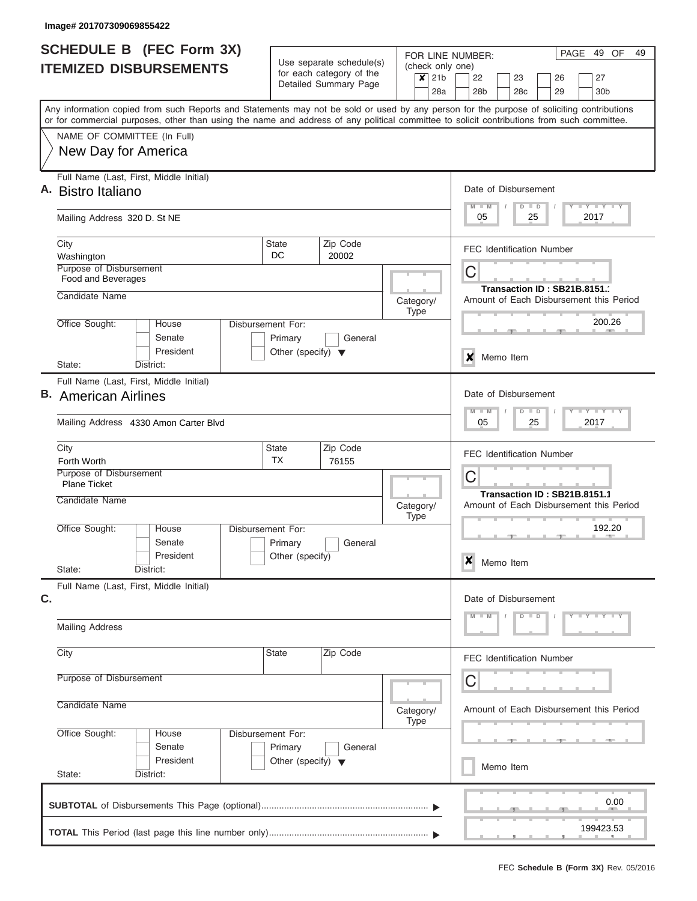Image# 201707309069855422

# SCHEDULE B (FEC Form 3X) ITEMIZED DISBURSEMENTS

Use separate schedule(s) for each category of the Detailed Summary Page

FOR LINE NUMBER: (check only one)

☒ 21b ☐ 22 ☐ 23 ☐ 26 ☐ 27
☐ 28a ☐ 28b ☐ 28c ☐ 29 ☐ 30b

PAGE 49 OF 49

Any information copied from such Reports and Statements may not be sold or used by any person for the purpose of soliciting contributions or for commercial purposes, other than using the name and address of any political committee to solicit contributions from such committee.

NAME OF COMMITTEE (In Full)
New Day for America

## A.

Full Name (Last, First, Middle Initial): Bistro Italiano

Mailing Address: 320 D. St NE

City: Washington
State: DC
Zip Code: 20002

Purpose of Disbursement: Food and Beverages

Candidate Name:

Category/Type:

Office Sought: ☐ House ☐ Senate ☐ President

State: District:

Disbursement For: ☐ Primary ☐ General ☐ Other (specify)

Date of Disbursement: 05 / 25 / 2017

FEC Identification Number: C

Transaction ID : SB21B.8151.1

Amount of Each Disbursement this Period: 200.26

☒ Memo Item

## B.

Full Name (Last, First, Middle Initial): American Airlines

Mailing Address: 4330 Amon Carter Blvd

City: Forth Worth
State: TX
Zip Code: 76155

Purpose of Disbursement: Plane Ticket

Candidate Name:

Category/Type:

Office Sought: ☐ House ☐ Senate ☐ President

State: District:

Disbursement For: ☐ Primary ☐ General ☐ Other (specify)

Date of Disbursement: 05 / 25 / 2017

FEC Identification Number: C

Transaction ID : SB21B.8151.1

Amount of Each Disbursement this Period: 192.20

☒ Memo Item

## C.

Full Name (Last, First, Middle Initial):

Mailing Address:

City: State: Zip Code:

Purpose of Disbursement:

Candidate Name:

Category/Type:

Office Sought: ☐ House ☐ Senate ☐ President

State: District:

Disbursement For: ☐ Primary ☐ General ☐ Other (specify)

Date of Disbursement: M M / D D / Y Y Y Y

FEC Identification Number: C

Amount of Each Disbursement this Period:

☐ Memo Item

**SUBTOTAL** of Disbursements This Page (optional): 0.00

**TOTAL** This Period (last page this line number only): 199423.53

FEC **Schedule B (Form 3X)** Rev. 05/2016